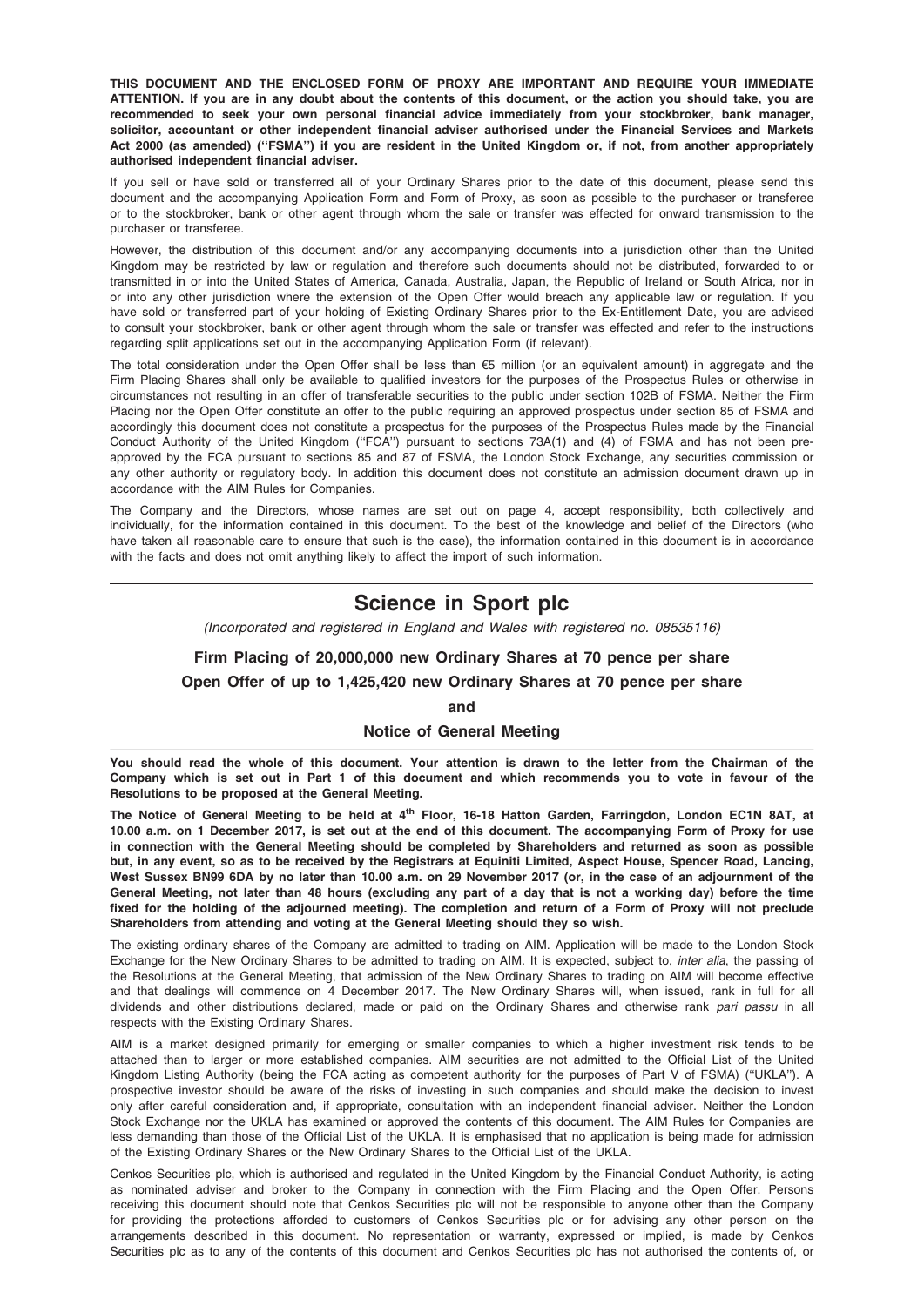**THIS DOCUMENT AND THE ENCLOSED FORM OF PROXY ARE IMPORTANT AND REQUIRE YOUR IMMEDIATE ATTENTION. If you are in any doubt about the contents of this document, or the action you should take, you are recommended to seek your own personal financial advice immediately from your stockbroker, bank manager, solicitor, accountant or other independent financial adviser authorised under the Financial Services and Markets Act 2000 (as amended) (''FSMA'') if you are resident in the United Kingdom or, if not, from another appropriately authorised independent financial adviser.**

If you sell or have sold or transferred all of your Ordinary Shares prior to the date of this document, please send this document and the accompanying Application Form and Form of Proxy, as soon as possible to the purchaser or transferee or to the stockbroker, bank or other agent through whom the sale or transfer was effected for onward transmission to the purchaser or transferee.

However, the distribution of this document and/or any accompanying documents into a jurisdiction other than the United Kingdom may be restricted by law or regulation and therefore such documents should not be distributed, forwarded to or transmitted in or into the United States of America, Canada, Australia, Japan, the Republic of Ireland or South Africa, nor in or into any other jurisdiction where the extension of the Open Offer would breach any applicable law or regulation. If you have sold or transferred part of your holding of Existing Ordinary Shares prior to the Ex-Entitlement Date, you are advised to consult your stockbroker, bank or other agent through whom the sale or transfer was effected and refer to the instructions regarding split applications set out in the accompanying Application Form (if relevant).

The total consideration under the Open Offer shall be less than €5 million (or an equivalent amount) in aggregate and the Firm Placing Shares shall only be available to qualified investors for the purposes of the Prospectus Rules or otherwise in circumstances not resulting in an offer of transferable securities to the public under section 102B of FSMA. Neither the Firm Placing nor the Open Offer constitute an offer to the public requiring an approved prospectus under section 85 of FSMA and accordingly this document does not constitute a prospectus for the purposes of the Prospectus Rules made by the Financial Conduct Authority of the United Kingdom (''FCA'') pursuant to sections 73A(1) and (4) of FSMA and has not been pre-approved by the FCA pursuant to sections 85 and 87 of FSMA, the London Stock Exchange, any securities commission or any other authority or regulatory body. In addition this document does not constitute an admission document drawn up in accordance with the AIM Rules for Companies.

The Company and the Directors, whose names are set out on page 4, accept responsibility, both collectively and individually, for the information contained in this document. To the best of the knowledge and belief of the Directors (who have taken all reasonable care to ensure that such is the case), the information contained in this document is in accordance with the facts and does not omit anything likely to affect the import of such information.

---

# Science in Sport plc

*(Incorporated and registered in England and Wales with registered no. 08535116)*

## Firm Placing of 20,000,000 new Ordinary Shares at 70 pence per share

## Open Offer of up to 1,425,420 new Ordinary Shares at 70 pence per share

## and

## Notice of General Meeting

**You should read the whole of this document. Your attention is drawn to the letter from the Chairman of the Company which is set out in Part 1 of this document and which recommends you to vote in favour of the Resolutions to be proposed at the General Meeting.**

**The Notice of General Meeting to be held at 4th Floor, 16-18 Hatton Garden, Farringdon, London EC1N 8AT, at 10.00 a.m. on 1 December 2017, is set out at the end of this document. The accompanying Form of Proxy for use in connection with the General Meeting should be completed by Shareholders and returned as soon as possible but, in any event, so as to be received by the Registrars at Equiniti Limited, Aspect House, Spencer Road, Lancing, West Sussex BN99 6DA by no later than 10.00 a.m. on 29 November 2017 (or, in the case of an adjournment of the General Meeting, not later than 48 hours (excluding any part of a day that is not a working day) before the time fixed for the holding of the adjourned meeting). The completion and return of a Form of Proxy will not preclude Shareholders from attending and voting at the General Meeting should they so wish.**

The existing ordinary shares of the Company are admitted to trading on AIM. Application will be made to the London Stock Exchange for the New Ordinary Shares to be admitted to trading on AIM. It is expected, subject to, *inter alia*, the passing of the Resolutions at the General Meeting, that admission of the New Ordinary Shares to trading on AIM will become effective and that dealings will commence on 4 December 2017. The New Ordinary Shares will, when issued, rank in full for all dividends and other distributions declared, made or paid on the Ordinary Shares and otherwise rank *pari passu* in all respects with the Existing Ordinary Shares.

AIM is a market designed primarily for emerging or smaller companies to which a higher investment risk tends to be attached than to larger or more established companies. AIM securities are not admitted to the Official List of the United Kingdom Listing Authority (being the FCA acting as competent authority for the purposes of Part V of FSMA) (''UKLA''). A prospective investor should be aware of the risks of investing in such companies and should make the decision to invest only after careful consideration and, if appropriate, consultation with an independent financial adviser. Neither the London Stock Exchange nor the UKLA has examined or approved the contents of this document. The AIM Rules for Companies are less demanding than those of the Official List of the UKLA. It is emphasised that no application is being made for admission of the Existing Ordinary Shares or the New Ordinary Shares to the Official List of the UKLA.

Cenkos Securities plc, which is authorised and regulated in the United Kingdom by the Financial Conduct Authority, is acting as nominated adviser and broker to the Company in connection with the Firm Placing and the Open Offer. Persons receiving this document should note that Cenkos Securities plc will not be responsible to anyone other than the Company for providing the protections afforded to customers of Cenkos Securities plc or for advising any other person on the arrangements described in this document. No representation or warranty, expressed or implied, is made by Cenkos Securities plc as to any of the contents of this document and Cenkos Securities plc has not authorised the contents of, or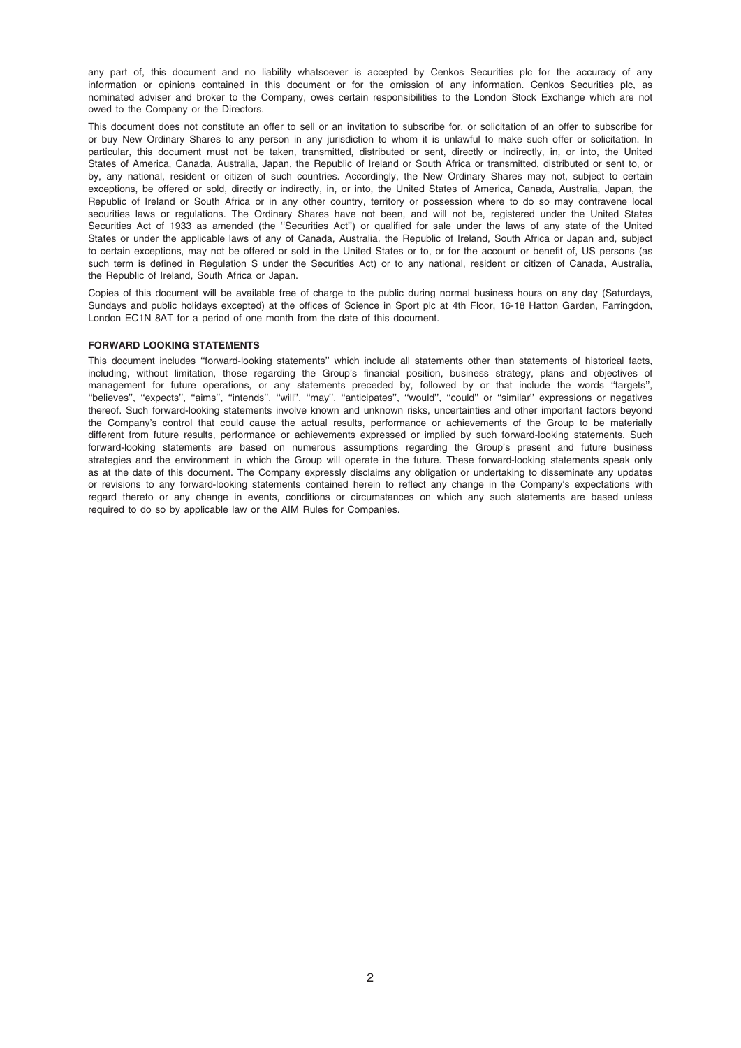any part of, this document and no liability whatsoever is accepted by Cenkos Securities plc for the accuracy of any information or opinions contained in this document or for the omission of any information. Cenkos Securities plc, as nominated adviser and broker to the Company, owes certain responsibilities to the London Stock Exchange which are not owed to the Company or the Directors.

This document does not constitute an offer to sell or an invitation to subscribe for, or solicitation of an offer to subscribe for or buy New Ordinary Shares to any person in any jurisdiction to whom it is unlawful to make such offer or solicitation. In particular, this document must not be taken, transmitted, distributed or sent, directly or indirectly, in, or into, the United States of America, Canada, Australia, Japan, the Republic of Ireland or South Africa or transmitted, distributed or sent to, or by, any national, resident or citizen of such countries. Accordingly, the New Ordinary Shares may not, subject to certain exceptions, be offered or sold, directly or indirectly, in, or into, the United States of America, Canada, Australia, Japan, the Republic of Ireland or South Africa or in any other country, territory or possession where to do so may contravene local securities laws or regulations. The Ordinary Shares have not been, and will not be, registered under the United States Securities Act of 1933 as amended (the ''Securities Act'') or qualified for sale under the laws of any state of the United States or under the applicable laws of any of Canada, Australia, the Republic of Ireland, South Africa or Japan and, subject to certain exceptions, may not be offered or sold in the United States or to, or for the account or benefit of, US persons (as such term is defined in Regulation S under the Securities Act) or to any national, resident or citizen of Canada, Australia, the Republic of Ireland, South Africa or Japan.

Copies of this document will be available free of charge to the public during normal business hours on any day (Saturdays, Sundays and public holidays excepted) at the offices of Science in Sport plc at 4th Floor, 16-18 Hatton Garden, Farringdon, London EC1N 8AT for a period of one month from the date of this document.

**FORWARD LOOKING STATEMENTS**

This document includes ''forward-looking statements'' which include all statements other than statements of historical facts, including, without limitation, those regarding the Group's financial position, business strategy, plans and objectives of management for future operations, or any statements preceded by, followed by or that include the words ''targets'', ''believes'', ''expects'', ''aims'', ''intends'', ''will'', ''may'', ''anticipates'', ''would'', ''could'' or ''similar'' expressions or negatives thereof. Such forward-looking statements involve known and unknown risks, uncertainties and other important factors beyond the Company's control that could cause the actual results, performance or achievements of the Group to be materially different from future results, performance or achievements expressed or implied by such forward-looking statements. Such forward-looking statements are based on numerous assumptions regarding the Group's present and future business strategies and the environment in which the Group will operate in the future. These forward-looking statements speak only as at the date of this document. The Company expressly disclaims any obligation or undertaking to disseminate any updates or revisions to any forward-looking statements contained herein to reflect any change in the Company's expectations with regard thereto or any change in events, conditions or circumstances on which any such statements are based unless required to do so by applicable law or the AIM Rules for Companies.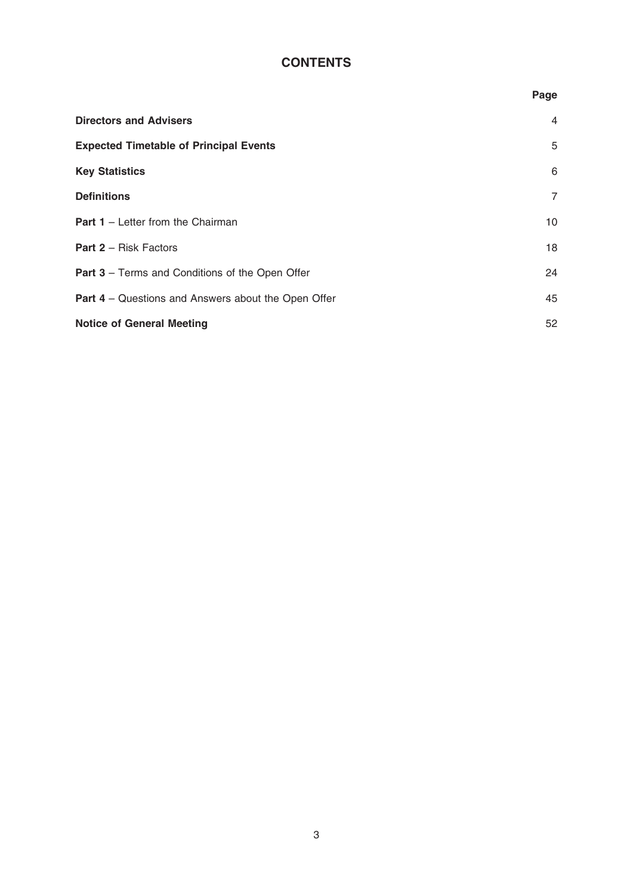# CONTENTS

| | Page |
| --- | --- |
| **Directors and Advisers** | 4 |
| **Expected Timetable of Principal Events** | 5 |
| **Key Statistics** | 6 |
| **Definitions** | 7 |
| **Part 1** – Letter from the Chairman | 10 |
| **Part 2** – Risk Factors | 18 |
| **Part 3** – Terms and Conditions of the Open Offer | 24 |
| **Part 4** – Questions and Answers about the Open Offer | 45 |
| **Notice of General Meeting** | 52 |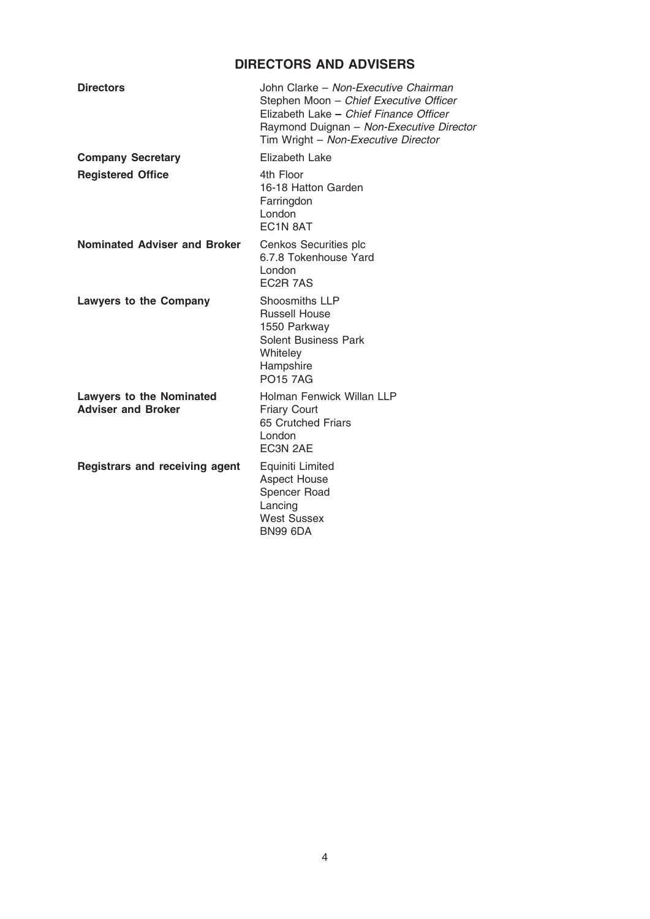# DIRECTORS AND ADVISERS

| | |
|---|---|
| **Directors** | John Clarke – *Non-Executive Chairman*<br>Stephen Moon – *Chief Executive Officer*<br>Elizabeth Lake – *Chief Finance Officer*<br>Raymond Duignan – *Non-Executive Director*<br>Tim Wright – *Non-Executive Director* |
| **Company Secretary** | Elizabeth Lake |
| **Registered Office** | 4th Floor<br>16-18 Hatton Garden<br>Farringdon<br>London<br>EC1N 8AT |
| **Nominated Adviser and Broker** | Cenkos Securities plc<br>6.7.8 Tokenhouse Yard<br>London<br>EC2R 7AS |
| **Lawyers to the Company** | Shoosmiths LLP<br>Russell House<br>1550 Parkway<br>Solent Business Park<br>Whiteley<br>Hampshire<br>PO15 7AG |
| **Lawyers to the Nominated Adviser and Broker** | Holman Fenwick Willan LLP<br>Friary Court<br>65 Crutched Friars<br>London<br>EC3N 2AE |
| **Registrars and receiving agent** | Equiniti Limited<br>Aspect House<br>Spencer Road<br>Lancing<br>West Sussex<br>BN99 6DA |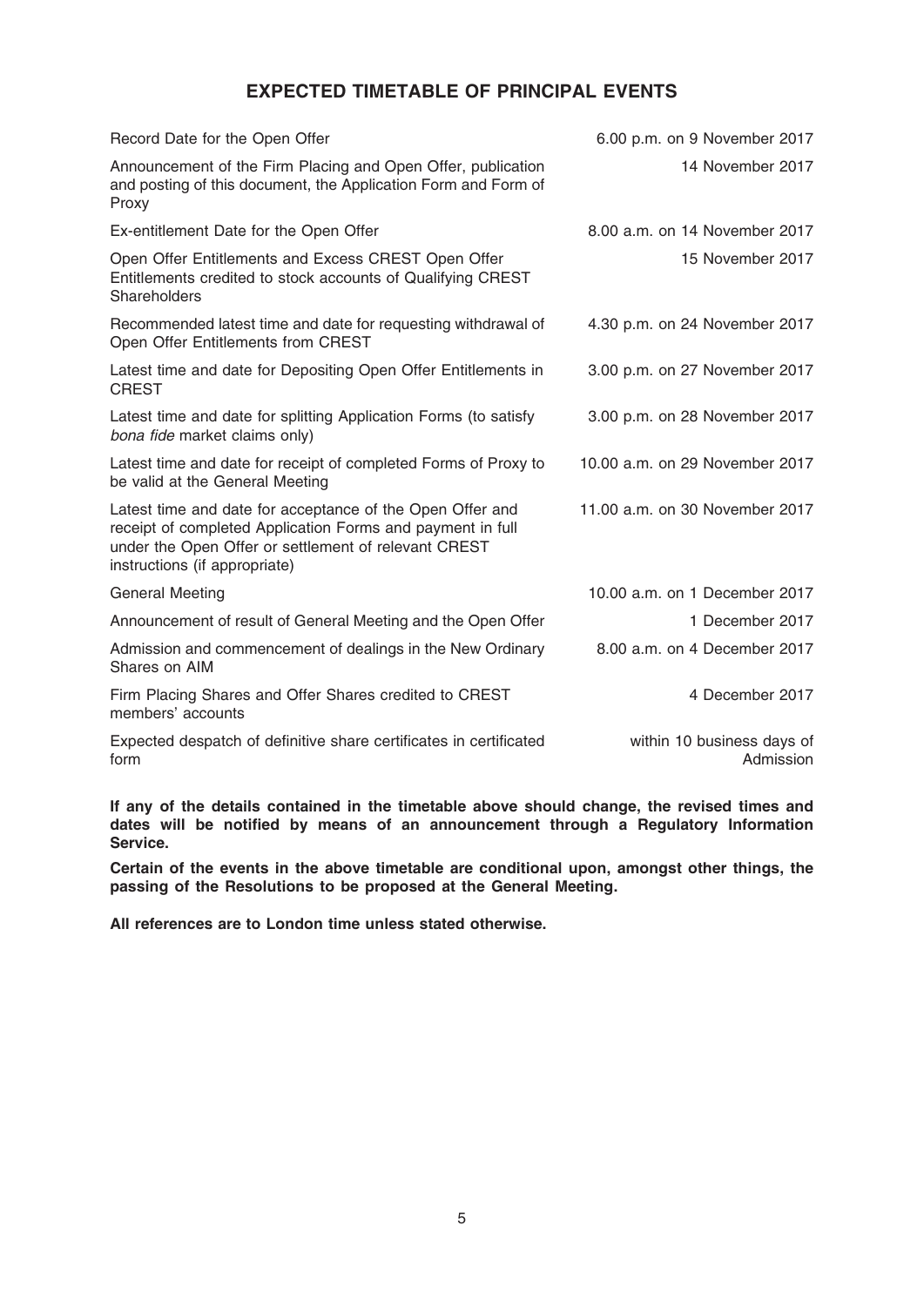# EXPECTED TIMETABLE OF PRINCIPAL EVENTS

| | |
|---|---|
| Record Date for the Open Offer | 6.00 p.m. on 9 November 2017 |
| Announcement of the Firm Placing and Open Offer, publication and posting of this document, the Application Form and Form of Proxy | 14 November 2017 |
| Ex-entitlement Date for the Open Offer | 8.00 a.m. on 14 November 2017 |
| Open Offer Entitlements and Excess CREST Open Offer Entitlements credited to stock accounts of Qualifying CREST Shareholders | 15 November 2017 |
| Recommended latest time and date for requesting withdrawal of Open Offer Entitlements from CREST | 4.30 p.m. on 24 November 2017 |
| Latest time and date for Depositing Open Offer Entitlements in CREST | 3.00 p.m. on 27 November 2017 |
| Latest time and date for splitting Application Forms (to satisfy *bona fide* market claims only) | 3.00 p.m. on 28 November 2017 |
| Latest time and date for receipt of completed Forms of Proxy to be valid at the General Meeting | 10.00 a.m. on 29 November 2017 |
| Latest time and date for acceptance of the Open Offer and receipt of completed Application Forms and payment in full under the Open Offer or settlement of relevant CREST instructions (if appropriate) | 11.00 a.m. on 30 November 2017 |
| General Meeting | 10.00 a.m. on 1 December 2017 |
| Announcement of result of General Meeting and the Open Offer | 1 December 2017 |
| Admission and commencement of dealings in the New Ordinary Shares on AIM | 8.00 a.m. on 4 December 2017 |
| Firm Placing Shares and Offer Shares credited to CREST members' accounts | 4 December 2017 |
| Expected despatch of definitive share certificates in certificated form | within 10 business days of Admission |

**If any of the details contained in the timetable above should change, the revised times and dates will be notified by means of an announcement through a Regulatory Information Service.**

**Certain of the events in the above timetable are conditional upon, amongst other things, the passing of the Resolutions to be proposed at the General Meeting.**

**All references are to London time unless stated otherwise.**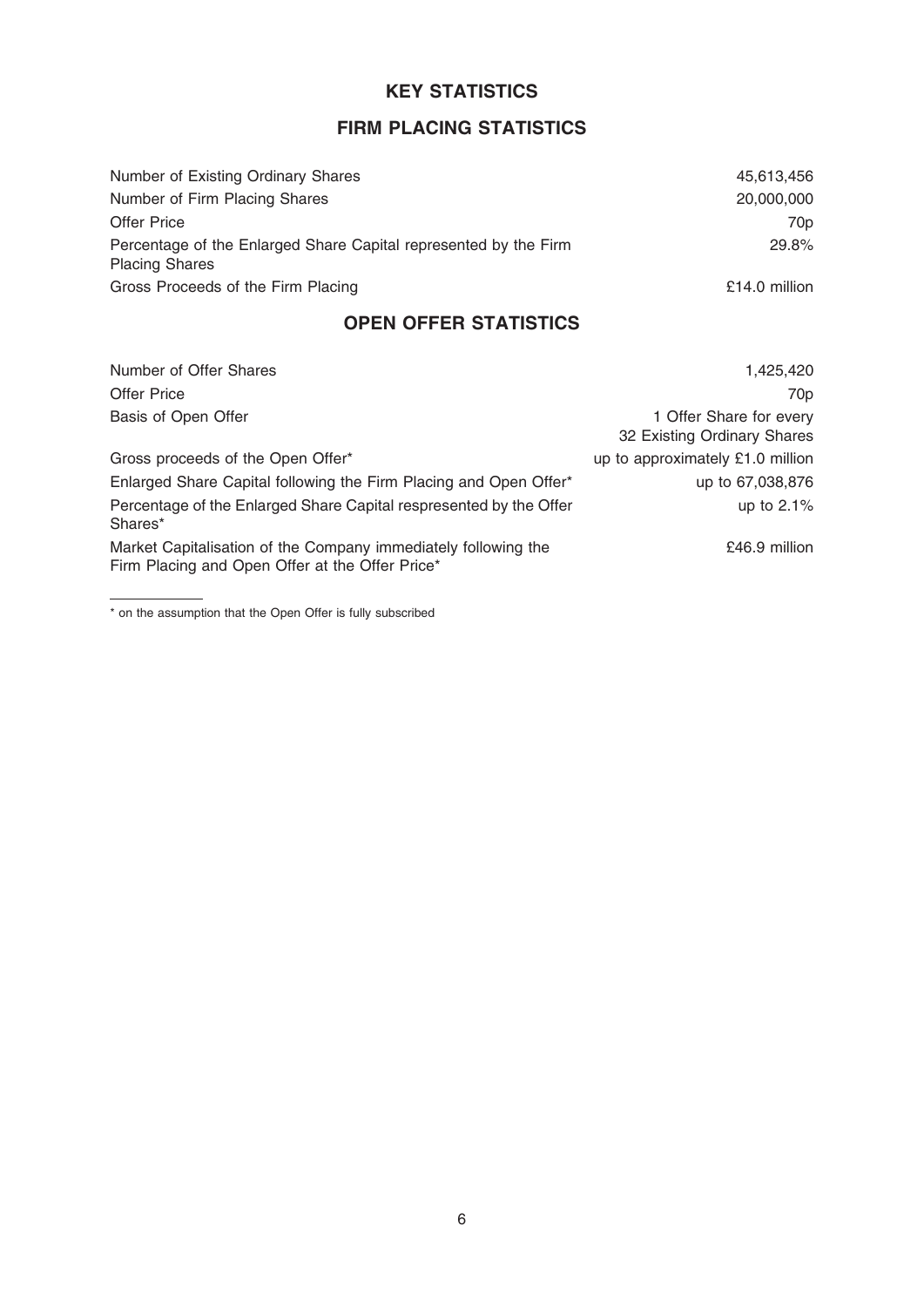# KEY STATISTICS

## FIRM PLACING STATISTICS

| | |
|---|---|
| Number of Existing Ordinary Shares | 45,613,456 |
| Number of Firm Placing Shares | 20,000,000 |
| Offer Price | 70p |
| Percentage of the Enlarged Share Capital represented by the Firm Placing Shares | 29.8% |
| Gross Proceeds of the Firm Placing | £14.0 million |

## OPEN OFFER STATISTICS

| | |
|---|---|
| Number of Offer Shares | 1,425,420 |
| Offer Price | 70p |
| Basis of Open Offer | 1 Offer Share for every 32 Existing Ordinary Shares |
| Gross proceeds of the Open Offer* | up to approximately £1.0 million |
| Enlarged Share Capital following the Firm Placing and Open Offer* | up to 67,038,876 |
| Percentage of the Enlarged Share Capital respresented by the Offer Shares* | up to 2.1% |
| Market Capitalisation of the Company immediately following the Firm Placing and Open Offer at the Offer Price* | £46.9 million |

* on the assumption that the Open Offer is fully subscribed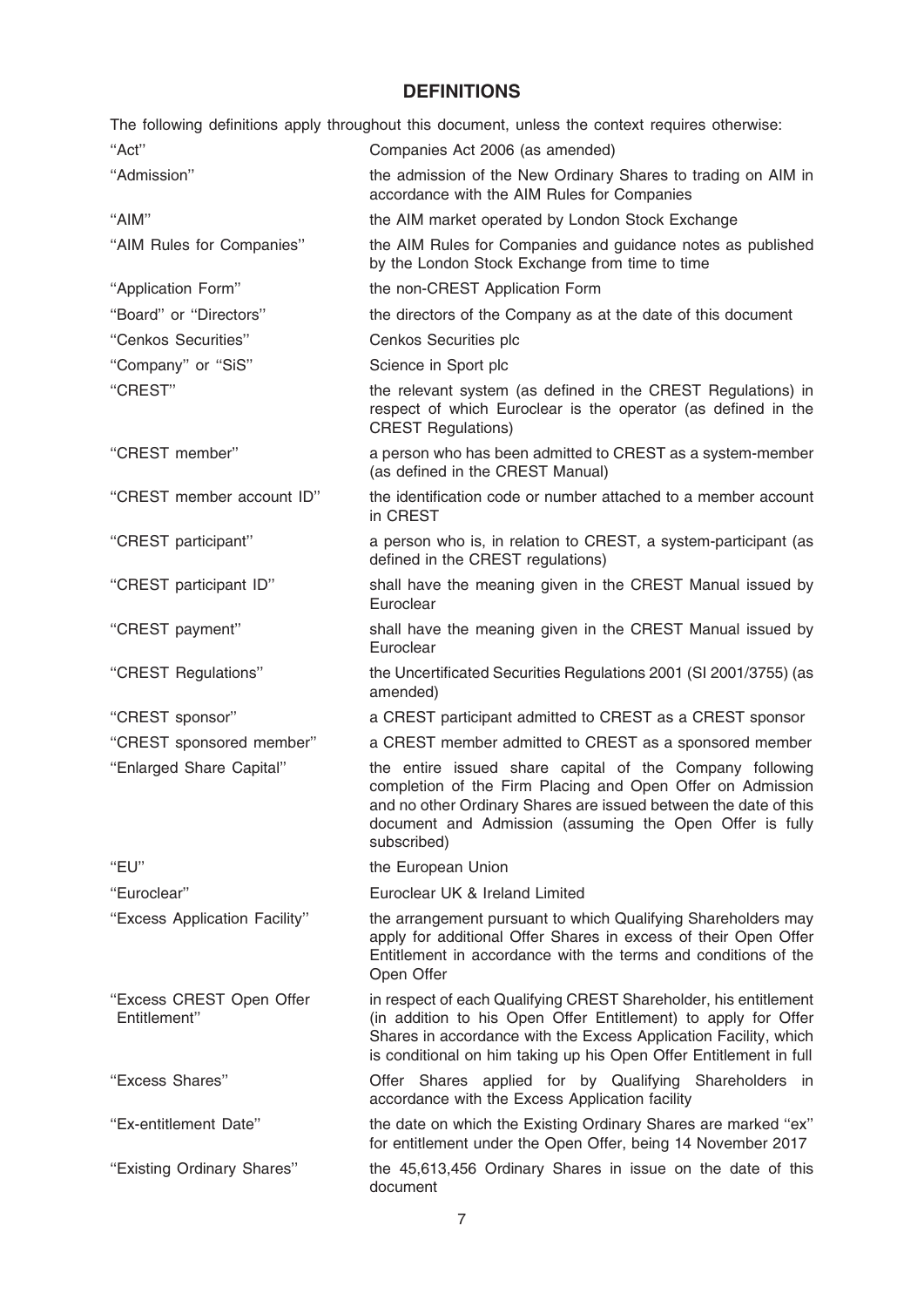## DEFINITIONS

The following definitions apply throughout this document, unless the context requires otherwise:

| | |
|---|---|
| "Act" | Companies Act 2006 (as amended) |
| "Admission" | the admission of the New Ordinary Shares to trading on AIM in accordance with the AIM Rules for Companies |
| "AIM" | the AIM market operated by London Stock Exchange |
| "AIM Rules for Companies" | the AIM Rules for Companies and guidance notes as published by the London Stock Exchange from time to time |
| "Application Form" | the non-CREST Application Form |
| "Board" or "Directors" | the directors of the Company as at the date of this document |
| "Cenkos Securities" | Cenkos Securities plc |
| "Company" or "SiS" | Science in Sport plc |
| "CREST" | the relevant system (as defined in the CREST Regulations) in respect of which Euroclear is the operator (as defined in the CREST Regulations) |
| "CREST member" | a person who has been admitted to CREST as a system-member (as defined in the CREST Manual) |
| "CREST member account ID" | the identification code or number attached to a member account in CREST |
| "CREST participant" | a person who is, in relation to CREST, a system-participant (as defined in the CREST regulations) |
| "CREST participant ID" | shall have the meaning given in the CREST Manual issued by Euroclear |
| "CREST payment" | shall have the meaning given in the CREST Manual issued by Euroclear |
| "CREST Regulations" | the Uncertificated Securities Regulations 2001 (SI 2001/3755) (as amended) |
| "CREST sponsor" | a CREST participant admitted to CREST as a CREST sponsor |
| "CREST sponsored member" | a CREST member admitted to CREST as a sponsored member |
| "Enlarged Share Capital" | the entire issued share capital of the Company following completion of the Firm Placing and Open Offer on Admission and no other Ordinary Shares are issued between the date of this document and Admission (assuming the Open Offer is fully subscribed) |
| "EU" | the European Union |
| "Euroclear" | Euroclear UK & Ireland Limited |
| "Excess Application Facility" | the arrangement pursuant to which Qualifying Shareholders may apply for additional Offer Shares in excess of their Open Offer Entitlement in accordance with the terms and conditions of the Open Offer |
| "Excess CREST Open Offer Entitlement" | in respect of each Qualifying CREST Shareholder, his entitlement (in addition to his Open Offer Entitlement) to apply for Offer Shares in accordance with the Excess Application Facility, which is conditional on him taking up his Open Offer Entitlement in full |
| "Excess Shares" | Offer Shares applied for by Qualifying Shareholders in accordance with the Excess Application facility |
| "Ex-entitlement Date" | the date on which the Existing Ordinary Shares are marked "ex" for entitlement under the Open Offer, being 14 November 2017 |
| "Existing Ordinary Shares" | the 45,613,456 Ordinary Shares in issue on the date of this document |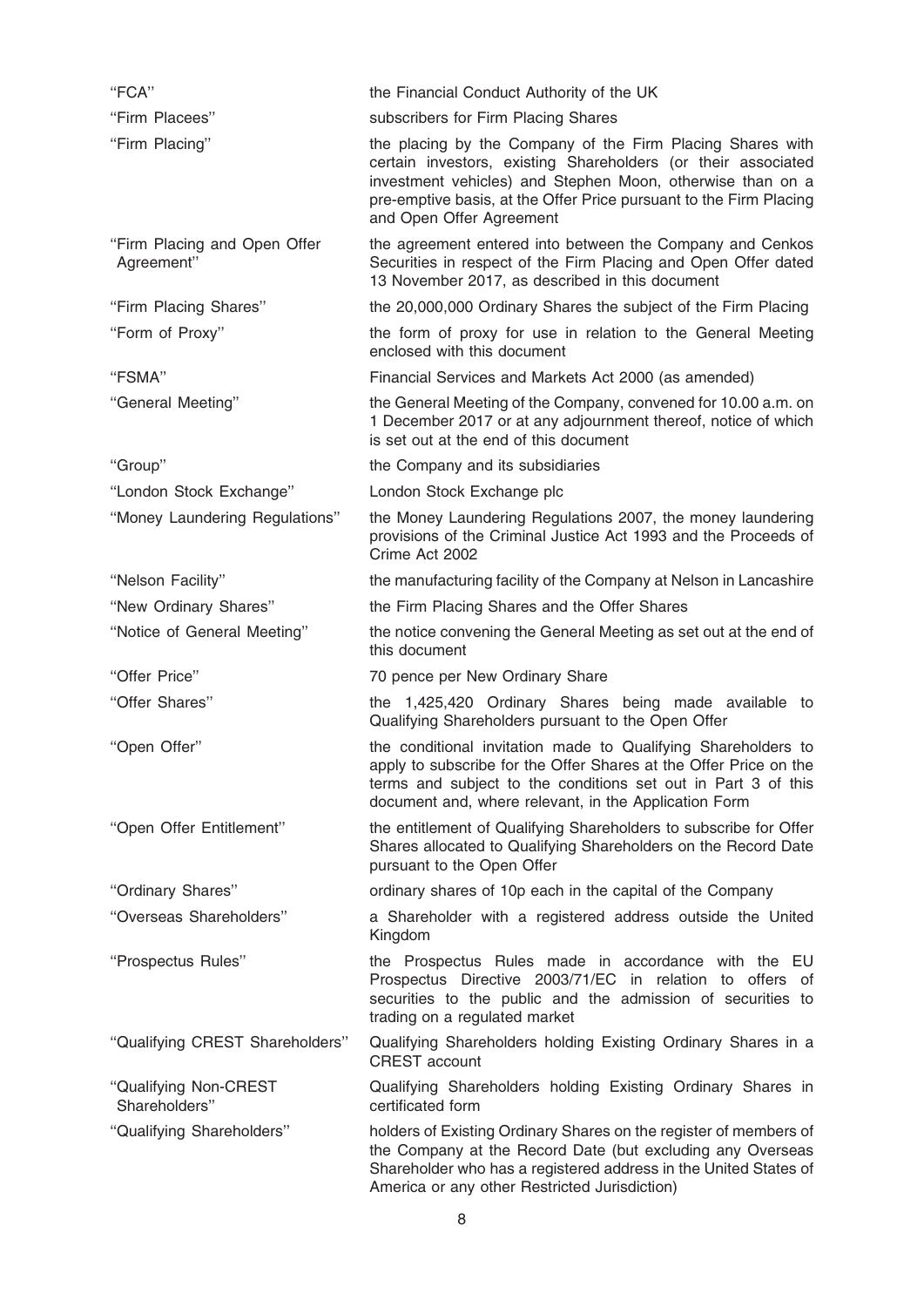| | |
|---|---|
| "FCA" | the Financial Conduct Authority of the UK |
| "Firm Placees" | subscribers for Firm Placing Shares |
| "Firm Placing" | the placing by the Company of the Firm Placing Shares with certain investors, existing Shareholders (or their associated investment vehicles) and Stephen Moon, otherwise than on a pre-emptive basis, at the Offer Price pursuant to the Firm Placing and Open Offer Agreement |
| "Firm Placing and Open Offer Agreement" | the agreement entered into between the Company and Cenkos Securities in respect of the Firm Placing and Open Offer dated 13 November 2017, as described in this document |
| "Firm Placing Shares" | the 20,000,000 Ordinary Shares the subject of the Firm Placing |
| "Form of Proxy" | the form of proxy for use in relation to the General Meeting enclosed with this document |
| "FSMA" | Financial Services and Markets Act 2000 (as amended) |
| "General Meeting" | the General Meeting of the Company, convened for 10.00 a.m. on 1 December 2017 or at any adjournment thereof, notice of which is set out at the end of this document |
| "Group" | the Company and its subsidiaries |
| "London Stock Exchange" | London Stock Exchange plc |
| "Money Laundering Regulations" | the Money Laundering Regulations 2007, the money laundering provisions of the Criminal Justice Act 1993 and the Proceeds of Crime Act 2002 |
| "Nelson Facility" | the manufacturing facility of the Company at Nelson in Lancashire |
| "New Ordinary Shares" | the Firm Placing Shares and the Offer Shares |
| "Notice of General Meeting" | the notice convening the General Meeting as set out at the end of this document |
| "Offer Price" | 70 pence per New Ordinary Share |
| "Offer Shares" | the 1,425,420 Ordinary Shares being made available to Qualifying Shareholders pursuant to the Open Offer |
| "Open Offer" | the conditional invitation made to Qualifying Shareholders to apply to subscribe for the Offer Shares at the Offer Price on the terms and subject to the conditions set out in Part 3 of this document and, where relevant, in the Application Form |
| "Open Offer Entitlement" | the entitlement of Qualifying Shareholders to subscribe for Offer Shares allocated to Qualifying Shareholders on the Record Date pursuant to the Open Offer |
| "Ordinary Shares" | ordinary shares of 10p each in the capital of the Company |
| "Overseas Shareholders" | a Shareholder with a registered address outside the United Kingdom |
| "Prospectus Rules" | the Prospectus Rules made in accordance with the EU Prospectus Directive 2003/71/EC in relation to offers of securities to the public and the admission of securities to trading on a regulated market |
| "Qualifying CREST Shareholders" | Qualifying Shareholders holding Existing Ordinary Shares in a CREST account |
| "Qualifying Non-CREST Shareholders" | Qualifying Shareholders holding Existing Ordinary Shares in certificated form |
| "Qualifying Shareholders" | holders of Existing Ordinary Shares on the register of members of the Company at the Record Date (but excluding any Overseas Shareholder who has a registered address in the United States of America or any other Restricted Jurisdiction) |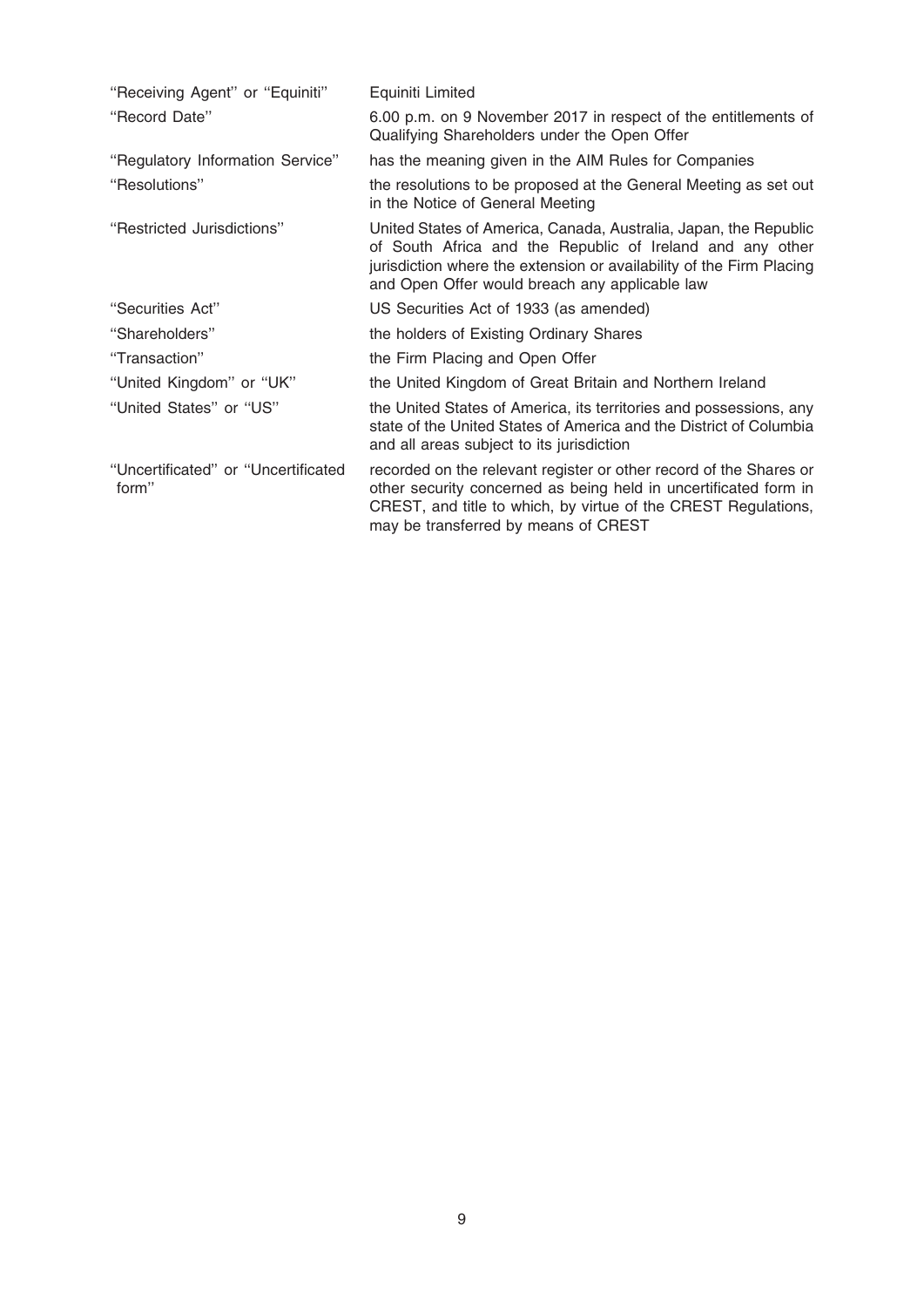| | |
|---|---|
| "Receiving Agent" or "Equiniti" | Equiniti Limited |
| "Record Date" | 6.00 p.m. on 9 November 2017 in respect of the entitlements of Qualifying Shareholders under the Open Offer |
| "Regulatory Information Service" | has the meaning given in the AIM Rules for Companies |
| "Resolutions" | the resolutions to be proposed at the General Meeting as set out in the Notice of General Meeting |
| "Restricted Jurisdictions" | United States of America, Canada, Australia, Japan, the Republic of South Africa and the Republic of Ireland and any other jurisdiction where the extension or availability of the Firm Placing and Open Offer would breach any applicable law |
| "Securities Act" | US Securities Act of 1933 (as amended) |
| "Shareholders" | the holders of Existing Ordinary Shares |
| "Transaction" | the Firm Placing and Open Offer |
| "United Kingdom" or "UK" | the United Kingdom of Great Britain and Northern Ireland |
| "United States" or "US" | the United States of America, its territories and possessions, any state of the United States of America and the District of Columbia and all areas subject to its jurisdiction |
| "Uncertificated" or "Uncertificated form" | recorded on the relevant register or other record of the Shares or other security concerned as being held in uncertificated form in CREST, and title to which, by virtue of the CREST Regulations, may be transferred by means of CREST |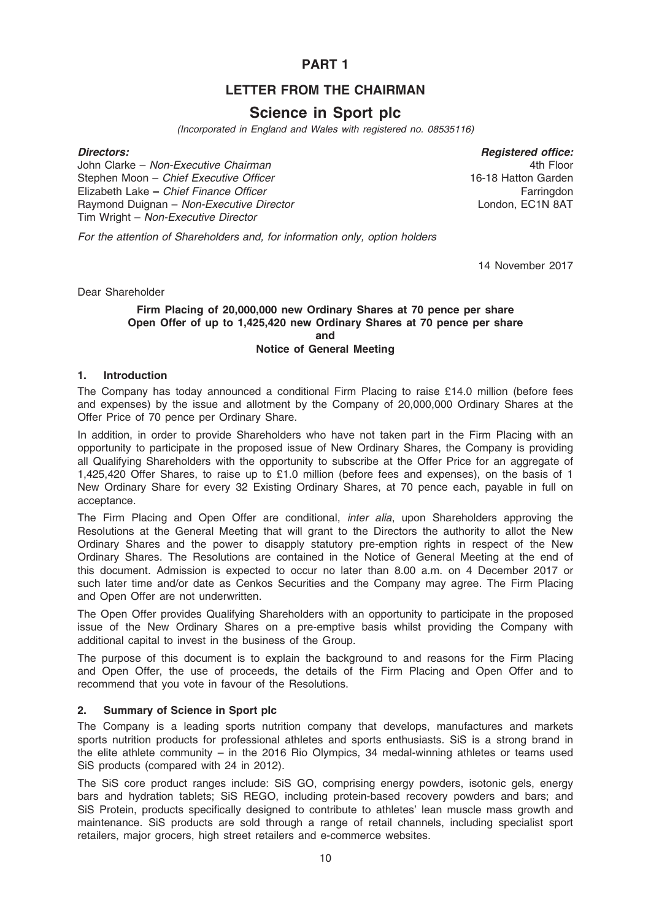# PART 1

## LETTER FROM THE CHAIRMAN

# Science in Sport plc

*(Incorporated in England and Wales with registered no. 08535116)*

***Directors:***
John Clarke – *Non-Executive Chairman*
Stephen Moon – *Chief Executive Officer*
Elizabeth Lake – *Chief Finance Officer*
Raymond Duignan – *Non-Executive Director*
Tim Wright – *Non-Executive Director*

***Registered office:***
4th Floor
16-18 Hatton Garden
Farringdon
London, EC1N 8AT

*For the attention of Shareholders and, for information only, option holders*

14 November 2017

Dear Shareholder

**Firm Placing of 20,000,000 new Ordinary Shares at 70 pence per share**
**Open Offer of up to 1,425,420 new Ordinary Shares at 70 pence per share**
**and**
**Notice of General Meeting**

### 1. Introduction

The Company has today announced a conditional Firm Placing to raise £14.0 million (before fees and expenses) by the issue and allotment by the Company of 20,000,000 Ordinary Shares at the Offer Price of 70 pence per Ordinary Share.

In addition, in order to provide Shareholders who have not taken part in the Firm Placing with an opportunity to participate in the proposed issue of New Ordinary Shares, the Company is providing all Qualifying Shareholders with the opportunity to subscribe at the Offer Price for an aggregate of 1,425,420 Offer Shares, to raise up to £1.0 million (before fees and expenses), on the basis of 1 New Ordinary Share for every 32 Existing Ordinary Shares, at 70 pence each, payable in full on acceptance.

The Firm Placing and Open Offer are conditional, *inter alia*, upon Shareholders approving the Resolutions at the General Meeting that will grant to the Directors the authority to allot the New Ordinary Shares and the power to disapply statutory pre-emption rights in respect of the New Ordinary Shares. The Resolutions are contained in the Notice of General Meeting at the end of this document. Admission is expected to occur no later than 8.00 a.m. on 4 December 2017 or such later time and/or date as Cenkos Securities and the Company may agree. The Firm Placing and Open Offer are not underwritten.

The Open Offer provides Qualifying Shareholders with an opportunity to participate in the proposed issue of the New Ordinary Shares on a pre-emptive basis whilst providing the Company with additional capital to invest in the business of the Group.

The purpose of this document is to explain the background to and reasons for the Firm Placing and Open Offer, the use of proceeds, the details of the Firm Placing and Open Offer and to recommend that you vote in favour of the Resolutions.

### 2. Summary of Science in Sport plc

The Company is a leading sports nutrition company that develops, manufactures and markets sports nutrition products for professional athletes and sports enthusiasts. SiS is a strong brand in the elite athlete community – in the 2016 Rio Olympics, 34 medal-winning athletes or teams used SiS products (compared with 24 in 2012).

The SiS core product ranges include: SiS GO, comprising energy powders, isotonic gels, energy bars and hydration tablets; SiS REGO, including protein-based recovery powders and bars; and SiS Protein, products specifically designed to contribute to athletes' lean muscle mass growth and maintenance. SiS products are sold through a range of retail channels, including specialist sport retailers, major grocers, high street retailers and e-commerce websites.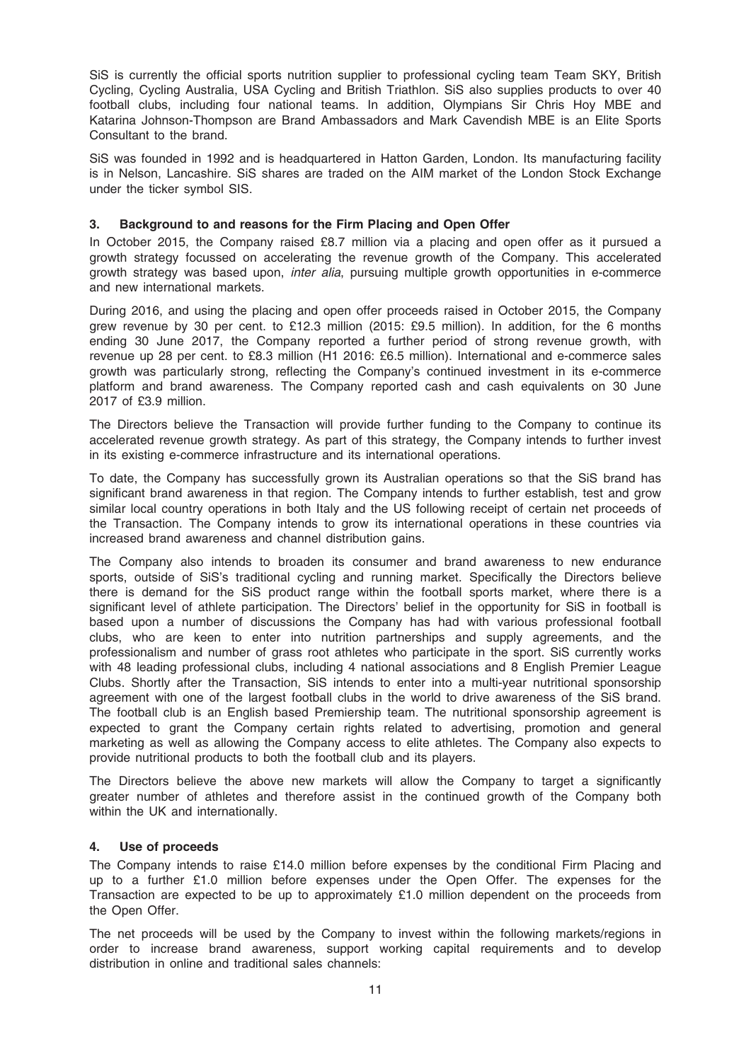SiS is currently the official sports nutrition supplier to professional cycling team Team SKY, British Cycling, Cycling Australia, USA Cycling and British Triathlon. SiS also supplies products to over 40 football clubs, including four national teams. In addition, Olympians Sir Chris Hoy MBE and Katarina Johnson-Thompson are Brand Ambassadors and Mark Cavendish MBE is an Elite Sports Consultant to the brand.

SiS was founded in 1992 and is headquartered in Hatton Garden, London. Its manufacturing facility is in Nelson, Lancashire. SiS shares are traded on the AIM market of the London Stock Exchange under the ticker symbol SIS.

## 3. Background to and reasons for the Firm Placing and Open Offer

In October 2015, the Company raised £8.7 million via a placing and open offer as it pursued a growth strategy focussed on accelerating the revenue growth of the Company. This accelerated growth strategy was based upon, *inter alia*, pursuing multiple growth opportunities in e-commerce and new international markets.

During 2016, and using the placing and open offer proceeds raised in October 2015, the Company grew revenue by 30 per cent. to £12.3 million (2015: £9.5 million). In addition, for the 6 months ending 30 June 2017, the Company reported a further period of strong revenue growth, with revenue up 28 per cent. to £8.3 million (H1 2016: £6.5 million). International and e-commerce sales growth was particularly strong, reflecting the Company's continued investment in its e-commerce platform and brand awareness. The Company reported cash and cash equivalents on 30 June 2017 of £3.9 million.

The Directors believe the Transaction will provide further funding to the Company to continue its accelerated revenue growth strategy. As part of this strategy, the Company intends to further invest in its existing e-commerce infrastructure and its international operations.

To date, the Company has successfully grown its Australian operations so that the SiS brand has significant brand awareness in that region. The Company intends to further establish, test and grow similar local country operations in both Italy and the US following receipt of certain net proceeds of the Transaction. The Company intends to grow its international operations in these countries via increased brand awareness and channel distribution gains.

The Company also intends to broaden its consumer and brand awareness to new endurance sports, outside of SiS's traditional cycling and running market. Specifically the Directors believe there is demand for the SiS product range within the football sports market, where there is a significant level of athlete participation. The Directors' belief in the opportunity for SiS in football is based upon a number of discussions the Company has had with various professional football clubs, who are keen to enter into nutrition partnerships and supply agreements, and the professionalism and number of grass root athletes who participate in the sport. SiS currently works with 48 leading professional clubs, including 4 national associations and 8 English Premier League Clubs. Shortly after the Transaction, SiS intends to enter into a multi-year nutritional sponsorship agreement with one of the largest football clubs in the world to drive awareness of the SiS brand. The football club is an English based Premiership team. The nutritional sponsorship agreement is expected to grant the Company certain rights related to advertising, promotion and general marketing as well as allowing the Company access to elite athletes. The Company also expects to provide nutritional products to both the football club and its players.

The Directors believe the above new markets will allow the Company to target a significantly greater number of athletes and therefore assist in the continued growth of the Company both within the UK and internationally.

## 4. Use of proceeds

The Company intends to raise £14.0 million before expenses by the conditional Firm Placing and up to a further £1.0 million before expenses under the Open Offer. The expenses for the Transaction are expected to be up to approximately £1.0 million dependent on the proceeds from the Open Offer.

The net proceeds will be used by the Company to invest within the following markets/regions in order to increase brand awareness, support working capital requirements and to develop distribution in online and traditional sales channels: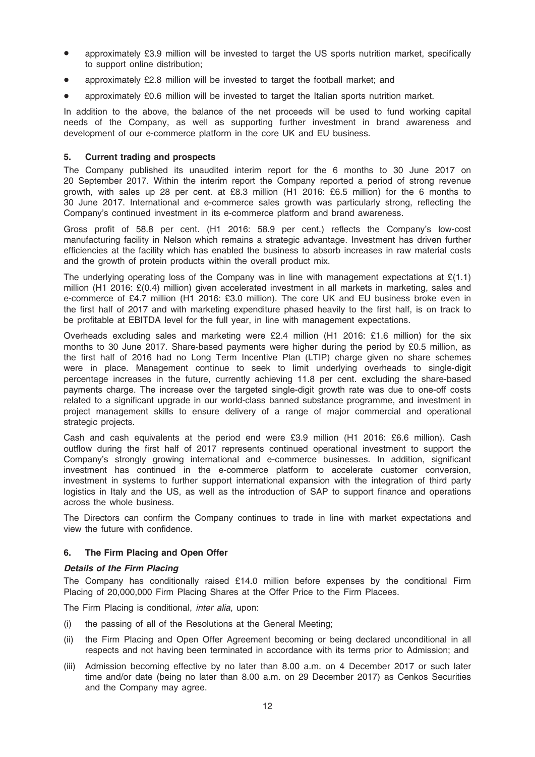- approximately £3.9 million will be invested to target the US sports nutrition market, specifically to support online distribution;
- approximately £2.8 million will be invested to target the football market; and
- approximately £0.6 million will be invested to target the Italian sports nutrition market.

In addition to the above, the balance of the net proceeds will be used to fund working capital needs of the Company, as well as supporting further investment in brand awareness and development of our e-commerce platform in the core UK and EU business.

## 5. Current trading and prospects

The Company published its unaudited interim report for the 6 months to 30 June 2017 on 20 September 2017. Within the interim report the Company reported a period of strong revenue growth, with sales up 28 per cent. at £8.3 million (H1 2016: £6.5 million) for the 6 months to 30 June 2017. International and e-commerce sales growth was particularly strong, reflecting the Company's continued investment in its e-commerce platform and brand awareness.

Gross profit of 58.8 per cent. (H1 2016: 58.9 per cent.) reflects the Company's low-cost manufacturing facility in Nelson which remains a strategic advantage. Investment has driven further efficiencies at the facility which has enabled the business to absorb increases in raw material costs and the growth of protein products within the overall product mix.

The underlying operating loss of the Company was in line with management expectations at £(1.1) million (H1 2016: £(0.4) million) given accelerated investment in all markets in marketing, sales and e-commerce of £4.7 million (H1 2016: £3.0 million). The core UK and EU business broke even in the first half of 2017 and with marketing expenditure phased heavily to the first half, is on track to be profitable at EBITDA level for the full year, in line with management expectations.

Overheads excluding sales and marketing were £2.4 million (H1 2016: £1.6 million) for the six months to 30 June 2017. Share-based payments were higher during the period by £0.5 million, as the first half of 2016 had no Long Term Incentive Plan (LTIP) charge given no share schemes were in place. Management continue to seek to limit underlying overheads to single-digit percentage increases in the future, currently achieving 11.8 per cent. excluding the share-based payments charge. The increase over the targeted single-digit growth rate was due to one-off costs related to a significant upgrade in our world-class banned substance programme, and investment in project management skills to ensure delivery of a range of major commercial and operational strategic projects.

Cash and cash equivalents at the period end were £3.9 million (H1 2016: £6.6 million). Cash outflow during the first half of 2017 represents continued operational investment to support the Company's strongly growing international and e-commerce businesses. In addition, significant investment has continued in the e-commerce platform to accelerate customer conversion, investment in systems to further support international expansion with the integration of third party logistics in Italy and the US, as well as the introduction of SAP to support finance and operations across the whole business.

The Directors can confirm the Company continues to trade in line with market expectations and view the future with confidence.

## 6. The Firm Placing and Open Offer

***Details of the Firm Placing***

The Company has conditionally raised £14.0 million before expenses by the conditional Firm Placing of 20,000,000 Firm Placing Shares at the Offer Price to the Firm Placees.

The Firm Placing is conditional, *inter alia*, upon:

(i) the passing of all of the Resolutions at the General Meeting;

(ii) the Firm Placing and Open Offer Agreement becoming or being declared unconditional in all respects and not having been terminated in accordance with its terms prior to Admission; and

(iii) Admission becoming effective by no later than 8.00 a.m. on 4 December 2017 or such later time and/or date (being no later than 8.00 a.m. on 29 December 2017) as Cenkos Securities and the Company may agree.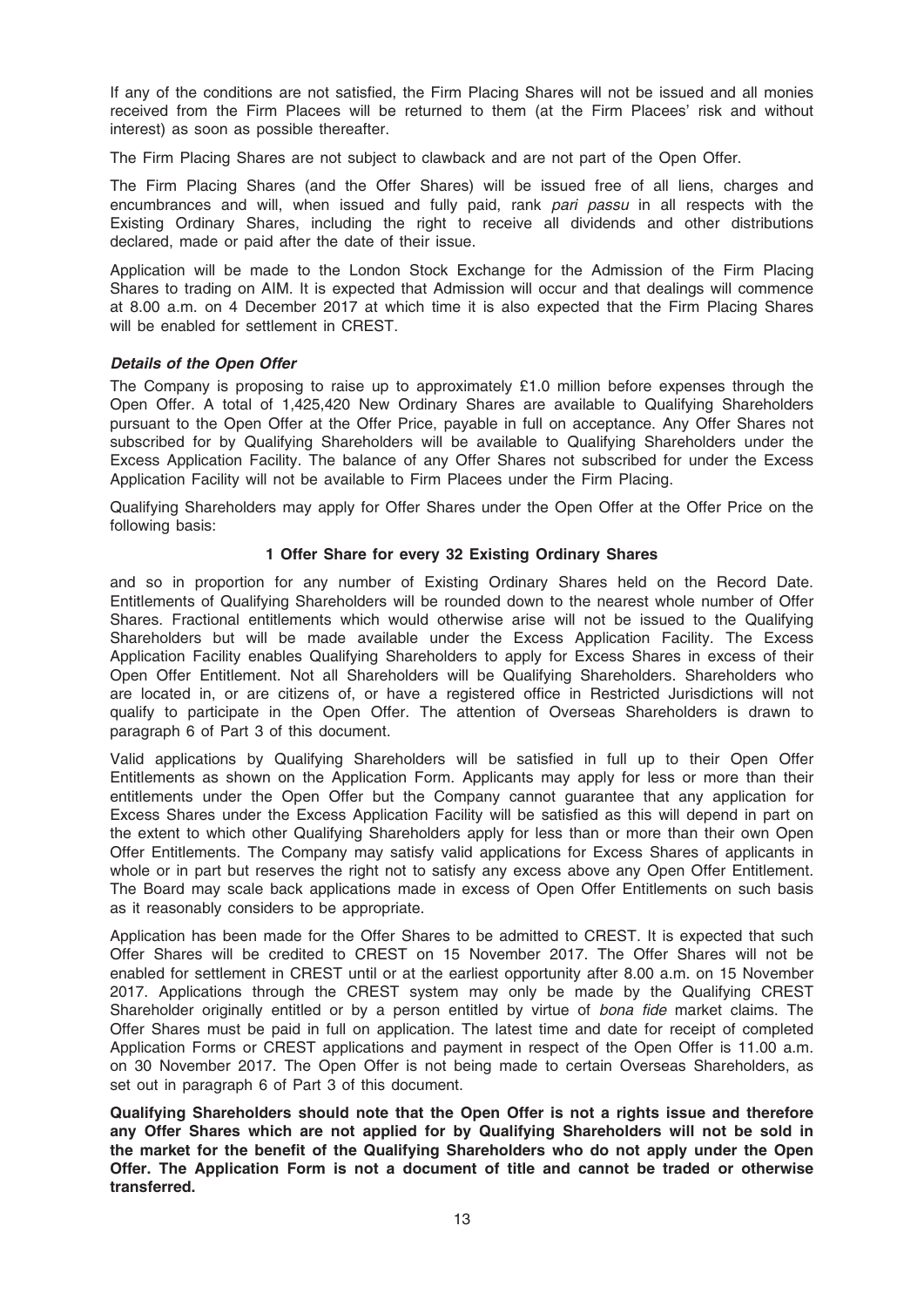If any of the conditions are not satisfied, the Firm Placing Shares will not be issued and all monies received from the Firm Placees will be returned to them (at the Firm Placees' risk and without interest) as soon as possible thereafter.

The Firm Placing Shares are not subject to clawback and are not part of the Open Offer.

The Firm Placing Shares (and the Offer Shares) will be issued free of all liens, charges and encumbrances and will, when issued and fully paid, rank *pari passu* in all respects with the Existing Ordinary Shares, including the right to receive all dividends and other distributions declared, made or paid after the date of their issue.

Application will be made to the London Stock Exchange for the Admission of the Firm Placing Shares to trading on AIM. It is expected that Admission will occur and that dealings will commence at 8.00 a.m. on 4 December 2017 at which time it is also expected that the Firm Placing Shares will be enabled for settlement in CREST.

***Details of the Open Offer***

The Company is proposing to raise up to approximately £1.0 million before expenses through the Open Offer. A total of 1,425,420 New Ordinary Shares are available to Qualifying Shareholders pursuant to the Open Offer at the Offer Price, payable in full on acceptance. Any Offer Shares not subscribed for by Qualifying Shareholders will be available to Qualifying Shareholders under the Excess Application Facility. The balance of any Offer Shares not subscribed for under the Excess Application Facility will not be available to Firm Placees under the Firm Placing.

Qualifying Shareholders may apply for Offer Shares under the Open Offer at the Offer Price on the following basis:

**1 Offer Share for every 32 Existing Ordinary Shares**

and so in proportion for any number of Existing Ordinary Shares held on the Record Date. Entitlements of Qualifying Shareholders will be rounded down to the nearest whole number of Offer Shares. Fractional entitlements which would otherwise arise will not be issued to the Qualifying Shareholders but will be made available under the Excess Application Facility. The Excess Application Facility enables Qualifying Shareholders to apply for Excess Shares in excess of their Open Offer Entitlement. Not all Shareholders will be Qualifying Shareholders. Shareholders who are located in, or are citizens of, or have a registered office in Restricted Jurisdictions will not qualify to participate in the Open Offer. The attention of Overseas Shareholders is drawn to paragraph 6 of Part 3 of this document.

Valid applications by Qualifying Shareholders will be satisfied in full up to their Open Offer Entitlements as shown on the Application Form. Applicants may apply for less or more than their entitlements under the Open Offer but the Company cannot guarantee that any application for Excess Shares under the Excess Application Facility will be satisfied as this will depend in part on the extent to which other Qualifying Shareholders apply for less than or more than their own Open Offer Entitlements. The Company may satisfy valid applications for Excess Shares of applicants in whole or in part but reserves the right not to satisfy any excess above any Open Offer Entitlement. The Board may scale back applications made in excess of Open Offer Entitlements on such basis as it reasonably considers to be appropriate.

Application has been made for the Offer Shares to be admitted to CREST. It is expected that such Offer Shares will be credited to CREST on 15 November 2017. The Offer Shares will not be enabled for settlement in CREST until or at the earliest opportunity after 8.00 a.m. on 15 November 2017. Applications through the CREST system may only be made by the Qualifying CREST Shareholder originally entitled or by a person entitled by virtue of *bona fide* market claims. The Offer Shares must be paid in full on application. The latest time and date for receipt of completed Application Forms or CREST applications and payment in respect of the Open Offer is 11.00 a.m. on 30 November 2017. The Open Offer is not being made to certain Overseas Shareholders, as set out in paragraph 6 of Part 3 of this document.

**Qualifying Shareholders should note that the Open Offer is not a rights issue and therefore any Offer Shares which are not applied for by Qualifying Shareholders will not be sold in the market for the benefit of the Qualifying Shareholders who do not apply under the Open Offer. The Application Form is not a document of title and cannot be traded or otherwise transferred.**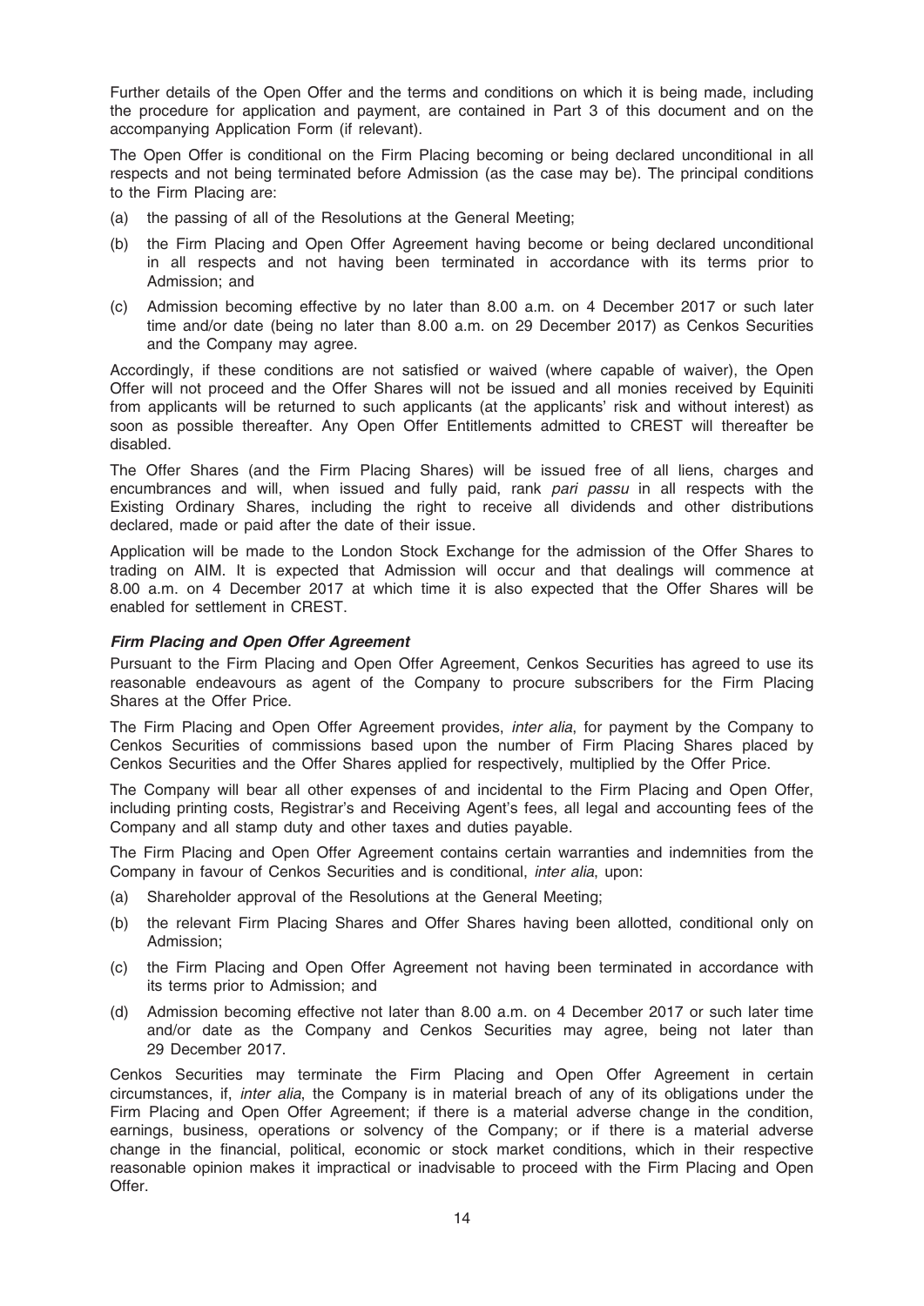Further details of the Open Offer and the terms and conditions on which it is being made, including the procedure for application and payment, are contained in Part 3 of this document and on the accompanying Application Form (if relevant).

The Open Offer is conditional on the Firm Placing becoming or being declared unconditional in all respects and not being terminated before Admission (as the case may be). The principal conditions to the Firm Placing are:

(a) the passing of all of the Resolutions at the General Meeting;

(b) the Firm Placing and Open Offer Agreement having become or being declared unconditional in all respects and not having been terminated in accordance with its terms prior to Admission; and

(c) Admission becoming effective by no later than 8.00 a.m. on 4 December 2017 or such later time and/or date (being no later than 8.00 a.m. on 29 December 2017) as Cenkos Securities and the Company may agree.

Accordingly, if these conditions are not satisfied or waived (where capable of waiver), the Open Offer will not proceed and the Offer Shares will not be issued and all monies received by Equiniti from applicants will be returned to such applicants (at the applicants' risk and without interest) as soon as possible thereafter. Any Open Offer Entitlements admitted to CREST will thereafter be disabled.

The Offer Shares (and the Firm Placing Shares) will be issued free of all liens, charges and encumbrances and will, when issued and fully paid, rank *pari passu* in all respects with the Existing Ordinary Shares, including the right to receive all dividends and other distributions declared, made or paid after the date of their issue.

Application will be made to the London Stock Exchange for the admission of the Offer Shares to trading on AIM. It is expected that Admission will occur and that dealings will commence at 8.00 a.m. on 4 December 2017 at which time it is also expected that the Offer Shares will be enabled for settlement in CREST.

***Firm Placing and Open Offer Agreement***

Pursuant to the Firm Placing and Open Offer Agreement, Cenkos Securities has agreed to use its reasonable endeavours as agent of the Company to procure subscribers for the Firm Placing Shares at the Offer Price.

The Firm Placing and Open Offer Agreement provides, *inter alia*, for payment by the Company to Cenkos Securities of commissions based upon the number of Firm Placing Shares placed by Cenkos Securities and the Offer Shares applied for respectively, multiplied by the Offer Price.

The Company will bear all other expenses of and incidental to the Firm Placing and Open Offer, including printing costs, Registrar's and Receiving Agent's fees, all legal and accounting fees of the Company and all stamp duty and other taxes and duties payable.

The Firm Placing and Open Offer Agreement contains certain warranties and indemnities from the Company in favour of Cenkos Securities and is conditional, *inter alia*, upon:

(a) Shareholder approval of the Resolutions at the General Meeting;

(b) the relevant Firm Placing Shares and Offer Shares having been allotted, conditional only on Admission;

(c) the Firm Placing and Open Offer Agreement not having been terminated in accordance with its terms prior to Admission; and

(d) Admission becoming effective not later than 8.00 a.m. on 4 December 2017 or such later time and/or date as the Company and Cenkos Securities may agree, being not later than 29 December 2017.

Cenkos Securities may terminate the Firm Placing and Open Offer Agreement in certain circumstances, if, *inter alia*, the Company is in material breach of any of its obligations under the Firm Placing and Open Offer Agreement; if there is a material adverse change in the condition, earnings, business, operations or solvency of the Company; or if there is a material adverse change in the financial, political, economic or stock market conditions, which in their respective reasonable opinion makes it impractical or inadvisable to proceed with the Firm Placing and Open Offer.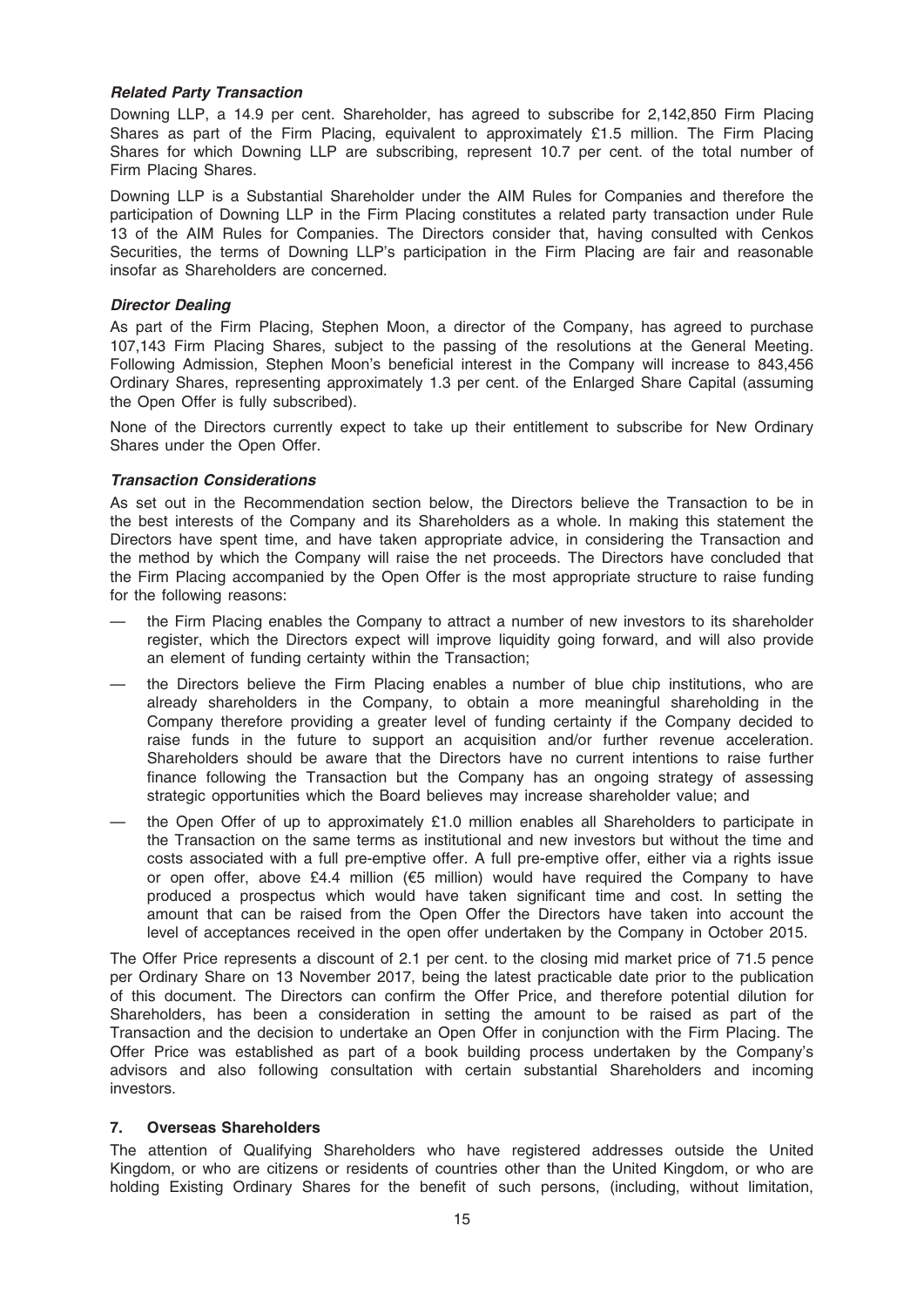***Related Party Transaction***

Downing LLP, a 14.9 per cent. Shareholder, has agreed to subscribe for 2,142,850 Firm Placing Shares as part of the Firm Placing, equivalent to approximately £1.5 million. The Firm Placing Shares for which Downing LLP are subscribing, represent 10.7 per cent. of the total number of Firm Placing Shares.

Downing LLP is a Substantial Shareholder under the AIM Rules for Companies and therefore the participation of Downing LLP in the Firm Placing constitutes a related party transaction under Rule 13 of the AIM Rules for Companies. The Directors consider that, having consulted with Cenkos Securities, the terms of Downing LLP's participation in the Firm Placing are fair and reasonable insofar as Shareholders are concerned.

***Director Dealing***

As part of the Firm Placing, Stephen Moon, a director of the Company, has agreed to purchase 107,143 Firm Placing Shares, subject to the passing of the resolutions at the General Meeting. Following Admission, Stephen Moon's beneficial interest in the Company will increase to 843,456 Ordinary Shares, representing approximately 1.3 per cent. of the Enlarged Share Capital (assuming the Open Offer is fully subscribed).

None of the Directors currently expect to take up their entitlement to subscribe for New Ordinary Shares under the Open Offer.

***Transaction Considerations***

As set out in the Recommendation section below, the Directors believe the Transaction to be in the best interests of the Company and its Shareholders as a whole. In making this statement the Directors have spent time, and have taken appropriate advice, in considering the Transaction and the method by which the Company will raise the net proceeds. The Directors have concluded that the Firm Placing accompanied by the Open Offer is the most appropriate structure to raise funding for the following reasons:

- the Firm Placing enables the Company to attract a number of new investors to its shareholder register, which the Directors expect will improve liquidity going forward, and will also provide an element of funding certainty within the Transaction;
- the Directors believe the Firm Placing enables a number of blue chip institutions, who are already shareholders in the Company, to obtain a more meaningful shareholding in the Company therefore providing a greater level of funding certainty if the Company decided to raise funds in the future to support an acquisition and/or further revenue acceleration. Shareholders should be aware that the Directors have no current intentions to raise further finance following the Transaction but the Company has an ongoing strategy of assessing strategic opportunities which the Board believes may increase shareholder value; and
- the Open Offer of up to approximately £1.0 million enables all Shareholders to participate in the Transaction on the same terms as institutional and new investors but without the time and costs associated with a full pre-emptive offer. A full pre-emptive offer, either via a rights issue or open offer, above £4.4 million (€5 million) would have required the Company to have produced a prospectus which would have taken significant time and cost. In setting the amount that can be raised from the Open Offer the Directors have taken into account the level of acceptances received in the open offer undertaken by the Company in October 2015.

The Offer Price represents a discount of 2.1 per cent. to the closing mid market price of 71.5 pence per Ordinary Share on 13 November 2017, being the latest practicable date prior to the publication of this document. The Directors can confirm the Offer Price, and therefore potential dilution for Shareholders, has been a consideration in setting the amount to be raised as part of the Transaction and the decision to undertake an Open Offer in conjunction with the Firm Placing. The Offer Price was established as part of a book building process undertaken by the Company's advisors and also following consultation with certain substantial Shareholders and incoming investors.

## 7. Overseas Shareholders

The attention of Qualifying Shareholders who have registered addresses outside the United Kingdom, or who are citizens or residents of countries other than the United Kingdom, or who are holding Existing Ordinary Shares for the benefit of such persons, (including, without limitation,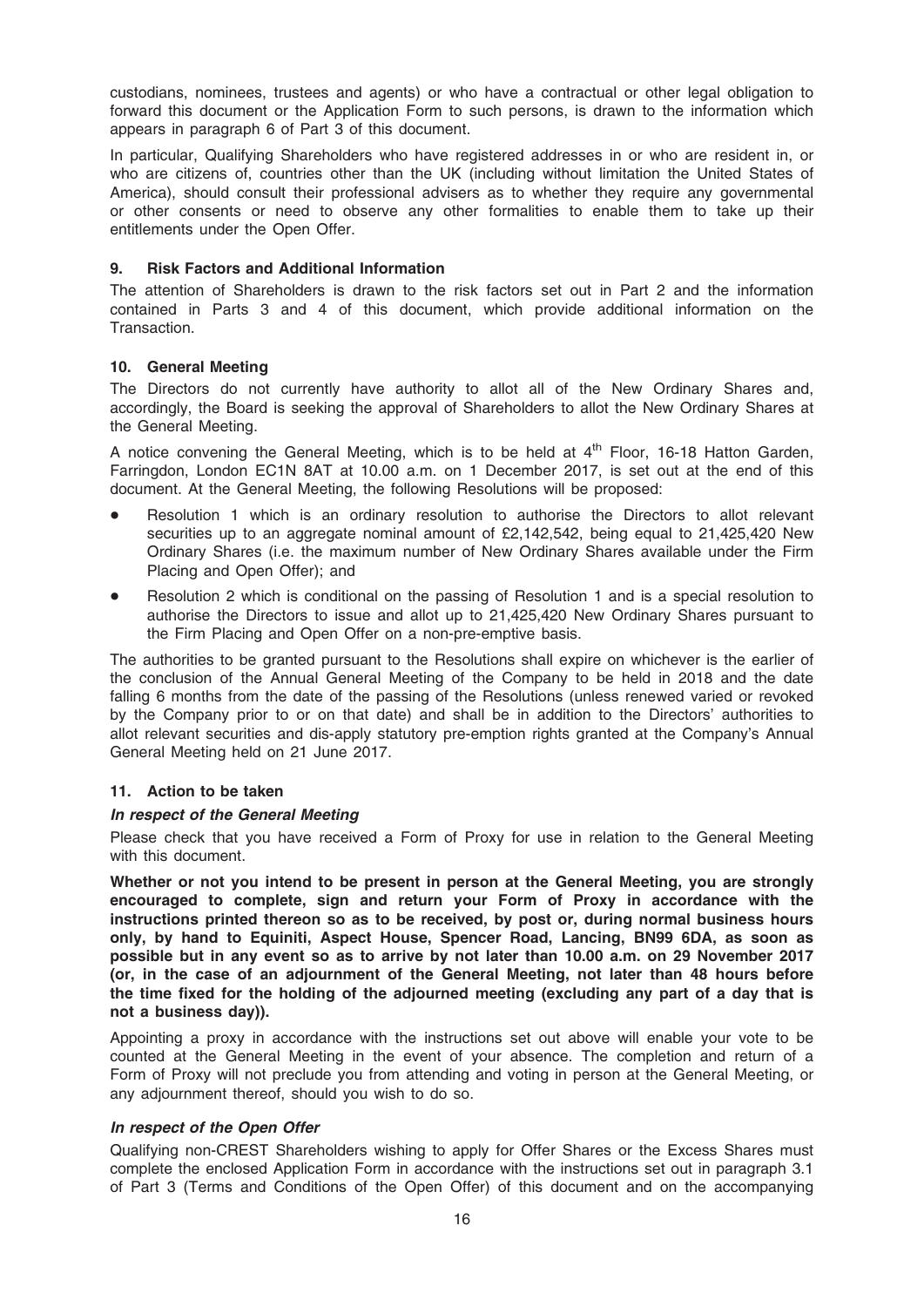custodians, nominees, trustees and agents) or who have a contractual or other legal obligation to forward this document or the Application Form to such persons, is drawn to the information which appears in paragraph 6 of Part 3 of this document.

In particular, Qualifying Shareholders who have registered addresses in or who are resident in, or who are citizens of, countries other than the UK (including without limitation the United States of America), should consult their professional advisers as to whether they require any governmental or other consents or need to observe any other formalities to enable them to take up their entitlements under the Open Offer.

## 9. Risk Factors and Additional Information

The attention of Shareholders is drawn to the risk factors set out in Part 2 and the information contained in Parts 3 and 4 of this document, which provide additional information on the Transaction.

## 10. General Meeting

The Directors do not currently have authority to allot all of the New Ordinary Shares and, accordingly, the Board is seeking the approval of Shareholders to allot the New Ordinary Shares at the General Meeting.

A notice convening the General Meeting, which is to be held at 4th Floor, 16-18 Hatton Garden, Farringdon, London EC1N 8AT at 10.00 a.m. on 1 December 2017, is set out at the end of this document. At the General Meeting, the following Resolutions will be proposed:

- Resolution 1 which is an ordinary resolution to authorise the Directors to allot relevant securities up to an aggregate nominal amount of £2,142,542, being equal to 21,425,420 New Ordinary Shares (i.e. the maximum number of New Ordinary Shares available under the Firm Placing and Open Offer); and
- Resolution 2 which is conditional on the passing of Resolution 1 and is a special resolution to authorise the Directors to issue and allot up to 21,425,420 New Ordinary Shares pursuant to the Firm Placing and Open Offer on a non-pre-emptive basis.

The authorities to be granted pursuant to the Resolutions shall expire on whichever is the earlier of the conclusion of the Annual General Meeting of the Company to be held in 2018 and the date falling 6 months from the date of the passing of the Resolutions (unless renewed varied or revoked by the Company prior to or on that date) and shall be in addition to the Directors' authorities to allot relevant securities and dis-apply statutory pre-emption rights granted at the Company's Annual General Meeting held on 21 June 2017.

## 11. Action to be taken

### *In respect of the General Meeting*

Please check that you have received a Form of Proxy for use in relation to the General Meeting with this document.

**Whether or not you intend to be present in person at the General Meeting, you are strongly encouraged to complete, sign and return your Form of Proxy in accordance with the instructions printed thereon so as to be received, by post or, during normal business hours only, by hand to Equiniti, Aspect House, Spencer Road, Lancing, BN99 6DA, as soon as possible but in any event so as to arrive by not later than 10.00 a.m. on 29 November 2017 (or, in the case of an adjournment of the General Meeting, not later than 48 hours before the time fixed for the holding of the adjourned meeting (excluding any part of a day that is not a business day)).**

Appointing a proxy in accordance with the instructions set out above will enable your vote to be counted at the General Meeting in the event of your absence. The completion and return of a Form of Proxy will not preclude you from attending and voting in person at the General Meeting, or any adjournment thereof, should you wish to do so.

### *In respect of the Open Offer*

Qualifying non-CREST Shareholders wishing to apply for Offer Shares or the Excess Shares must complete the enclosed Application Form in accordance with the instructions set out in paragraph 3.1 of Part 3 (Terms and Conditions of the Open Offer) of this document and on the accompanying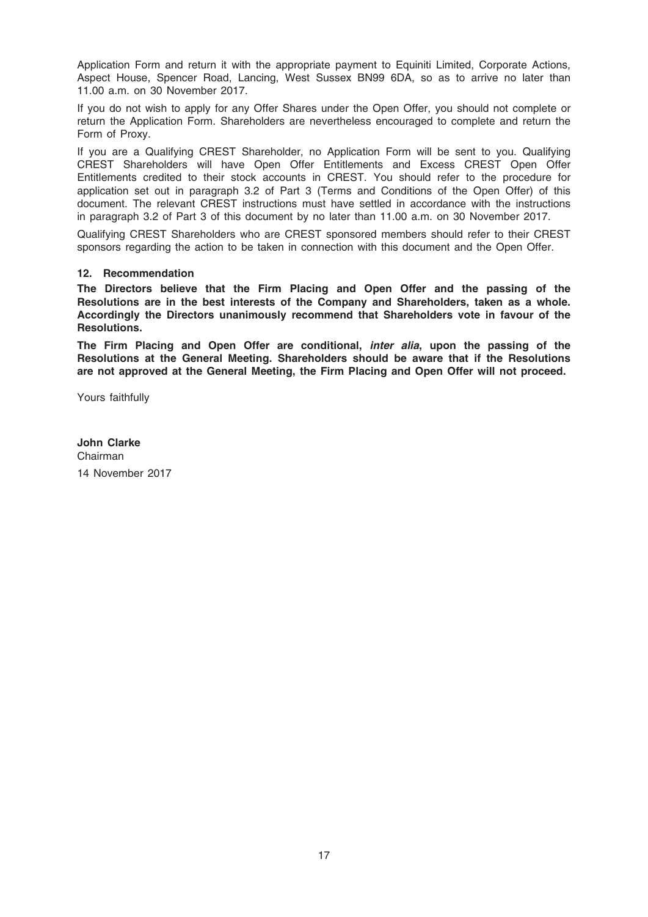Application Form and return it with the appropriate payment to Equiniti Limited, Corporate Actions, Aspect House, Spencer Road, Lancing, West Sussex BN99 6DA, so as to arrive no later than 11.00 a.m. on 30 November 2017.

If you do not wish to apply for any Offer Shares under the Open Offer, you should not complete or return the Application Form. Shareholders are nevertheless encouraged to complete and return the Form of Proxy.

If you are a Qualifying CREST Shareholder, no Application Form will be sent to you. Qualifying CREST Shareholders will have Open Offer Entitlements and Excess CREST Open Offer Entitlements credited to their stock accounts in CREST. You should refer to the procedure for application set out in paragraph 3.2 of Part 3 (Terms and Conditions of the Open Offer) of this document. The relevant CREST instructions must have settled in accordance with the instructions in paragraph 3.2 of Part 3 of this document by no later than 11.00 a.m. on 30 November 2017.

Qualifying CREST Shareholders who are CREST sponsored members should refer to their CREST sponsors regarding the action to be taken in connection with this document and the Open Offer.

### 12. Recommendation

**The Directors believe that the Firm Placing and Open Offer and the passing of the Resolutions are in the best interests of the Company and Shareholders, taken as a whole. Accordingly the Directors unanimously recommend that Shareholders vote in favour of the Resolutions.**

**The Firm Placing and Open Offer are conditional, *inter alia*, upon the passing of the Resolutions at the General Meeting. Shareholders should be aware that if the Resolutions are not approved at the General Meeting, the Firm Placing and Open Offer will not proceed.**

Yours faithfully

**John Clarke**
Chairman
14 November 2017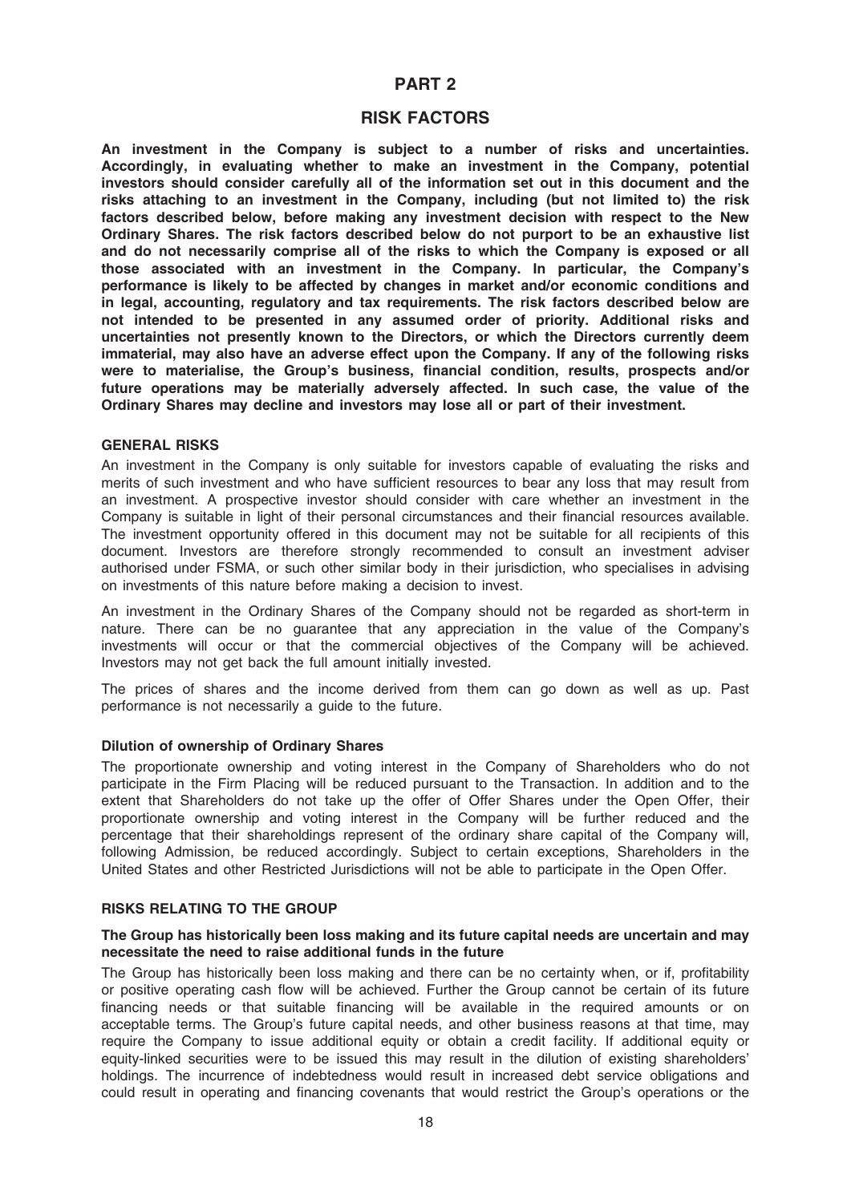# PART 2

## RISK FACTORS

**An investment in the Company is subject to a number of risks and uncertainties. Accordingly, in evaluating whether to make an investment in the Company, potential investors should consider carefully all of the information set out in this document and the risks attaching to an investment in the Company, including (but not limited to) the risk factors described below, before making any investment decision with respect to the New Ordinary Shares. The risk factors described below do not purport to be an exhaustive list and do not necessarily comprise all of the risks to which the Company is exposed or all those associated with an investment in the Company. In particular, the Company's performance is likely to be affected by changes in market and/or economic conditions and in legal, accounting, regulatory and tax requirements. The risk factors described below are not intended to be presented in any assumed order of priority. Additional risks and uncertainties not presently known to the Directors, or which the Directors currently deem immaterial, may also have an adverse effect upon the Company. If any of the following risks were to materialise, the Group's business, financial condition, results, prospects and/or future operations may be materially adversely affected. In such case, the value of the Ordinary Shares may decline and investors may lose all or part of their investment.**

### GENERAL RISKS

An investment in the Company is only suitable for investors capable of evaluating the risks and merits of such investment and who have sufficient resources to bear any loss that may result from an investment. A prospective investor should consider with care whether an investment in the Company is suitable in light of their personal circumstances and their financial resources available. The investment opportunity offered in this document may not be suitable for all recipients of this document. Investors are therefore strongly recommended to consult an investment adviser authorised under FSMA, or such other similar body in their jurisdiction, who specialises in advising on investments of this nature before making a decision to invest.

An investment in the Ordinary Shares of the Company should not be regarded as short-term in nature. There can be no guarantee that any appreciation in the value of the Company's investments will occur or that the commercial objectives of the Company will be achieved. Investors may not get back the full amount initially invested.

The prices of shares and the income derived from them can go down as well as up. Past performance is not necessarily a guide to the future.

#### Dilution of ownership of Ordinary Shares

The proportionate ownership and voting interest in the Company of Shareholders who do not participate in the Firm Placing will be reduced pursuant to the Transaction. In addition and to the extent that Shareholders do not take up the offer of Offer Shares under the Open Offer, their proportionate ownership and voting interest in the Company will be further reduced and the percentage that their shareholdings represent of the ordinary share capital of the Company will, following Admission, be reduced accordingly. Subject to certain exceptions, Shareholders in the United States and other Restricted Jurisdictions will not be able to participate in the Open Offer.

### RISKS RELATING TO THE GROUP

#### The Group has historically been loss making and its future capital needs are uncertain and may necessitate the need to raise additional funds in the future

The Group has historically been loss making and there can be no certainty when, or if, profitability or positive operating cash flow will be achieved. Further the Group cannot be certain of its future financing needs or that suitable financing will be available in the required amounts or on acceptable terms. The Group's future capital needs, and other business reasons at that time, may require the Company to issue additional equity or obtain a credit facility. If additional equity or equity-linked securities were to be issued this may result in the dilution of existing shareholders' holdings. The incurrence of indebtedness would result in increased debt service obligations and could result in operating and financing covenants that would restrict the Group's operations or the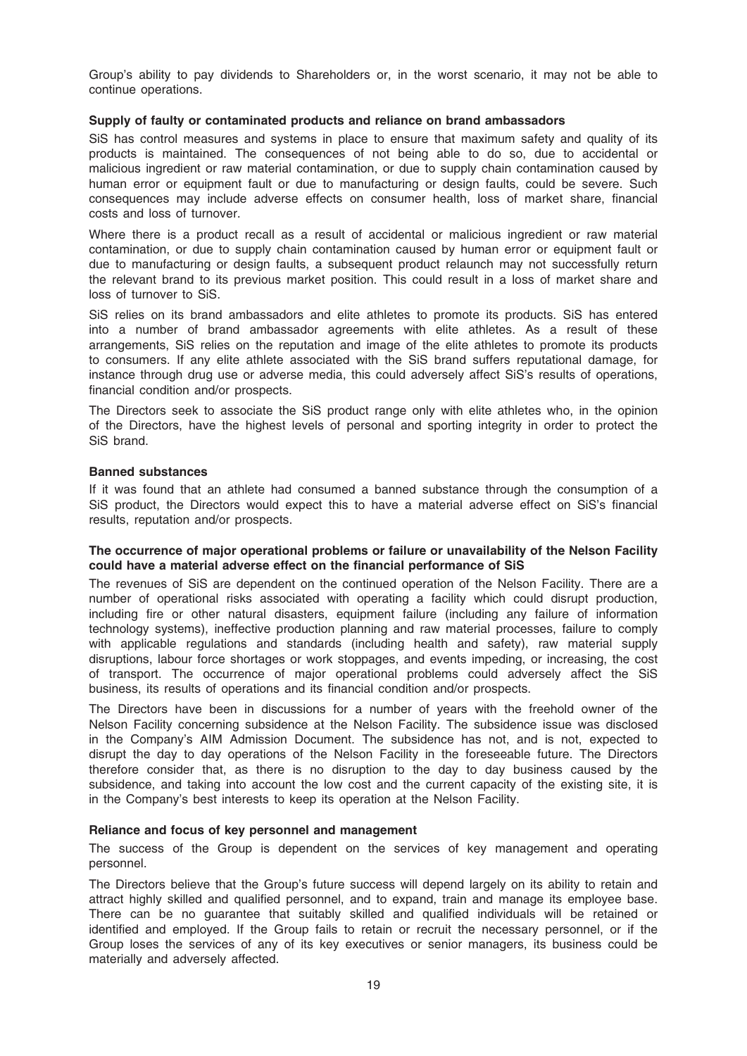Group's ability to pay dividends to Shareholders or, in the worst scenario, it may not be able to continue operations.

**Supply of faulty or contaminated products and reliance on brand ambassadors**

SiS has control measures and systems in place to ensure that maximum safety and quality of its products is maintained. The consequences of not being able to do so, due to accidental or malicious ingredient or raw material contamination, or due to supply chain contamination caused by human error or equipment fault or due to manufacturing or design faults, could be severe. Such consequences may include adverse effects on consumer health, loss of market share, financial costs and loss of turnover.

Where there is a product recall as a result of accidental or malicious ingredient or raw material contamination, or due to supply chain contamination caused by human error or equipment fault or due to manufacturing or design faults, a subsequent product relaunch may not successfully return the relevant brand to its previous market position. This could result in a loss of market share and loss of turnover to SiS.

SiS relies on its brand ambassadors and elite athletes to promote its products. SiS has entered into a number of brand ambassador agreements with elite athletes. As a result of these arrangements, SiS relies on the reputation and image of the elite athletes to promote its products to consumers. If any elite athlete associated with the SiS brand suffers reputational damage, for instance through drug use or adverse media, this could adversely affect SiS's results of operations, financial condition and/or prospects.

The Directors seek to associate the SiS product range only with elite athletes who, in the opinion of the Directors, have the highest levels of personal and sporting integrity in order to protect the SiS brand.

**Banned substances**

If it was found that an athlete had consumed a banned substance through the consumption of a SiS product, the Directors would expect this to have a material adverse effect on SiS's financial results, reputation and/or prospects.

**The occurrence of major operational problems or failure or unavailability of the Nelson Facility could have a material adverse effect on the financial performance of SiS**

The revenues of SiS are dependent on the continued operation of the Nelson Facility. There are a number of operational risks associated with operating a facility which could disrupt production, including fire or other natural disasters, equipment failure (including any failure of information technology systems), ineffective production planning and raw material processes, failure to comply with applicable regulations and standards (including health and safety), raw material supply disruptions, labour force shortages or work stoppages, and events impeding, or increasing, the cost of transport. The occurrence of major operational problems could adversely affect the SiS business, its results of operations and its financial condition and/or prospects.

The Directors have been in discussions for a number of years with the freehold owner of the Nelson Facility concerning subsidence at the Nelson Facility. The subsidence issue was disclosed in the Company's AIM Admission Document. The subsidence has not, and is not, expected to disrupt the day to day operations of the Nelson Facility in the foreseeable future. The Directors therefore consider that, as there is no disruption to the day to day business caused by the subsidence, and taking into account the low cost and the current capacity of the existing site, it is in the Company's best interests to keep its operation at the Nelson Facility.

**Reliance and focus of key personnel and management**

The success of the Group is dependent on the services of key management and operating personnel.

The Directors believe that the Group's future success will depend largely on its ability to retain and attract highly skilled and qualified personnel, and to expand, train and manage its employee base. There can be no guarantee that suitably skilled and qualified individuals will be retained or identified and employed. If the Group fails to retain or recruit the necessary personnel, or if the Group loses the services of any of its key executives or senior managers, its business could be materially and adversely affected.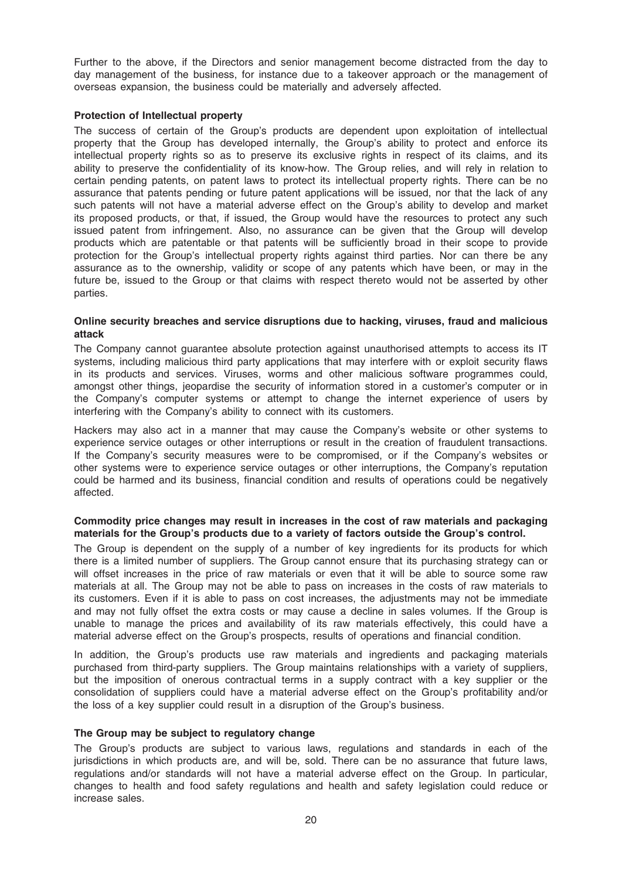Further to the above, if the Directors and senior management become distracted from the day to day management of the business, for instance due to a takeover approach or the management of overseas expansion, the business could be materially and adversely affected.

**Protection of Intellectual property**

The success of certain of the Group's products are dependent upon exploitation of intellectual property that the Group has developed internally, the Group's ability to protect and enforce its intellectual property rights so as to preserve its exclusive rights in respect of its claims, and its ability to preserve the confidentiality of its know-how. The Group relies, and will rely in relation to certain pending patents, on patent laws to protect its intellectual property rights. There can be no assurance that patents pending or future patent applications will be issued, nor that the lack of any such patents will not have a material adverse effect on the Group's ability to develop and market its proposed products, or that, if issued, the Group would have the resources to protect any such issued patent from infringement. Also, no assurance can be given that the Group will develop products which are patentable or that patents will be sufficiently broad in their scope to provide protection for the Group's intellectual property rights against third parties. Nor can there be any assurance as to the ownership, validity or scope of any patents which have been, or may in the future be, issued to the Group or that claims with respect thereto would not be asserted by other parties.

**Online security breaches and service disruptions due to hacking, viruses, fraud and malicious attack**

The Company cannot guarantee absolute protection against unauthorised attempts to access its IT systems, including malicious third party applications that may interfere with or exploit security flaws in its products and services. Viruses, worms and other malicious software programmes could, amongst other things, jeopardise the security of information stored in a customer's computer or in the Company's computer systems or attempt to change the internet experience of users by interfering with the Company's ability to connect with its customers.

Hackers may also act in a manner that may cause the Company's website or other systems to experience service outages or other interruptions or result in the creation of fraudulent transactions. If the Company's security measures were to be compromised, or if the Company's websites or other systems were to experience service outages or other interruptions, the Company's reputation could be harmed and its business, financial condition and results of operations could be negatively affected.

**Commodity price changes may result in increases in the cost of raw materials and packaging materials for the Group's products due to a variety of factors outside the Group's control.**

The Group is dependent on the supply of a number of key ingredients for its products for which there is a limited number of suppliers. The Group cannot ensure that its purchasing strategy can or will offset increases in the price of raw materials or even that it will be able to source some raw materials at all. The Group may not be able to pass on increases in the costs of raw materials to its customers. Even if it is able to pass on cost increases, the adjustments may not be immediate and may not fully offset the extra costs or may cause a decline in sales volumes. If the Group is unable to manage the prices and availability of its raw materials effectively, this could have a material adverse effect on the Group's prospects, results of operations and financial condition.

In addition, the Group's products use raw materials and ingredients and packaging materials purchased from third-party suppliers. The Group maintains relationships with a variety of suppliers, but the imposition of onerous contractual terms in a supply contract with a key supplier or the consolidation of suppliers could have a material adverse effect on the Group's profitability and/or the loss of a key supplier could result in a disruption of the Group's business.

**The Group may be subject to regulatory change**

The Group's products are subject to various laws, regulations and standards in each of the jurisdictions in which products are, and will be, sold. There can be no assurance that future laws, regulations and/or standards will not have a material adverse effect on the Group. In particular, changes to health and food safety regulations and health and safety legislation could reduce or increase sales.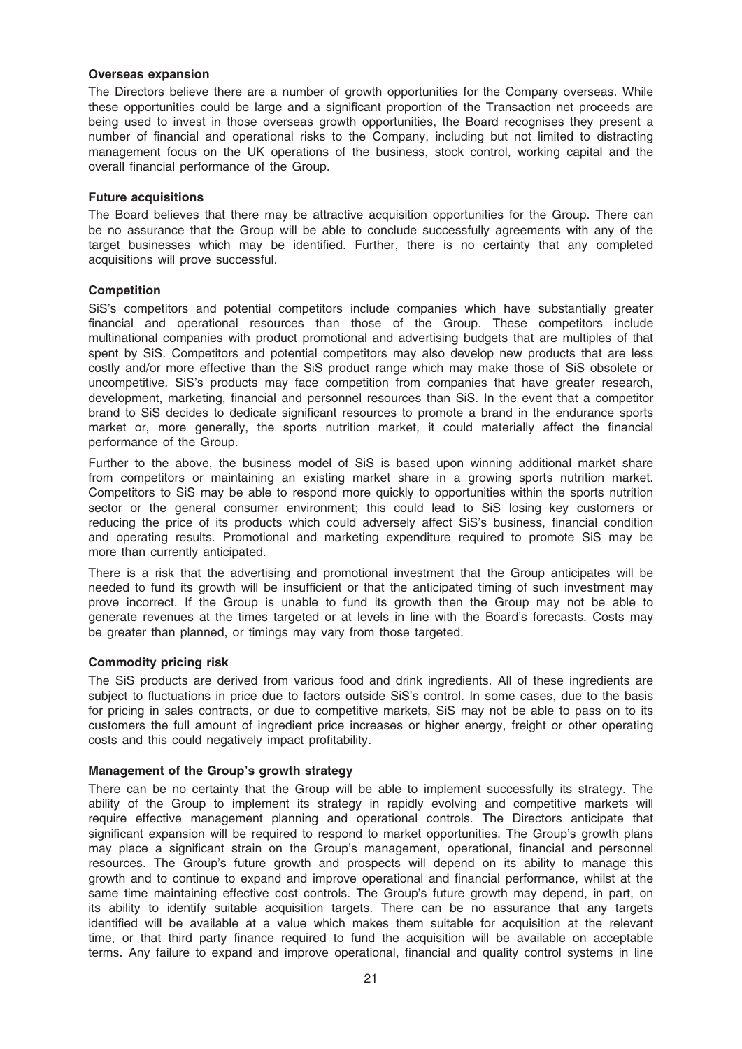**Overseas expansion**

The Directors believe there are a number of growth opportunities for the Company overseas. While these opportunities could be large and a significant proportion of the Transaction net proceeds are being used to invest in those overseas growth opportunities, the Board recognises they present a number of financial and operational risks to the Company, including but not limited to distracting management focus on the UK operations of the business, stock control, working capital and the overall financial performance of the Group.

**Future acquisitions**

The Board believes that there may be attractive acquisition opportunities for the Group. There can be no assurance that the Group will be able to conclude successfully agreements with any of the target businesses which may be identified. Further, there is no certainty that any completed acquisitions will prove successful.

**Competition**

SiS's competitors and potential competitors include companies which have substantially greater financial and operational resources than those of the Group. These competitors include multinational companies with product promotional and advertising budgets that are multiples of that spent by SiS. Competitors and potential competitors may also develop new products that are less costly and/or more effective than the SiS product range which may make those of SiS obsolete or uncompetitive. SiS's products may face competition from companies that have greater research, development, marketing, financial and personnel resources than SiS. In the event that a competitor brand to SiS decides to dedicate significant resources to promote a brand in the endurance sports market or, more generally, the sports nutrition market, it could materially affect the financial performance of the Group.

Further to the above, the business model of SiS is based upon winning additional market share from competitors or maintaining an existing market share in a growing sports nutrition market. Competitors to SiS may be able to respond more quickly to opportunities within the sports nutrition sector or the general consumer environment; this could lead to SiS losing key customers or reducing the price of its products which could adversely affect SiS's business, financial condition and operating results. Promotional and marketing expenditure required to promote SiS may be more than currently anticipated.

There is a risk that the advertising and promotional investment that the Group anticipates will be needed to fund its growth will be insufficient or that the anticipated timing of such investment may prove incorrect. If the Group is unable to fund its growth then the Group may not be able to generate revenues at the times targeted or at levels in line with the Board's forecasts. Costs may be greater than planned, or timings may vary from those targeted.

**Commodity pricing risk**

The SiS products are derived from various food and drink ingredients. All of these ingredients are subject to fluctuations in price due to factors outside SiS's control. In some cases, due to the basis for pricing in sales contracts, or due to competitive markets, SiS may not be able to pass on to its customers the full amount of ingredient price increases or higher energy, freight or other operating costs and this could negatively impact profitability.

**Management of the Group's growth strategy**

There can be no certainty that the Group will be able to implement successfully its strategy. The ability of the Group to implement its strategy in rapidly evolving and competitive markets will require effective management planning and operational controls. The Directors anticipate that significant expansion will be required to respond to market opportunities. The Group's growth plans may place a significant strain on the Group's management, operational, financial and personnel resources. The Group's future growth and prospects will depend on its ability to manage this growth and to continue to expand and improve operational and financial performance, whilst at the same time maintaining effective cost controls. The Group's future growth may depend, in part, on its ability to identify suitable acquisition targets. There can be no assurance that any targets identified will be available at a value which makes them suitable for acquisition at the relevant time, or that third party finance required to fund the acquisition will be available on acceptable terms. Any failure to expand and improve operational, financial and quality control systems in line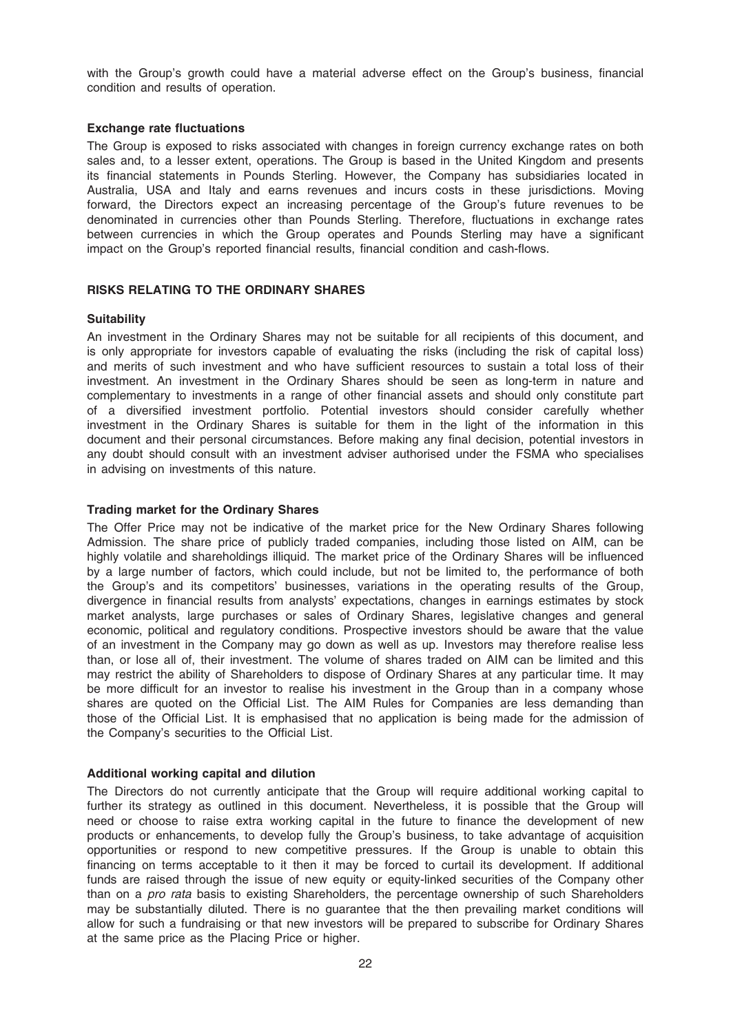with the Group's growth could have a material adverse effect on the Group's business, financial condition and results of operation.

**Exchange rate fluctuations**

The Group is exposed to risks associated with changes in foreign currency exchange rates on both sales and, to a lesser extent, operations. The Group is based in the United Kingdom and presents its financial statements in Pounds Sterling. However, the Company has subsidiaries located in Australia, USA and Italy and earns revenues and incurs costs in these jurisdictions. Moving forward, the Directors expect an increasing percentage of the Group's future revenues to be denominated in currencies other than Pounds Sterling. Therefore, fluctuations in exchange rates between currencies in which the Group operates and Pounds Sterling may have a significant impact on the Group's reported financial results, financial condition and cash-flows.

## RISKS RELATING TO THE ORDINARY SHARES

**Suitability**

An investment in the Ordinary Shares may not be suitable for all recipients of this document, and is only appropriate for investors capable of evaluating the risks (including the risk of capital loss) and merits of such investment and who have sufficient resources to sustain a total loss of their investment. An investment in the Ordinary Shares should be seen as long-term in nature and complementary to investments in a range of other financial assets and should only constitute part of a diversified investment portfolio. Potential investors should consider carefully whether investment in the Ordinary Shares is suitable for them in the light of the information in this document and their personal circumstances. Before making any final decision, potential investors in any doubt should consult with an investment adviser authorised under the FSMA who specialises in advising on investments of this nature.

**Trading market for the Ordinary Shares**

The Offer Price may not be indicative of the market price for the New Ordinary Shares following Admission. The share price of publicly traded companies, including those listed on AIM, can be highly volatile and shareholdings illiquid. The market price of the Ordinary Shares will be influenced by a large number of factors, which could include, but not be limited to, the performance of both the Group's and its competitors' businesses, variations in the operating results of the Group, divergence in financial results from analysts' expectations, changes in earnings estimates by stock market analysts, large purchases or sales of Ordinary Shares, legislative changes and general economic, political and regulatory conditions. Prospective investors should be aware that the value of an investment in the Company may go down as well as up. Investors may therefore realise less than, or lose all of, their investment. The volume of shares traded on AIM can be limited and this may restrict the ability of Shareholders to dispose of Ordinary Shares at any particular time. It may be more difficult for an investor to realise his investment in the Group than in a company whose shares are quoted on the Official List. The AIM Rules for Companies are less demanding than those of the Official List. It is emphasised that no application is being made for the admission of the Company's securities to the Official List.

**Additional working capital and dilution**

The Directors do not currently anticipate that the Group will require additional working capital to further its strategy as outlined in this document. Nevertheless, it is possible that the Group will need or choose to raise extra working capital in the future to finance the development of new products or enhancements, to develop fully the Group's business, to take advantage of acquisition opportunities or respond to new competitive pressures. If the Group is unable to obtain this financing on terms acceptable to it then it may be forced to curtail its development. If additional funds are raised through the issue of new equity or equity-linked securities of the Company other than on a *pro rata* basis to existing Shareholders, the percentage ownership of such Shareholders may be substantially diluted. There is no guarantee that the then prevailing market conditions will allow for such a fundraising or that new investors will be prepared to subscribe for Ordinary Shares at the same price as the Placing Price or higher.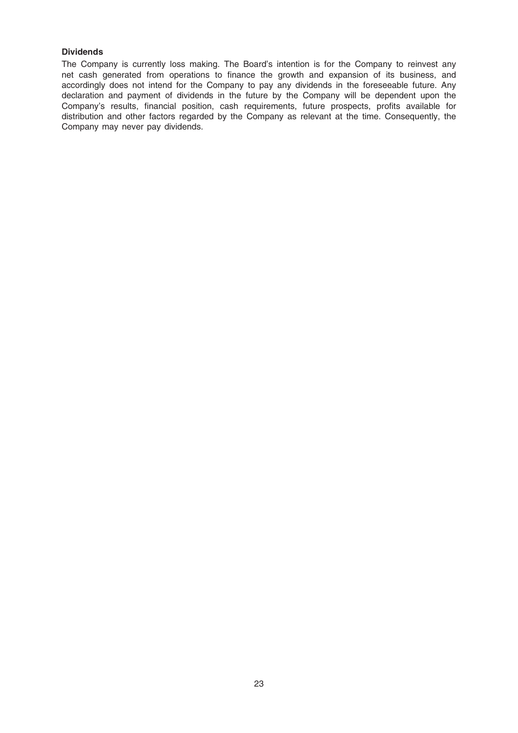**Dividends**

The Company is currently loss making. The Board's intention is for the Company to reinvest any net cash generated from operations to finance the growth and expansion of its business, and accordingly does not intend for the Company to pay any dividends in the foreseeable future. Any declaration and payment of dividends in the future by the Company will be dependent upon the Company's results, financial position, cash requirements, future prospects, profits available for distribution and other factors regarded by the Company as relevant at the time. Consequently, the Company may never pay dividends.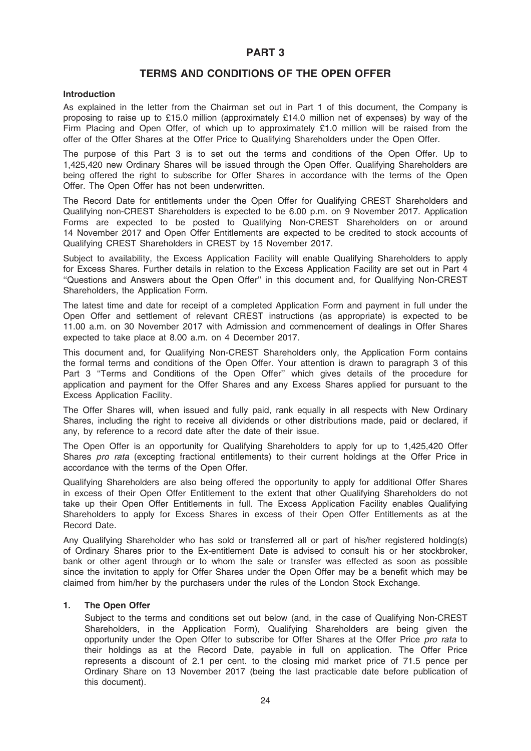# PART 3

## TERMS AND CONDITIONS OF THE OPEN OFFER

### Introduction

As explained in the letter from the Chairman set out in Part 1 of this document, the Company is proposing to raise up to £15.0 million (approximately £14.0 million net of expenses) by way of the Firm Placing and Open Offer, of which up to approximately £1.0 million will be raised from the offer of the Offer Shares at the Offer Price to Qualifying Shareholders under the Open Offer.

The purpose of this Part 3 is to set out the terms and conditions of the Open Offer. Up to 1,425,420 new Ordinary Shares will be issued through the Open Offer. Qualifying Shareholders are being offered the right to subscribe for Offer Shares in accordance with the terms of the Open Offer. The Open Offer has not been underwritten.

The Record Date for entitlements under the Open Offer for Qualifying CREST Shareholders and Qualifying non-CREST Shareholders is expected to be 6.00 p.m. on 9 November 2017. Application Forms are expected to be posted to Qualifying Non-CREST Shareholders on or around 14 November 2017 and Open Offer Entitlements are expected to be credited to stock accounts of Qualifying CREST Shareholders in CREST by 15 November 2017.

Subject to availability, the Excess Application Facility will enable Qualifying Shareholders to apply for Excess Shares. Further details in relation to the Excess Application Facility are set out in Part 4 "Questions and Answers about the Open Offer" in this document and, for Qualifying Non-CREST Shareholders, the Application Form.

The latest time and date for receipt of a completed Application Form and payment in full under the Open Offer and settlement of relevant CREST instructions (as appropriate) is expected to be 11.00 a.m. on 30 November 2017 with Admission and commencement of dealings in Offer Shares expected to take place at 8.00 a.m. on 4 December 2017.

This document and, for Qualifying Non-CREST Shareholders only, the Application Form contains the formal terms and conditions of the Open Offer. Your attention is drawn to paragraph 3 of this Part 3 "Terms and Conditions of the Open Offer" which gives details of the procedure for application and payment for the Offer Shares and any Excess Shares applied for pursuant to the Excess Application Facility.

The Offer Shares will, when issued and fully paid, rank equally in all respects with New Ordinary Shares, including the right to receive all dividends or other distributions made, paid or declared, if any, by reference to a record date after the date of their issue.

The Open Offer is an opportunity for Qualifying Shareholders to apply for up to 1,425,420 Offer Shares *pro rata* (excepting fractional entitlements) to their current holdings at the Offer Price in accordance with the terms of the Open Offer.

Qualifying Shareholders are also being offered the opportunity to apply for additional Offer Shares in excess of their Open Offer Entitlement to the extent that other Qualifying Shareholders do not take up their Open Offer Entitlements in full. The Excess Application Facility enables Qualifying Shareholders to apply for Excess Shares in excess of their Open Offer Entitlements as at the Record Date.

Any Qualifying Shareholder who has sold or transferred all or part of his/her registered holding(s) of Ordinary Shares prior to the Ex-entitlement Date is advised to consult his or her stockbroker, bank or other agent through or to whom the sale or transfer was effected as soon as possible since the invitation to apply for Offer Shares under the Open Offer may be a benefit which may be claimed from him/her by the purchasers under the rules of the London Stock Exchange.

### 1. The Open Offer

Subject to the terms and conditions set out below (and, in the case of Qualifying Non-CREST Shareholders, in the Application Form), Qualifying Shareholders are being given the opportunity under the Open Offer to subscribe for Offer Shares at the Offer Price *pro rata* to their holdings as at the Record Date, payable in full on application. The Offer Price represents a discount of 2.1 per cent. to the closing mid market price of 71.5 pence per Ordinary Share on 13 November 2017 (being the last practicable date before publication of this document).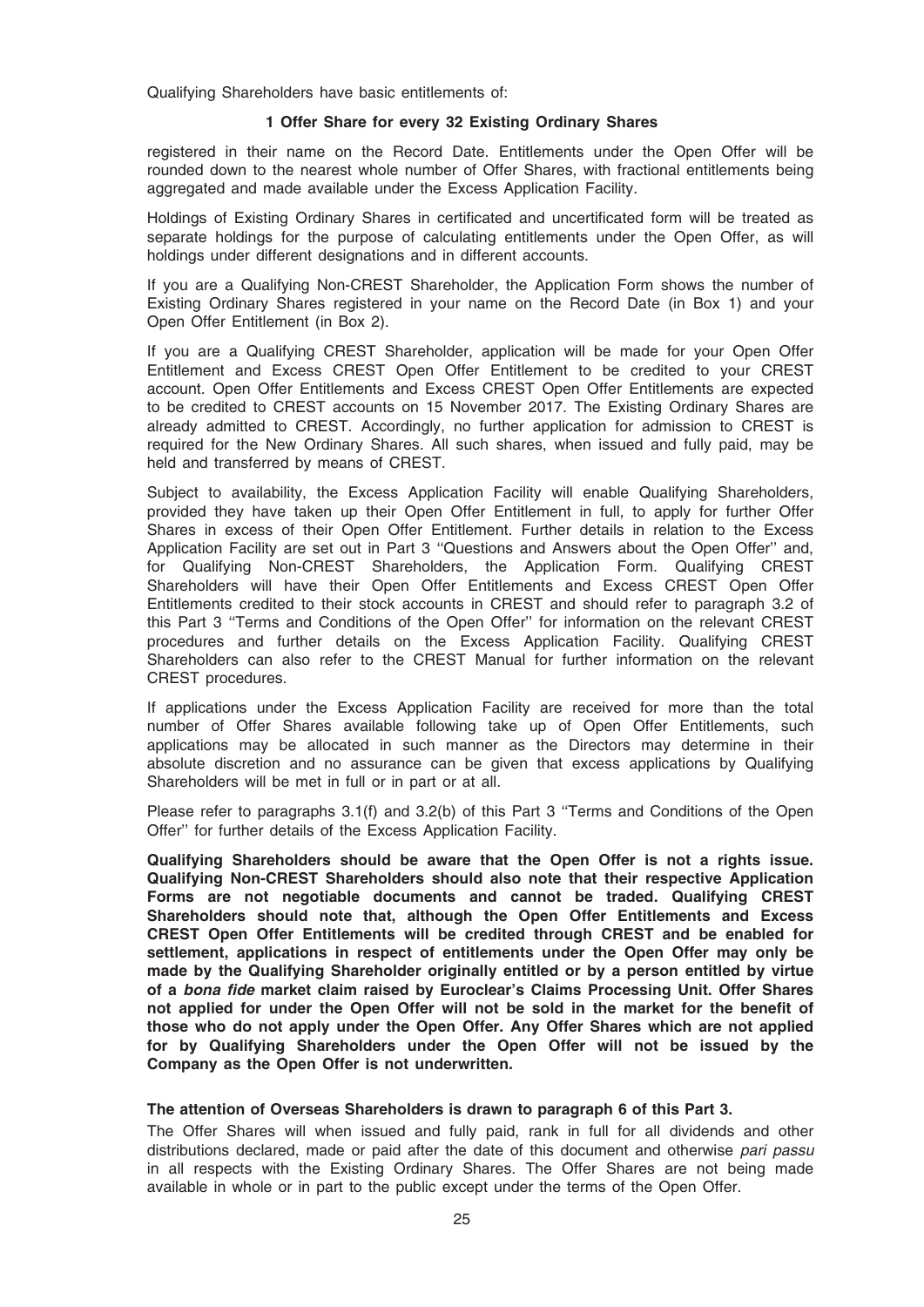Qualifying Shareholders have basic entitlements of:

**1 Offer Share for every 32 Existing Ordinary Shares**

registered in their name on the Record Date. Entitlements under the Open Offer will be rounded down to the nearest whole number of Offer Shares, with fractional entitlements being aggregated and made available under the Excess Application Facility.

Holdings of Existing Ordinary Shares in certificated and uncertificated form will be treated as separate holdings for the purpose of calculating entitlements under the Open Offer, as will holdings under different designations and in different accounts.

If you are a Qualifying Non-CREST Shareholder, the Application Form shows the number of Existing Ordinary Shares registered in your name on the Record Date (in Box 1) and your Open Offer Entitlement (in Box 2).

If you are a Qualifying CREST Shareholder, application will be made for your Open Offer Entitlement and Excess CREST Open Offer Entitlement to be credited to your CREST account. Open Offer Entitlements and Excess CREST Open Offer Entitlements are expected to be credited to CREST accounts on 15 November 2017. The Existing Ordinary Shares are already admitted to CREST. Accordingly, no further application for admission to CREST is required for the New Ordinary Shares. All such shares, when issued and fully paid, may be held and transferred by means of CREST.

Subject to availability, the Excess Application Facility will enable Qualifying Shareholders, provided they have taken up their Open Offer Entitlement in full, to apply for further Offer Shares in excess of their Open Offer Entitlement. Further details in relation to the Excess Application Facility are set out in Part 3 ''Questions and Answers about the Open Offer'' and, for Qualifying Non-CREST Shareholders, the Application Form. Qualifying CREST Shareholders will have their Open Offer Entitlements and Excess CREST Open Offer Entitlements credited to their stock accounts in CREST and should refer to paragraph 3.2 of this Part 3 ''Terms and Conditions of the Open Offer'' for information on the relevant CREST procedures and further details on the Excess Application Facility. Qualifying CREST Shareholders can also refer to the CREST Manual for further information on the relevant CREST procedures.

If applications under the Excess Application Facility are received for more than the total number of Offer Shares available following take up of Open Offer Entitlements, such applications may be allocated in such manner as the Directors may determine in their absolute discretion and no assurance can be given that excess applications by Qualifying Shareholders will be met in full or in part or at all.

Please refer to paragraphs 3.1(f) and 3.2(b) of this Part 3 ''Terms and Conditions of the Open Offer'' for further details of the Excess Application Facility.

**Qualifying Shareholders should be aware that the Open Offer is not a rights issue. Qualifying Non-CREST Shareholders should also note that their respective Application Forms are not negotiable documents and cannot be traded. Qualifying CREST Shareholders should note that, although the Open Offer Entitlements and Excess CREST Open Offer Entitlements will be credited through CREST and be enabled for settlement, applications in respect of entitlements under the Open Offer may only be made by the Qualifying Shareholder originally entitled or by a person entitled by virtue of a *bona fide* market claim raised by Euroclear's Claims Processing Unit. Offer Shares not applied for under the Open Offer will not be sold in the market for the benefit of those who do not apply under the Open Offer. Any Offer Shares which are not applied for by Qualifying Shareholders under the Open Offer will not be issued by the Company as the Open Offer is not underwritten.**

**The attention of Overseas Shareholders is drawn to paragraph 6 of this Part 3.**

The Offer Shares will when issued and fully paid, rank in full for all dividends and other distributions declared, made or paid after the date of this document and otherwise *pari passu* in all respects with the Existing Ordinary Shares. The Offer Shares are not being made available in whole or in part to the public except under the terms of the Open Offer.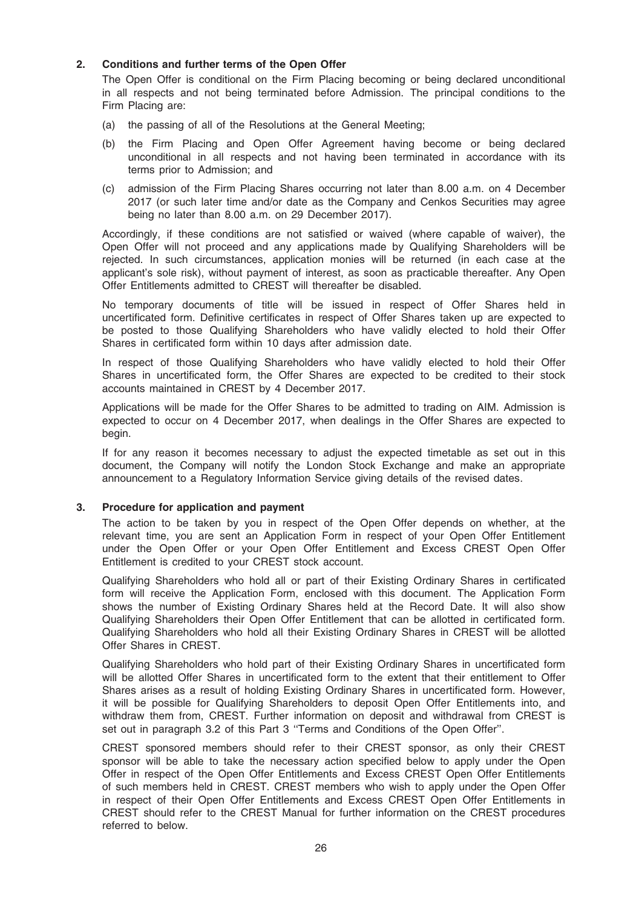## 2. Conditions and further terms of the Open Offer

The Open Offer is conditional on the Firm Placing becoming or being declared unconditional in all respects and not being terminated before Admission. The principal conditions to the Firm Placing are:

(a) the passing of all of the Resolutions at the General Meeting;

(b) the Firm Placing and Open Offer Agreement having become or being declared unconditional in all respects and not having been terminated in accordance with its terms prior to Admission; and

(c) admission of the Firm Placing Shares occurring not later than 8.00 a.m. on 4 December 2017 (or such later time and/or date as the Company and Cenkos Securities may agree being no later than 8.00 a.m. on 29 December 2017).

Accordingly, if these conditions are not satisfied or waived (where capable of waiver), the Open Offer will not proceed and any applications made by Qualifying Shareholders will be rejected. In such circumstances, application monies will be returned (in each case at the applicant's sole risk), without payment of interest, as soon as practicable thereafter. Any Open Offer Entitlements admitted to CREST will thereafter be disabled.

No temporary documents of title will be issued in respect of Offer Shares held in uncertificated form. Definitive certificates in respect of Offer Shares taken up are expected to be posted to those Qualifying Shareholders who have validly elected to hold their Offer Shares in certificated form within 10 days after admission date.

In respect of those Qualifying Shareholders who have validly elected to hold their Offer Shares in uncertificated form, the Offer Shares are expected to be credited to their stock accounts maintained in CREST by 4 December 2017.

Applications will be made for the Offer Shares to be admitted to trading on AIM. Admission is expected to occur on 4 December 2017, when dealings in the Offer Shares are expected to begin.

If for any reason it becomes necessary to adjust the expected timetable as set out in this document, the Company will notify the London Stock Exchange and make an appropriate announcement to a Regulatory Information Service giving details of the revised dates.

## 3. Procedure for application and payment

The action to be taken by you in respect of the Open Offer depends on whether, at the relevant time, you are sent an Application Form in respect of your Open Offer Entitlement under the Open Offer or your Open Offer Entitlement and Excess CREST Open Offer Entitlement is credited to your CREST stock account.

Qualifying Shareholders who hold all or part of their Existing Ordinary Shares in certificated form will receive the Application Form, enclosed with this document. The Application Form shows the number of Existing Ordinary Shares held at the Record Date. It will also show Qualifying Shareholders their Open Offer Entitlement that can be allotted in certificated form. Qualifying Shareholders who hold all their Existing Ordinary Shares in CREST will be allotted Offer Shares in CREST.

Qualifying Shareholders who hold part of their Existing Ordinary Shares in uncertificated form will be allotted Offer Shares in uncertificated form to the extent that their entitlement to Offer Shares arises as a result of holding Existing Ordinary Shares in uncertificated form. However, it will be possible for Qualifying Shareholders to deposit Open Offer Entitlements into, and withdraw them from, CREST. Further information on deposit and withdrawal from CREST is set out in paragraph 3.2 of this Part 3 ''Terms and Conditions of the Open Offer''.

CREST sponsored members should refer to their CREST sponsor, as only their CREST sponsor will be able to take the necessary action specified below to apply under the Open Offer in respect of the Open Offer Entitlements and Excess CREST Open Offer Entitlements of such members held in CREST. CREST members who wish to apply under the Open Offer in respect of their Open Offer Entitlements and Excess CREST Open Offer Entitlements in CREST should refer to the CREST Manual for further information on the CREST procedures referred to below.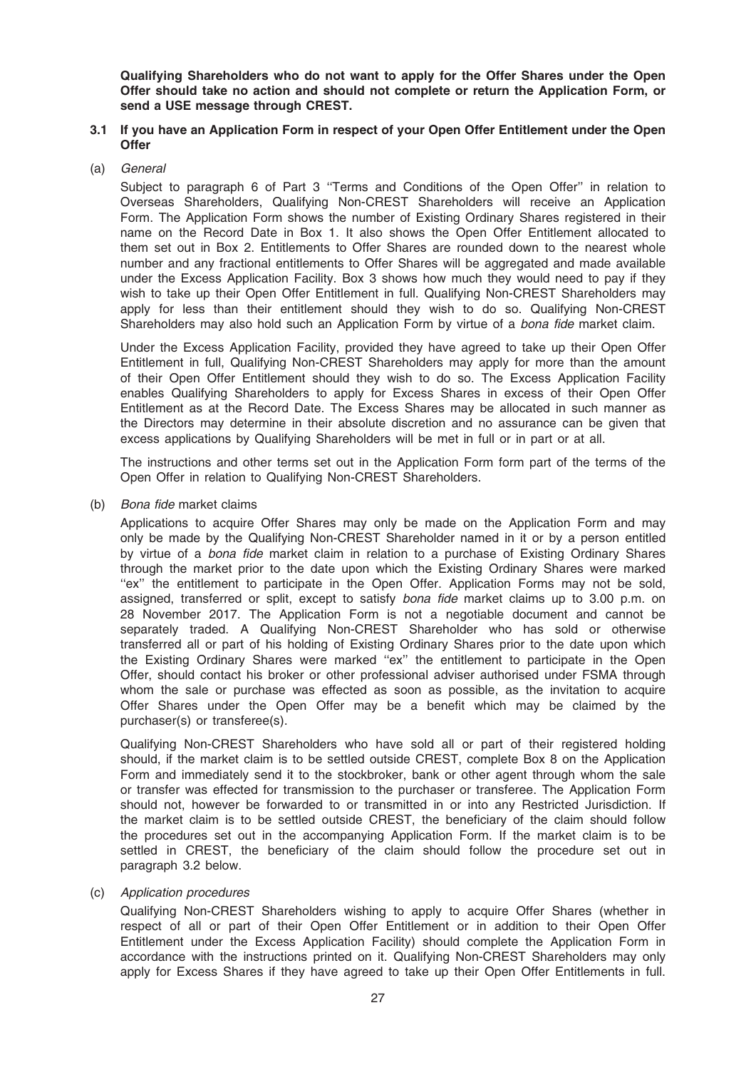**Qualifying Shareholders who do not want to apply for the Offer Shares under the Open Offer should take no action and should not complete or return the Application Form, or send a USE message through CREST.**

### 3.1 If you have an Application Form in respect of your Open Offer Entitlement under the Open Offer

(a) *General*

Subject to paragraph 6 of Part 3 ''Terms and Conditions of the Open Offer'' in relation to Overseas Shareholders, Qualifying Non-CREST Shareholders will receive an Application Form. The Application Form shows the number of Existing Ordinary Shares registered in their name on the Record Date in Box 1. It also shows the Open Offer Entitlement allocated to them set out in Box 2. Entitlements to Offer Shares are rounded down to the nearest whole number and any fractional entitlements to Offer Shares will be aggregated and made available under the Excess Application Facility. Box 3 shows how much they would need to pay if they wish to take up their Open Offer Entitlement in full. Qualifying Non-CREST Shareholders may apply for less than their entitlement should they wish to do so. Qualifying Non-CREST Shareholders may also hold such an Application Form by virtue of a *bona fide* market claim.

Under the Excess Application Facility, provided they have agreed to take up their Open Offer Entitlement in full, Qualifying Non-CREST Shareholders may apply for more than the amount of their Open Offer Entitlement should they wish to do so. The Excess Application Facility enables Qualifying Shareholders to apply for Excess Shares in excess of their Open Offer Entitlement as at the Record Date. The Excess Shares may be allocated in such manner as the Directors may determine in their absolute discretion and no assurance can be given that excess applications by Qualifying Shareholders will be met in full or in part or at all.

The instructions and other terms set out in the Application Form form part of the terms of the Open Offer in relation to Qualifying Non-CREST Shareholders.

(b) *Bona fide* market claims

Applications to acquire Offer Shares may only be made on the Application Form and may only be made by the Qualifying Non-CREST Shareholder named in it or by a person entitled by virtue of a *bona fide* market claim in relation to a purchase of Existing Ordinary Shares through the market prior to the date upon which the Existing Ordinary Shares were marked ''ex'' the entitlement to participate in the Open Offer. Application Forms may not be sold, assigned, transferred or split, except to satisfy *bona fide* market claims up to 3.00 p.m. on 28 November 2017. The Application Form is not a negotiable document and cannot be separately traded. A Qualifying Non-CREST Shareholder who has sold or otherwise transferred all or part of his holding of Existing Ordinary Shares prior to the date upon which the Existing Ordinary Shares were marked ''ex'' the entitlement to participate in the Open Offer, should contact his broker or other professional adviser authorised under FSMA through whom the sale or purchase was effected as soon as possible, as the invitation to acquire Offer Shares under the Open Offer may be a benefit which may be claimed by the purchaser(s) or transferee(s).

Qualifying Non-CREST Shareholders who have sold all or part of their registered holding should, if the market claim is to be settled outside CREST, complete Box 8 on the Application Form and immediately send it to the stockbroker, bank or other agent through whom the sale or transfer was effected for transmission to the purchaser or transferee. The Application Form should not, however be forwarded to or transmitted in or into any Restricted Jurisdiction. If the market claim is to be settled outside CREST, the beneficiary of the claim should follow the procedures set out in the accompanying Application Form. If the market claim is to be settled in CREST, the beneficiary of the claim should follow the procedure set out in paragraph 3.2 below.

(c) *Application procedures*

Qualifying Non-CREST Shareholders wishing to apply to acquire Offer Shares (whether in respect of all or part of their Open Offer Entitlement or in addition to their Open Offer Entitlement under the Excess Application Facility) should complete the Application Form in accordance with the instructions printed on it. Qualifying Non-CREST Shareholders may only apply for Excess Shares if they have agreed to take up their Open Offer Entitlements in full.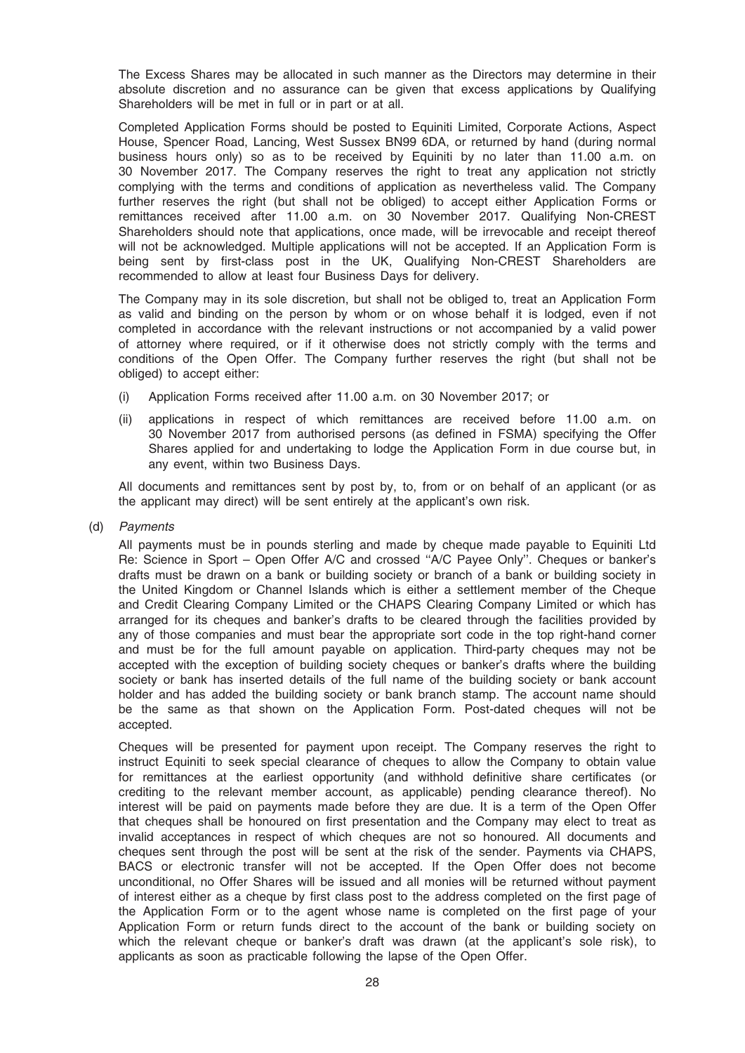The Excess Shares may be allocated in such manner as the Directors may determine in their absolute discretion and no assurance can be given that excess applications by Qualifying Shareholders will be met in full or in part or at all.

Completed Application Forms should be posted to Equiniti Limited, Corporate Actions, Aspect House, Spencer Road, Lancing, West Sussex BN99 6DA, or returned by hand (during normal business hours only) so as to be received by Equiniti by no later than 11.00 a.m. on 30 November 2017. The Company reserves the right to treat any application not strictly complying with the terms and conditions of application as nevertheless valid. The Company further reserves the right (but shall not be obliged) to accept either Application Forms or remittances received after 11.00 a.m. on 30 November 2017. Qualifying Non-CREST Shareholders should note that applications, once made, will be irrevocable and receipt thereof will not be acknowledged. Multiple applications will not be accepted. If an Application Form is being sent by first-class post in the UK, Qualifying Non-CREST Shareholders are recommended to allow at least four Business Days for delivery.

The Company may in its sole discretion, but shall not be obliged to, treat an Application Form as valid and binding on the person by whom or on whose behalf it is lodged, even if not completed in accordance with the relevant instructions or not accompanied by a valid power of attorney where required, or if it otherwise does not strictly comply with the terms and conditions of the Open Offer. The Company further reserves the right (but shall not be obliged) to accept either:

(i) Application Forms received after 11.00 a.m. on 30 November 2017; or

(ii) applications in respect of which remittances are received before 11.00 a.m. on 30 November 2017 from authorised persons (as defined in FSMA) specifying the Offer Shares applied for and undertaking to lodge the Application Form in due course but, in any event, within two Business Days.

All documents and remittances sent by post by, to, from or on behalf of an applicant (or as the applicant may direct) will be sent entirely at the applicant's own risk.

(d) *Payments*

All payments must be in pounds sterling and made by cheque made payable to Equiniti Ltd Re: Science in Sport – Open Offer A/C and crossed ''A/C Payee Only''. Cheques or banker's drafts must be drawn on a bank or building society or branch of a bank or building society in the United Kingdom or Channel Islands which is either a settlement member of the Cheque and Credit Clearing Company Limited or the CHAPS Clearing Company Limited or which has arranged for its cheques and banker's drafts to be cleared through the facilities provided by any of those companies and must bear the appropriate sort code in the top right-hand corner and must be for the full amount payable on application. Third-party cheques may not be accepted with the exception of building society cheques or banker's drafts where the building society or bank has inserted details of the full name of the building society or bank account holder and has added the building society or bank branch stamp. The account name should be the same as that shown on the Application Form. Post-dated cheques will not be accepted.

Cheques will be presented for payment upon receipt. The Company reserves the right to instruct Equiniti to seek special clearance of cheques to allow the Company to obtain value for remittances at the earliest opportunity (and withhold definitive share certificates (or crediting to the relevant member account, as applicable) pending clearance thereof). No interest will be paid on payments made before they are due. It is a term of the Open Offer that cheques shall be honoured on first presentation and the Company may elect to treat as invalid acceptances in respect of which cheques are not so honoured. All documents and cheques sent through the post will be sent at the risk of the sender. Payments via CHAPS, BACS or electronic transfer will not be accepted. If the Open Offer does not become unconditional, no Offer Shares will be issued and all monies will be returned without payment of interest either as a cheque by first class post to the address completed on the first page of the Application Form or to the agent whose name is completed on the first page of your Application Form or return funds direct to the account of the bank or building society on which the relevant cheque or banker's draft was drawn (at the applicant's sole risk), to applicants as soon as practicable following the lapse of the Open Offer.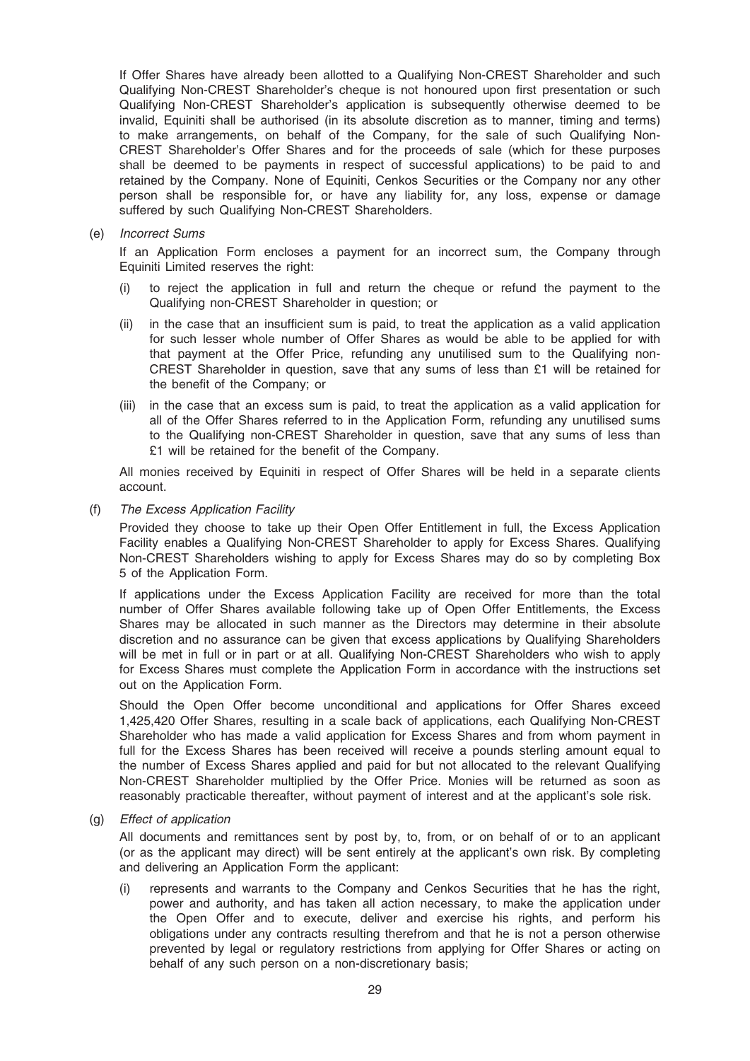If Offer Shares have already been allotted to a Qualifying Non-CREST Shareholder and such Qualifying Non-CREST Shareholder's cheque is not honoured upon first presentation or such Qualifying Non-CREST Shareholder's application is subsequently otherwise deemed to be invalid, Equiniti shall be authorised (in its absolute discretion as to manner, timing and terms) to make arrangements, on behalf of the Company, for the sale of such Qualifying Non-CREST Shareholder's Offer Shares and for the proceeds of sale (which for these purposes shall be deemed to be payments in respect of successful applications) to be paid to and retained by the Company. None of Equiniti, Cenkos Securities or the Company nor any other person shall be responsible for, or have any liability for, any loss, expense or damage suffered by such Qualifying Non-CREST Shareholders.

(e) *Incorrect Sums*

If an Application Form encloses a payment for an incorrect sum, the Company through Equiniti Limited reserves the right:

(i) to reject the application in full and return the cheque or refund the payment to the Qualifying non-CREST Shareholder in question; or

(ii) in the case that an insufficient sum is paid, to treat the application as a valid application for such lesser whole number of Offer Shares as would be able to be applied for with that payment at the Offer Price, refunding any unutilised sum to the Qualifying non-CREST Shareholder in question, save that any sums of less than £1 will be retained for the benefit of the Company; or

(iii) in the case that an excess sum is paid, to treat the application as a valid application for all of the Offer Shares referred to in the Application Form, refunding any unutilised sums to the Qualifying non-CREST Shareholder in question, save that any sums of less than £1 will be retained for the benefit of the Company.

All monies received by Equiniti in respect of Offer Shares will be held in a separate clients account.

(f) *The Excess Application Facility*

Provided they choose to take up their Open Offer Entitlement in full, the Excess Application Facility enables a Qualifying Non-CREST Shareholder to apply for Excess Shares. Qualifying Non-CREST Shareholders wishing to apply for Excess Shares may do so by completing Box 5 of the Application Form.

If applications under the Excess Application Facility are received for more than the total number of Offer Shares available following take up of Open Offer Entitlements, the Excess Shares may be allocated in such manner as the Directors may determine in their absolute discretion and no assurance can be given that excess applications by Qualifying Shareholders will be met in full or in part or at all. Qualifying Non-CREST Shareholders who wish to apply for Excess Shares must complete the Application Form in accordance with the instructions set out on the Application Form.

Should the Open Offer become unconditional and applications for Offer Shares exceed 1,425,420 Offer Shares, resulting in a scale back of applications, each Qualifying Non-CREST Shareholder who has made a valid application for Excess Shares and from whom payment in full for the Excess Shares has been received will receive a pounds sterling amount equal to the number of Excess Shares applied and paid for but not allocated to the relevant Qualifying Non-CREST Shareholder multiplied by the Offer Price. Monies will be returned as soon as reasonably practicable thereafter, without payment of interest and at the applicant's sole risk.

(g) *Effect of application*

All documents and remittances sent by post by, to, from, or on behalf of or to an applicant (or as the applicant may direct) will be sent entirely at the applicant's own risk. By completing and delivering an Application Form the applicant:

(i) represents and warrants to the Company and Cenkos Securities that he has the right, power and authority, and has taken all action necessary, to make the application under the Open Offer and to execute, deliver and exercise his rights, and perform his obligations under any contracts resulting therefrom and that he is not a person otherwise prevented by legal or regulatory restrictions from applying for Offer Shares or acting on behalf of any such person on a non-discretionary basis;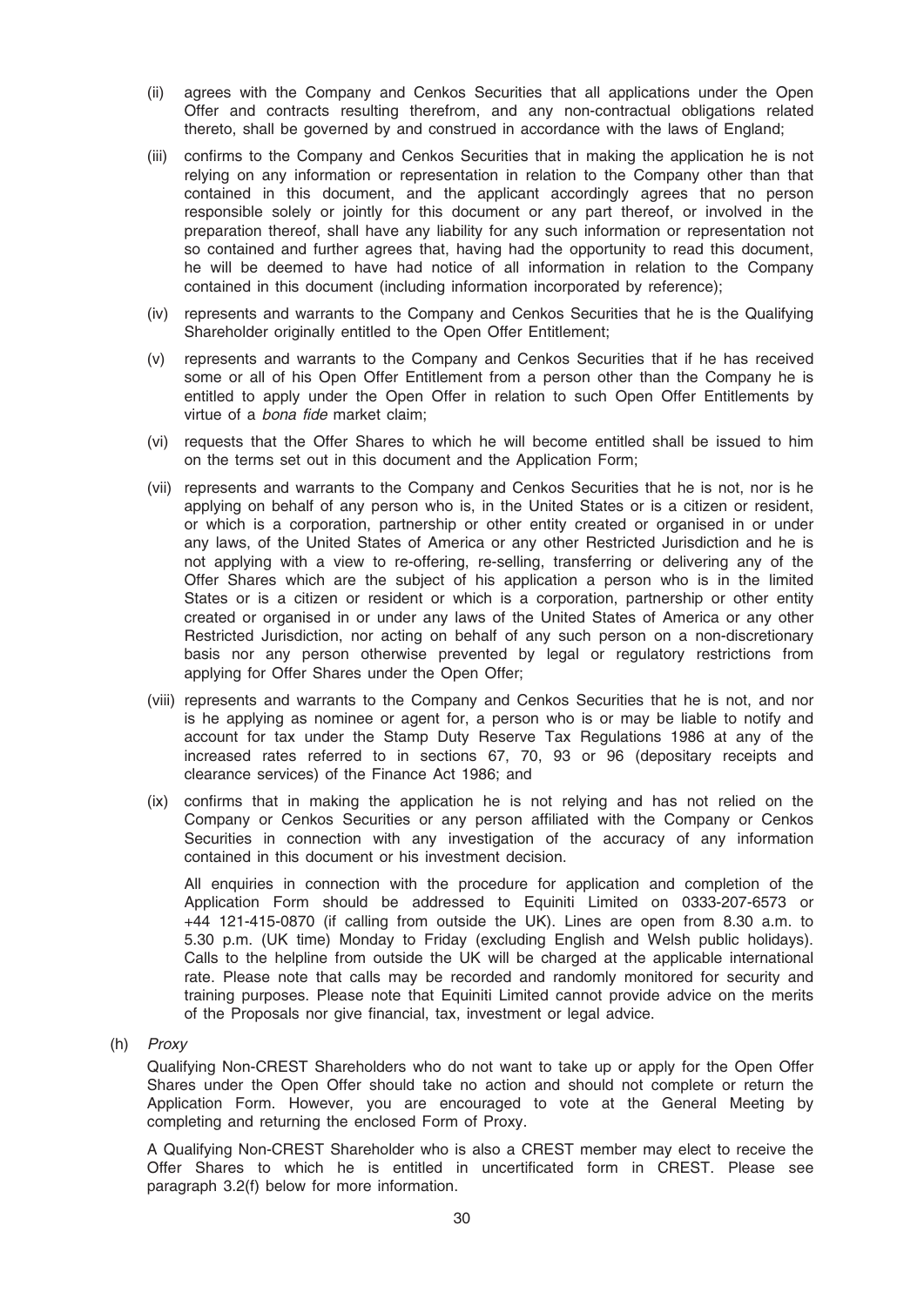(ii) agrees with the Company and Cenkos Securities that all applications under the Open Offer and contracts resulting therefrom, and any non-contractual obligations related thereto, shall be governed by and construed in accordance with the laws of England;

(iii) confirms to the Company and Cenkos Securities that in making the application he is not relying on any information or representation in relation to the Company other than that contained in this document, and the applicant accordingly agrees that no person responsible solely or jointly for this document or any part thereof, or involved in the preparation thereof, shall have any liability for any such information or representation not so contained and further agrees that, having had the opportunity to read this document, he will be deemed to have had notice of all information in relation to the Company contained in this document (including information incorporated by reference);

(iv) represents and warrants to the Company and Cenkos Securities that he is the Qualifying Shareholder originally entitled to the Open Offer Entitlement;

(v) represents and warrants to the Company and Cenkos Securities that if he has received some or all of his Open Offer Entitlement from a person other than the Company he is entitled to apply under the Open Offer in relation to such Open Offer Entitlements by virtue of a *bona fide* market claim;

(vi) requests that the Offer Shares to which he will become entitled shall be issued to him on the terms set out in this document and the Application Form;

(vii) represents and warrants to the Company and Cenkos Securities that he is not, nor is he applying on behalf of any person who is, in the United States or is a citizen or resident, or which is a corporation, partnership or other entity created or organised in or under any laws, of the United States of America or any other Restricted Jurisdiction and he is not applying with a view to re-offering, re-selling, transferring or delivering any of the Offer Shares which are the subject of his application a person who is in the limited States or is a citizen or resident or which is a corporation, partnership or other entity created or organised in or under any laws of the United States of America or any other Restricted Jurisdiction, nor acting on behalf of any such person on a non-discretionary basis nor any person otherwise prevented by legal or regulatory restrictions from applying for Offer Shares under the Open Offer;

(viii) represents and warrants to the Company and Cenkos Securities that he is not, and nor is he applying as nominee or agent for, a person who is or may be liable to notify and account for tax under the Stamp Duty Reserve Tax Regulations 1986 at any of the increased rates referred to in sections 67, 70, 93 or 96 (depositary receipts and clearance services) of the Finance Act 1986; and

(ix) confirms that in making the application he is not relying and has not relied on the Company or Cenkos Securities or any person affiliated with the Company or Cenkos Securities in connection with any investigation of the accuracy of any information contained in this document or his investment decision.

All enquiries in connection with the procedure for application and completion of the Application Form should be addressed to Equiniti Limited on 0333-207-6573 or +44 121-415-0870 (if calling from outside the UK). Lines are open from 8.30 a.m. to 5.30 p.m. (UK time) Monday to Friday (excluding English and Welsh public holidays). Calls to the helpline from outside the UK will be charged at the applicable international rate. Please note that calls may be recorded and randomly monitored for security and training purposes. Please note that Equiniti Limited cannot provide advice on the merits of the Proposals nor give financial, tax, investment or legal advice.

(h) *Proxy*

Qualifying Non-CREST Shareholders who do not want to take up or apply for the Open Offer Shares under the Open Offer should take no action and should not complete or return the Application Form. However, you are encouraged to vote at the General Meeting by completing and returning the enclosed Form of Proxy.

A Qualifying Non-CREST Shareholder who is also a CREST member may elect to receive the Offer Shares to which he is entitled in uncertificated form in CREST. Please see paragraph 3.2(f) below for more information.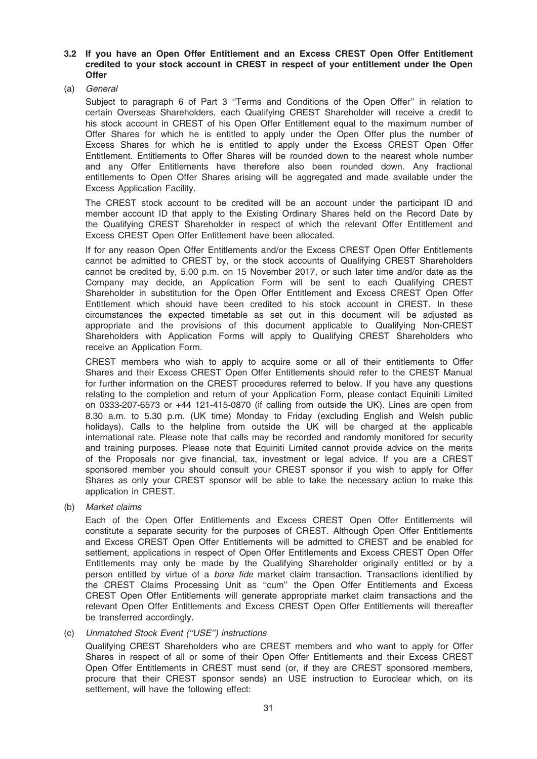### 3.2 If you have an Open Offer Entitlement and an Excess CREST Open Offer Entitlement credited to your stock account in CREST in respect of your entitlement under the Open Offer

(a) *General*

Subject to paragraph 6 of Part 3 ''Terms and Conditions of the Open Offer'' in relation to certain Overseas Shareholders, each Qualifying CREST Shareholder will receive a credit to his stock account in CREST of his Open Offer Entitlement equal to the maximum number of Offer Shares for which he is entitled to apply under the Open Offer plus the number of Excess Shares for which he is entitled to apply under the Excess CREST Open Offer Entitlement. Entitlements to Offer Shares will be rounded down to the nearest whole number and any Offer Entitlements have therefore also been rounded down. Any fractional entitlements to Open Offer Shares arising will be aggregated and made available under the Excess Application Facility.

The CREST stock account to be credited will be an account under the participant ID and member account ID that apply to the Existing Ordinary Shares held on the Record Date by the Qualifying CREST Shareholder in respect of which the relevant Offer Entitlement and Excess CREST Open Offer Entitlement have been allocated.

If for any reason Open Offer Entitlements and/or the Excess CREST Open Offer Entitlements cannot be admitted to CREST by, or the stock accounts of Qualifying CREST Shareholders cannot be credited by, 5.00 p.m. on 15 November 2017, or such later time and/or date as the Company may decide, an Application Form will be sent to each Qualifying CREST Shareholder in substitution for the Open Offer Entitlement and Excess CREST Open Offer Entitlement which should have been credited to his stock account in CREST. In these circumstances the expected timetable as set out in this document will be adjusted as appropriate and the provisions of this document applicable to Qualifying Non-CREST Shareholders with Application Forms will apply to Qualifying CREST Shareholders who receive an Application Form.

CREST members who wish to apply to acquire some or all of their entitlements to Offer Shares and their Excess CREST Open Offer Entitlements should refer to the CREST Manual for further information on the CREST procedures referred to below. If you have any questions relating to the completion and return of your Application Form, please contact Equiniti Limited on 0333-207-6573 or +44 121-415-0870 (if calling from outside the UK). Lines are open from 8.30 a.m. to 5.30 p.m. (UK time) Monday to Friday (excluding English and Welsh public holidays). Calls to the helpline from outside the UK will be charged at the applicable international rate. Please note that calls may be recorded and randomly monitored for security and training purposes. Please note that Equiniti Limited cannot provide advice on the merits of the Proposals nor give financial, tax, investment or legal advice. If you are a CREST sponsored member you should consult your CREST sponsor if you wish to apply for Offer Shares as only your CREST sponsor will be able to take the necessary action to make this application in CREST.

(b) *Market claims*

Each of the Open Offer Entitlements and Excess CREST Open Offer Entitlements will constitute a separate security for the purposes of CREST. Although Open Offer Entitlements and Excess CREST Open Offer Entitlements will be admitted to CREST and be enabled for settlement, applications in respect of Open Offer Entitlements and Excess CREST Open Offer Entitlements may only be made by the Qualifying Shareholder originally entitled or by a person entitled by virtue of a *bona fide* market claim transaction. Transactions identified by the CREST Claims Processing Unit as ''cum'' the Open Offer Entitlements and Excess CREST Open Offer Entitlements will generate appropriate market claim transactions and the relevant Open Offer Entitlements and Excess CREST Open Offer Entitlements will thereafter be transferred accordingly.

(c) *Unmatched Stock Event (''USE'') instructions*

Qualifying CREST Shareholders who are CREST members and who want to apply for Offer Shares in respect of all or some of their Open Offer Entitlements and their Excess CREST Open Offer Entitlements in CREST must send (or, if they are CREST sponsored members, procure that their CREST sponsor sends) an USE instruction to Euroclear which, on its settlement, will have the following effect: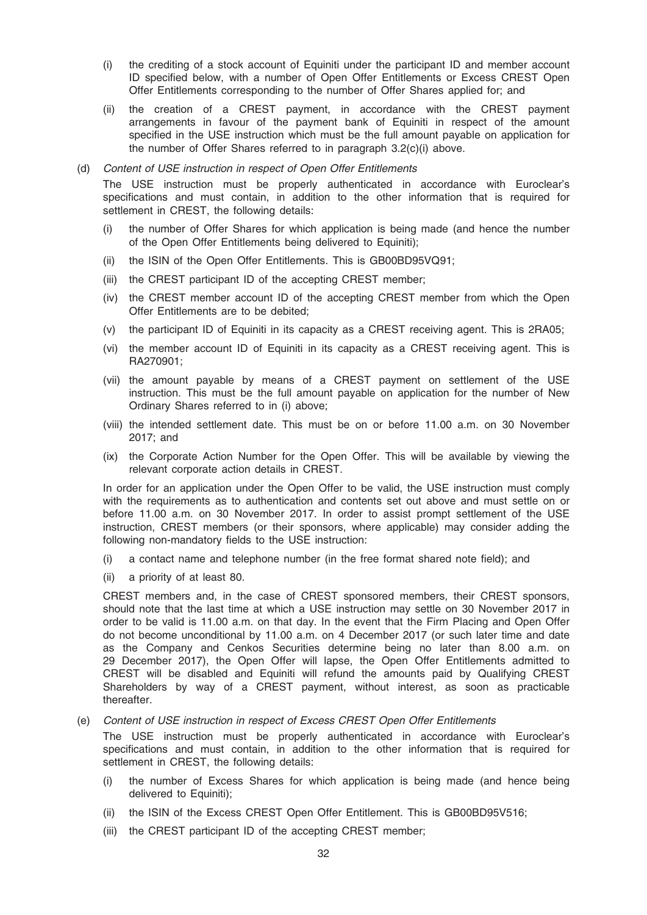(i) the crediting of a stock account of Equiniti under the participant ID and member account ID specified below, with a number of Open Offer Entitlements or Excess CREST Open Offer Entitlements corresponding to the number of Offer Shares applied for; and

(ii) the creation of a CREST payment, in accordance with the CREST payment arrangements in favour of the payment bank of Equiniti in respect of the amount specified in the USE instruction which must be the full amount payable on application for the number of Offer Shares referred to in paragraph 3.2(c)(i) above.

(d) *Content of USE instruction in respect of Open Offer Entitlements*

The USE instruction must be properly authenticated in accordance with Euroclear's specifications and must contain, in addition to the other information that is required for settlement in CREST, the following details:

(i) the number of Offer Shares for which application is being made (and hence the number of the Open Offer Entitlements being delivered to Equiniti);

(ii) the ISIN of the Open Offer Entitlements. This is GB00BD95VQ91;

(iii) the CREST participant ID of the accepting CREST member;

(iv) the CREST member account ID of the accepting CREST member from which the Open Offer Entitlements are to be debited;

(v) the participant ID of Equiniti in its capacity as a CREST receiving agent. This is 2RA05;

(vi) the member account ID of Equiniti in its capacity as a CREST receiving agent. This is RA270901;

(vii) the amount payable by means of a CREST payment on settlement of the USE instruction. This must be the full amount payable on application for the number of New Ordinary Shares referred to in (i) above;

(viii) the intended settlement date. This must be on or before 11.00 a.m. on 30 November 2017; and

(ix) the Corporate Action Number for the Open Offer. This will be available by viewing the relevant corporate action details in CREST.

In order for an application under the Open Offer to be valid, the USE instruction must comply with the requirements as to authentication and contents set out above and must settle on or before 11.00 a.m. on 30 November 2017. In order to assist prompt settlement of the USE instruction, CREST members (or their sponsors, where applicable) may consider adding the following non-mandatory fields to the USE instruction:

(i) a contact name and telephone number (in the free format shared note field); and

(ii) a priority of at least 80.

CREST members and, in the case of CREST sponsored members, their CREST sponsors, should note that the last time at which a USE instruction may settle on 30 November 2017 in order to be valid is 11.00 a.m. on that day. In the event that the Firm Placing and Open Offer do not become unconditional by 11.00 a.m. on 4 December 2017 (or such later time and date as the Company and Cenkos Securities determine being no later than 8.00 a.m. on 29 December 2017), the Open Offer will lapse, the Open Offer Entitlements admitted to CREST will be disabled and Equiniti will refund the amounts paid by Qualifying CREST Shareholders by way of a CREST payment, without interest, as soon as practicable thereafter.

(e) *Content of USE instruction in respect of Excess CREST Open Offer Entitlements*

The USE instruction must be properly authenticated in accordance with Euroclear's specifications and must contain, in addition to the other information that is required for settlement in CREST, the following details:

(i) the number of Excess Shares for which application is being made (and hence being delivered to Equiniti);

(ii) the ISIN of the Excess CREST Open Offer Entitlement. This is GB00BD95V516;

(iii) the CREST participant ID of the accepting CREST member;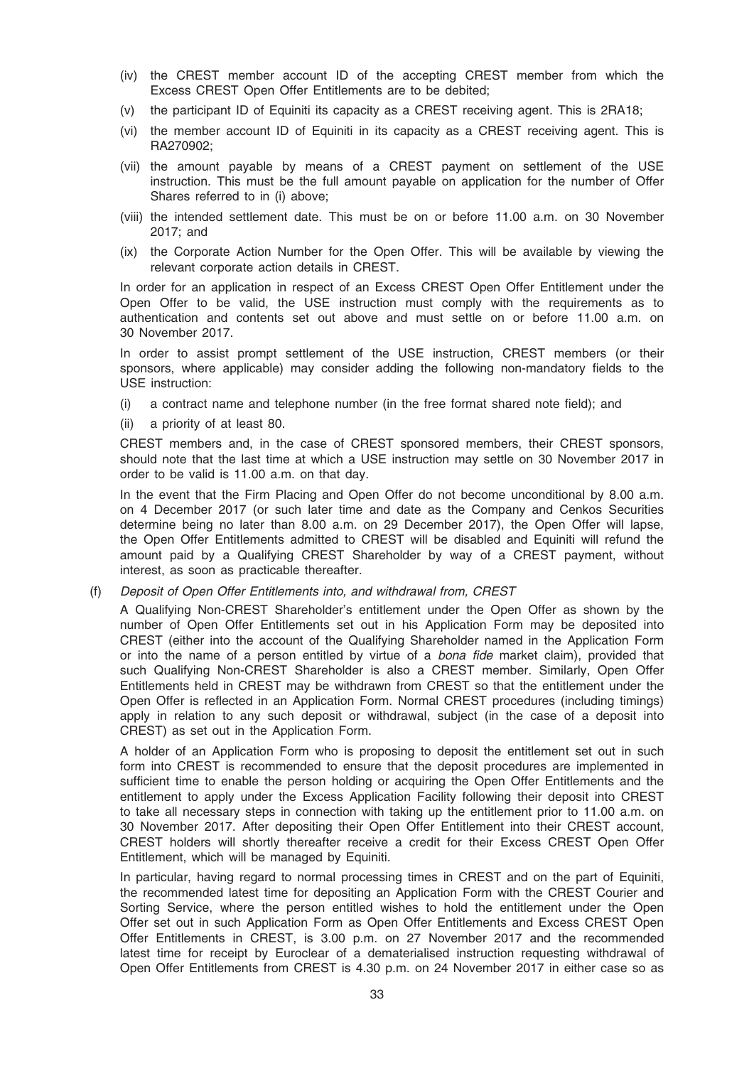(iv) the CREST member account ID of the accepting CREST member from which the Excess CREST Open Offer Entitlements are to be debited;

(v) the participant ID of Equiniti its capacity as a CREST receiving agent. This is 2RA18;

(vi) the member account ID of Equiniti in its capacity as a CREST receiving agent. This is RA270902;

(vii) the amount payable by means of a CREST payment on settlement of the USE instruction. This must be the full amount payable on application for the number of Offer Shares referred to in (i) above;

(viii) the intended settlement date. This must be on or before 11.00 a.m. on 30 November 2017; and

(ix) the Corporate Action Number for the Open Offer. This will be available by viewing the relevant corporate action details in CREST.

In order for an application in respect of an Excess CREST Open Offer Entitlement under the Open Offer to be valid, the USE instruction must comply with the requirements as to authentication and contents set out above and must settle on or before 11.00 a.m. on 30 November 2017.

In order to assist prompt settlement of the USE instruction, CREST members (or their sponsors, where applicable) may consider adding the following non-mandatory fields to the USE instruction:

(i) a contract name and telephone number (in the free format shared note field); and

(ii) a priority of at least 80.

CREST members and, in the case of CREST sponsored members, their CREST sponsors, should note that the last time at which a USE instruction may settle on 30 November 2017 in order to be valid is 11.00 a.m. on that day.

In the event that the Firm Placing and Open Offer do not become unconditional by 8.00 a.m. on 4 December 2017 (or such later time and date as the Company and Cenkos Securities determine being no later than 8.00 a.m. on 29 December 2017), the Open Offer will lapse, the Open Offer Entitlements admitted to CREST will be disabled and Equiniti will refund the amount paid by a Qualifying CREST Shareholder by way of a CREST payment, without interest, as soon as practicable thereafter.

(f) *Deposit of Open Offer Entitlements into, and withdrawal from, CREST*

A Qualifying Non-CREST Shareholder's entitlement under the Open Offer as shown by the number of Open Offer Entitlements set out in his Application Form may be deposited into CREST (either into the account of the Qualifying Shareholder named in the Application Form or into the name of a person entitled by virtue of a *bona fide* market claim), provided that such Qualifying Non-CREST Shareholder is also a CREST member. Similarly, Open Offer Entitlements held in CREST may be withdrawn from CREST so that the entitlement under the Open Offer is reflected in an Application Form. Normal CREST procedures (including timings) apply in relation to any such deposit or withdrawal, subject (in the case of a deposit into CREST) as set out in the Application Form.

A holder of an Application Form who is proposing to deposit the entitlement set out in such form into CREST is recommended to ensure that the deposit procedures are implemented in sufficient time to enable the person holding or acquiring the Open Offer Entitlements and the entitlement to apply under the Excess Application Facility following their deposit into CREST to take all necessary steps in connection with taking up the entitlement prior to 11.00 a.m. on 30 November 2017. After depositing their Open Offer Entitlement into their CREST account, CREST holders will shortly thereafter receive a credit for their Excess CREST Open Offer Entitlement, which will be managed by Equiniti.

In particular, having regard to normal processing times in CREST and on the part of Equiniti, the recommended latest time for depositing an Application Form with the CREST Courier and Sorting Service, where the person entitled wishes to hold the entitlement under the Open Offer set out in such Application Form as Open Offer Entitlements and Excess CREST Open Offer Entitlements in CREST, is 3.00 p.m. on 27 November 2017 and the recommended latest time for receipt by Euroclear of a dematerialised instruction requesting withdrawal of Open Offer Entitlements from CREST is 4.30 p.m. on 24 November 2017 in either case so as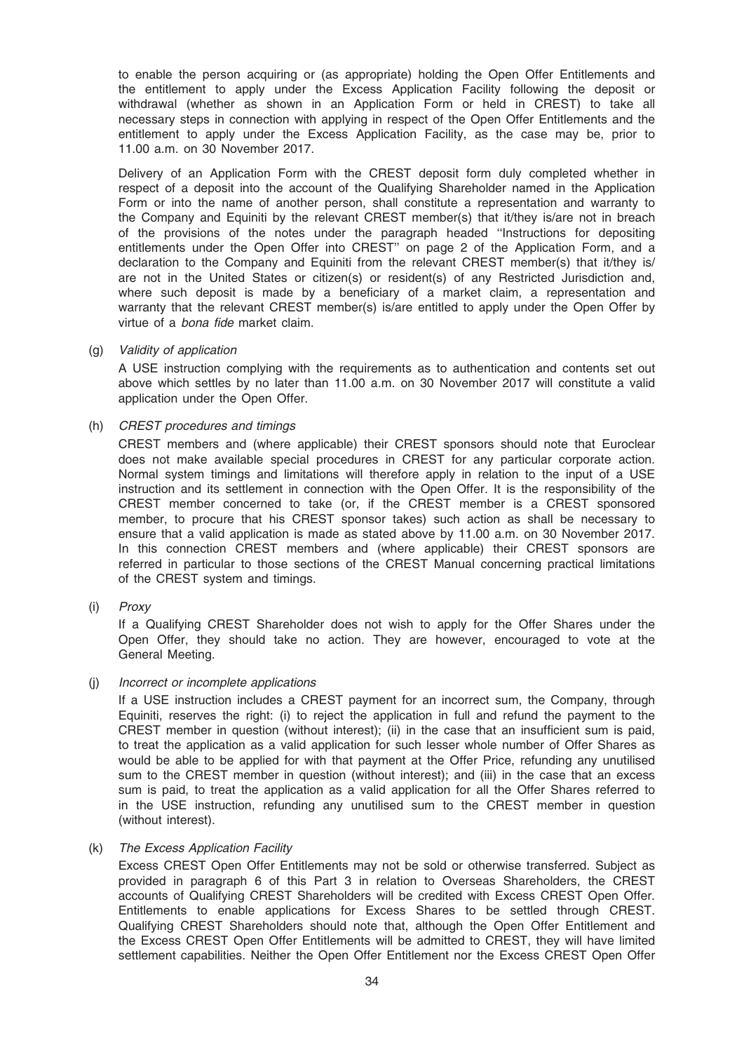to enable the person acquiring or (as appropriate) holding the Open Offer Entitlements and the entitlement to apply under the Excess Application Facility following the deposit or withdrawal (whether as shown in an Application Form or held in CREST) to take all necessary steps in connection with applying in respect of the Open Offer Entitlements and the entitlement to apply under the Excess Application Facility, as the case may be, prior to 11.00 a.m. on 30 November 2017.

Delivery of an Application Form with the CREST deposit form duly completed whether in respect of a deposit into the account of the Qualifying Shareholder named in the Application Form or into the name of another person, shall constitute a representation and warranty to the Company and Equiniti by the relevant CREST member(s) that it/they is/are not in breach of the provisions of the notes under the paragraph headed ''Instructions for depositing entitlements under the Open Offer into CREST'' on page 2 of the Application Form, and a declaration to the Company and Equiniti from the relevant CREST member(s) that it/they is/are not in the United States or citizen(s) or resident(s) of any Restricted Jurisdiction and, where such deposit is made by a beneficiary of a market claim, a representation and warranty that the relevant CREST member(s) is/are entitled to apply under the Open Offer by virtue of a *bona fide* market claim.

(g) *Validity of application*

A USE instruction complying with the requirements as to authentication and contents set out above which settles by no later than 11.00 a.m. on 30 November 2017 will constitute a valid application under the Open Offer.

(h) *CREST procedures and timings*

CREST members and (where applicable) their CREST sponsors should note that Euroclear does not make available special procedures in CREST for any particular corporate action. Normal system timings and limitations will therefore apply in relation to the input of a USE instruction and its settlement in connection with the Open Offer. It is the responsibility of the CREST member concerned to take (or, if the CREST member is a CREST sponsored member, to procure that his CREST sponsor takes) such action as shall be necessary to ensure that a valid application is made as stated above by 11.00 a.m. on 30 November 2017. In this connection CREST members and (where applicable) their CREST sponsors are referred in particular to those sections of the CREST Manual concerning practical limitations of the CREST system and timings.

(i) *Proxy*

If a Qualifying CREST Shareholder does not wish to apply for the Offer Shares under the Open Offer, they should take no action. They are however, encouraged to vote at the General Meeting.

(j) *Incorrect or incomplete applications*

If a USE instruction includes a CREST payment for an incorrect sum, the Company, through Equiniti, reserves the right: (i) to reject the application in full and refund the payment to the CREST member in question (without interest); (ii) in the case that an insufficient sum is paid, to treat the application as a valid application for such lesser whole number of Offer Shares as would be able to be applied for with that payment at the Offer Price, refunding any unutilised sum to the CREST member in question (without interest); and (iii) in the case that an excess sum is paid, to treat the application as a valid application for all the Offer Shares referred to in the USE instruction, refunding any unutilised sum to the CREST member in question (without interest).

(k) *The Excess Application Facility*

Excess CREST Open Offer Entitlements may not be sold or otherwise transferred. Subject as provided in paragraph 6 of this Part 3 in relation to Overseas Shareholders, the CREST accounts of Qualifying CREST Shareholders will be credited with Excess CREST Open Offer. Entitlements to enable applications for Excess Shares to be settled through CREST. Qualifying CREST Shareholders should note that, although the Open Offer Entitlement and the Excess CREST Open Offer Entitlements will be admitted to CREST, they will have limited settlement capabilities. Neither the Open Offer Entitlement nor the Excess CREST Open Offer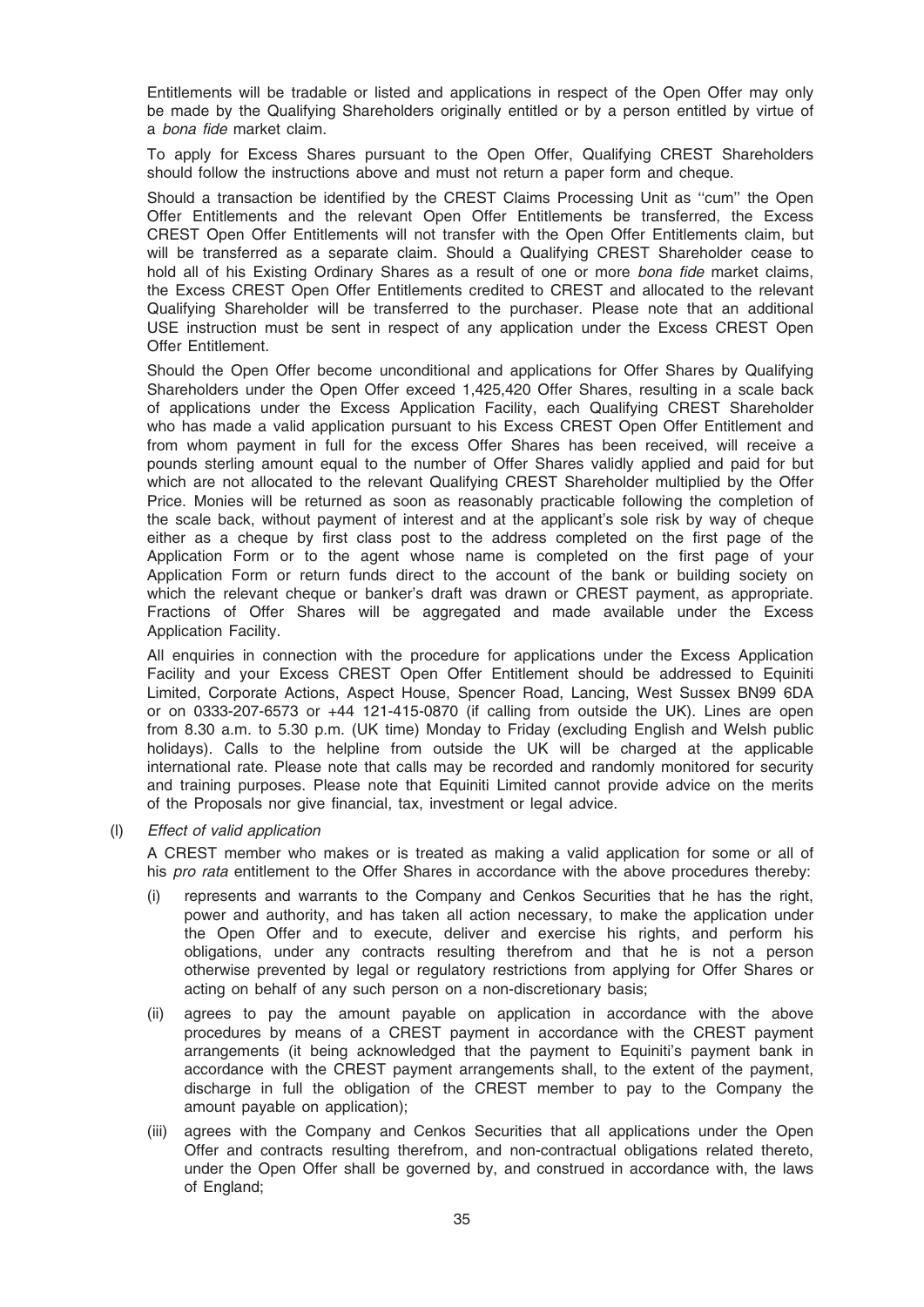Entitlements will be tradable or listed and applications in respect of the Open Offer may only be made by the Qualifying Shareholders originally entitled or by a person entitled by virtue of a *bona fide* market claim.

To apply for Excess Shares pursuant to the Open Offer, Qualifying CREST Shareholders should follow the instructions above and must not return a paper form and cheque.

Should a transaction be identified by the CREST Claims Processing Unit as ''cum'' the Open Offer Entitlements and the relevant Open Offer Entitlements be transferred, the Excess CREST Open Offer Entitlements will not transfer with the Open Offer Entitlements claim, but will be transferred as a separate claim. Should a Qualifying CREST Shareholder cease to hold all of his Existing Ordinary Shares as a result of one or more *bona fide* market claims, the Excess CREST Open Offer Entitlements credited to CREST and allocated to the relevant Qualifying Shareholder will be transferred to the purchaser. Please note that an additional USE instruction must be sent in respect of any application under the Excess CREST Open Offer Entitlement.

Should the Open Offer become unconditional and applications for Offer Shares by Qualifying Shareholders under the Open Offer exceed 1,425,420 Offer Shares, resulting in a scale back of applications under the Excess Application Facility, each Qualifying CREST Shareholder who has made a valid application pursuant to his Excess CREST Open Offer Entitlement and from whom payment in full for the excess Offer Shares has been received, will receive a pounds sterling amount equal to the number of Offer Shares validly applied and paid for but which are not allocated to the relevant Qualifying CREST Shareholder multiplied by the Offer Price. Monies will be returned as soon as reasonably practicable following the completion of the scale back, without payment of interest and at the applicant's sole risk by way of cheque either as a cheque by first class post to the address completed on the first page of the Application Form or to the agent whose name is completed on the first page of your Application Form or return funds direct to the account of the bank or building society on which the relevant cheque or banker's draft was drawn or CREST payment, as appropriate. Fractions of Offer Shares will be aggregated and made available under the Excess Application Facility.

All enquiries in connection with the procedure for applications under the Excess Application Facility and your Excess CREST Open Offer Entitlement should be addressed to Equiniti Limited, Corporate Actions, Aspect House, Spencer Road, Lancing, West Sussex BN99 6DA or on 0333-207-6573 or +44 121-415-0870 (if calling from outside the UK). Lines are open from 8.30 a.m. to 5.30 p.m. (UK time) Monday to Friday (excluding English and Welsh public holidays). Calls to the helpline from outside the UK will be charged at the applicable international rate. Please note that calls may be recorded and randomly monitored for security and training purposes. Please note that Equiniti Limited cannot provide advice on the merits of the Proposals nor give financial, tax, investment or legal advice.

(l) *Effect of valid application*

A CREST member who makes or is treated as making a valid application for some or all of his *pro rata* entitlement to the Offer Shares in accordance with the above procedures thereby:

(i) represents and warrants to the Company and Cenkos Securities that he has the right, power and authority, and has taken all action necessary, to make the application under the Open Offer and to execute, deliver and exercise his rights, and perform his obligations, under any contracts resulting therefrom and that he is not a person otherwise prevented by legal or regulatory restrictions from applying for Offer Shares or acting on behalf of any such person on a non-discretionary basis;

(ii) agrees to pay the amount payable on application in accordance with the above procedures by means of a CREST payment in accordance with the CREST payment arrangements (it being acknowledged that the payment to Equiniti's payment bank in accordance with the CREST payment arrangements shall, to the extent of the payment, discharge in full the obligation of the CREST member to pay to the Company the amount payable on application);

(iii) agrees with the Company and Cenkos Securities that all applications under the Open Offer and contracts resulting therefrom, and non-contractual obligations related thereto, under the Open Offer shall be governed by, and construed in accordance with, the laws of England;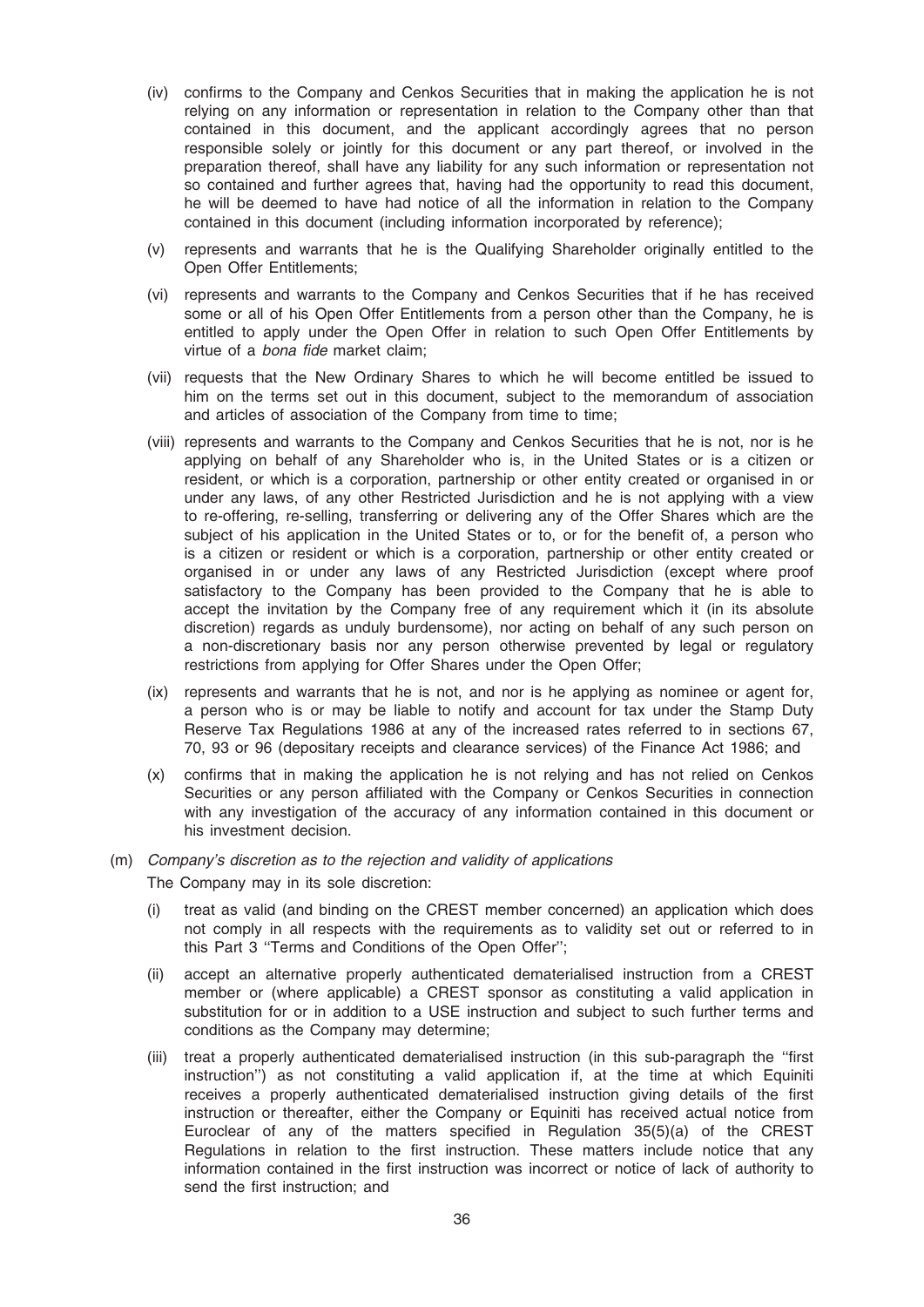(iv) confirms to the Company and Cenkos Securities that in making the application he is not relying on any information or representation in relation to the Company other than that contained in this document, and the applicant accordingly agrees that no person responsible solely or jointly for this document or any part thereof, or involved in the preparation thereof, shall have any liability for any such information or representation not so contained and further agrees that, having had the opportunity to read this document, he will be deemed to have had notice of all the information in relation to the Company contained in this document (including information incorporated by reference);

(v) represents and warrants that he is the Qualifying Shareholder originally entitled to the Open Offer Entitlements;

(vi) represents and warrants to the Company and Cenkos Securities that if he has received some or all of his Open Offer Entitlements from a person other than the Company, he is entitled to apply under the Open Offer in relation to such Open Offer Entitlements by virtue of a *bona fide* market claim;

(vii) requests that the New Ordinary Shares to which he will become entitled be issued to him on the terms set out in this document, subject to the memorandum of association and articles of association of the Company from time to time;

(viii) represents and warrants to the Company and Cenkos Securities that he is not, nor is he applying on behalf of any Shareholder who is, in the United States or is a citizen or resident, or which is a corporation, partnership or other entity created or organised in or under any laws, of any other Restricted Jurisdiction and he is not applying with a view to re-offering, re-selling, transferring or delivering any of the Offer Shares which are the subject of his application in the United States or to, or for the benefit of, a person who is a citizen or resident or which is a corporation, partnership or other entity created or organised in or under any laws of any Restricted Jurisdiction (except where proof satisfactory to the Company has been provided to the Company that he is able to accept the invitation by the Company free of any requirement which it (in its absolute discretion) regards as unduly burdensome), nor acting on behalf of any such person on a non-discretionary basis nor any person otherwise prevented by legal or regulatory restrictions from applying for Offer Shares under the Open Offer;

(ix) represents and warrants that he is not, and nor is he applying as nominee or agent for, a person who is or may be liable to notify and account for tax under the Stamp Duty Reserve Tax Regulations 1986 at any of the increased rates referred to in sections 67, 70, 93 or 96 (depositary receipts and clearance services) of the Finance Act 1986; and

(x) confirms that in making the application he is not relying and has not relied on Cenkos Securities or any person affiliated with the Company or Cenkos Securities in connection with any investigation of the accuracy of any information contained in this document or his investment decision.

(m) *Company's discretion as to the rejection and validity of applications*

The Company may in its sole discretion:

(i) treat as valid (and binding on the CREST member concerned) an application which does not comply in all respects with the requirements as to validity set out or referred to in this Part 3 ''Terms and Conditions of the Open Offer'';

(ii) accept an alternative properly authenticated dematerialised instruction from a CREST member or (where applicable) a CREST sponsor as constituting a valid application in substitution for or in addition to a USE instruction and subject to such further terms and conditions as the Company may determine;

(iii) treat a properly authenticated dematerialised instruction (in this sub-paragraph the ''first instruction'') as not constituting a valid application if, at the time at which Equiniti receives a properly authenticated dematerialised instruction giving details of the first instruction or thereafter, either the Company or Equiniti has received actual notice from Euroclear of any of the matters specified in Regulation 35(5)(a) of the CREST Regulations in relation to the first instruction. These matters include notice that any information contained in the first instruction was incorrect or notice of lack of authority to send the first instruction; and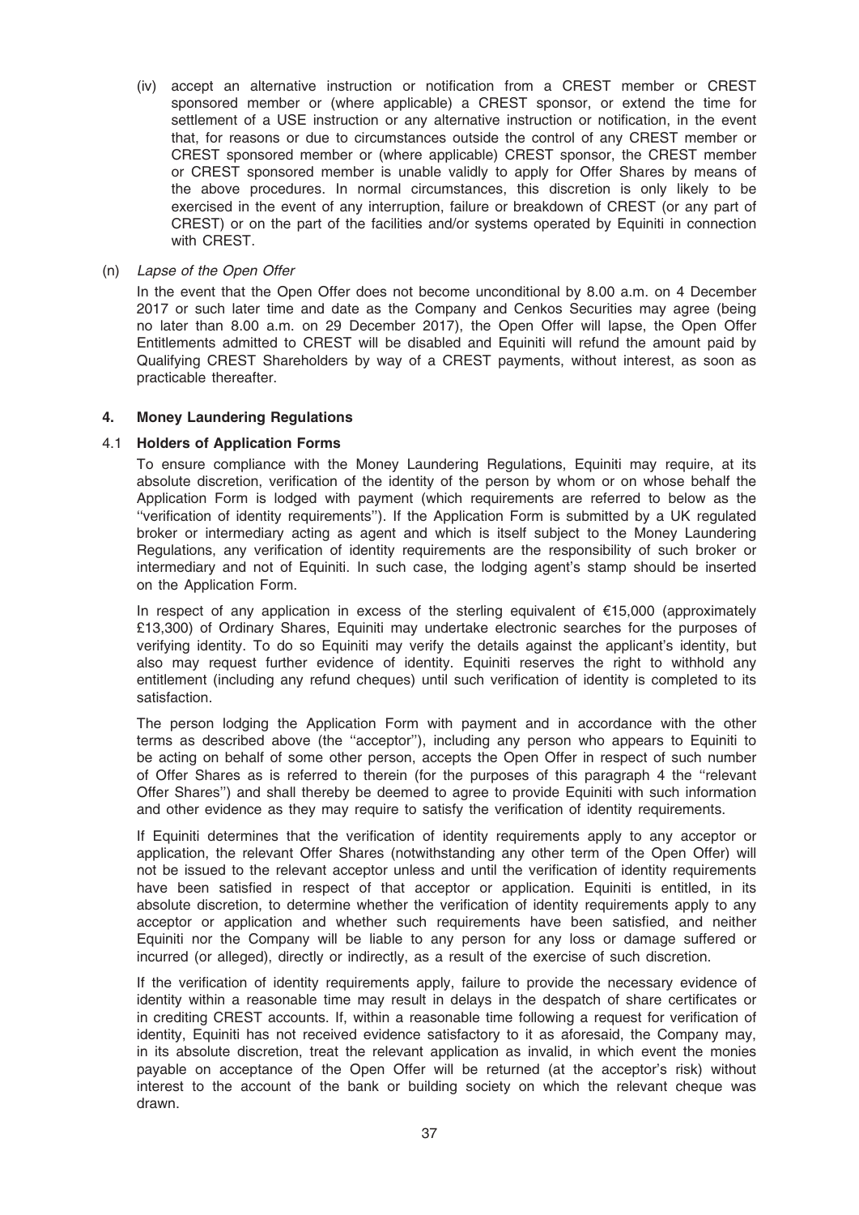(iv) accept an alternative instruction or notification from a CREST member or CREST sponsored member or (where applicable) a CREST sponsor, or extend the time for settlement of a USE instruction or any alternative instruction or notification, in the event that, for reasons or due to circumstances outside the control of any CREST member or CREST sponsored member or (where applicable) CREST sponsor, the CREST member or CREST sponsored member is unable validly to apply for Offer Shares by means of the above procedures. In normal circumstances, this discretion is only likely to be exercised in the event of any interruption, failure or breakdown of CREST (or any part of CREST) or on the part of the facilities and/or systems operated by Equiniti in connection with CREST.

(n) *Lapse of the Open Offer*

In the event that the Open Offer does not become unconditional by 8.00 a.m. on 4 December 2017 or such later time and date as the Company and Cenkos Securities may agree (being no later than 8.00 a.m. on 29 December 2017), the Open Offer will lapse, the Open Offer Entitlements admitted to CREST will be disabled and Equiniti will refund the amount paid by Qualifying CREST Shareholders by way of a CREST payments, without interest, as soon as practicable thereafter.

## 4. Money Laundering Regulations

### 4.1 Holders of Application Forms

To ensure compliance with the Money Laundering Regulations, Equiniti may require, at its absolute discretion, verification of the identity of the person by whom or on whose behalf the Application Form is lodged with payment (which requirements are referred to below as the "verification of identity requirements"). If the Application Form is submitted by a UK regulated broker or intermediary acting as agent and which is itself subject to the Money Laundering Regulations, any verification of identity requirements are the responsibility of such broker or intermediary and not of Equiniti. In such case, the lodging agent's stamp should be inserted on the Application Form.

In respect of any application in excess of the sterling equivalent of €15,000 (approximately £13,300) of Ordinary Shares, Equiniti may undertake electronic searches for the purposes of verifying identity. To do so Equiniti may verify the details against the applicant's identity, but also may request further evidence of identity. Equiniti reserves the right to withhold any entitlement (including any refund cheques) until such verification of identity is completed to its satisfaction.

The person lodging the Application Form with payment and in accordance with the other terms as described above (the "acceptor"), including any person who appears to Equiniti to be acting on behalf of some other person, accepts the Open Offer in respect of such number of Offer Shares as is referred to therein (for the purposes of this paragraph 4 the "relevant Offer Shares") and shall thereby be deemed to agree to provide Equiniti with such information and other evidence as they may require to satisfy the verification of identity requirements.

If Equiniti determines that the verification of identity requirements apply to any acceptor or application, the relevant Offer Shares (notwithstanding any other term of the Open Offer) will not be issued to the relevant acceptor unless and until the verification of identity requirements have been satisfied in respect of that acceptor or application. Equiniti is entitled, in its absolute discretion, to determine whether the verification of identity requirements apply to any acceptor or application and whether such requirements have been satisfied, and neither Equiniti nor the Company will be liable to any person for any loss or damage suffered or incurred (or alleged), directly or indirectly, as a result of the exercise of such discretion.

If the verification of identity requirements apply, failure to provide the necessary evidence of identity within a reasonable time may result in delays in the despatch of share certificates or in crediting CREST accounts. If, within a reasonable time following a request for verification of identity, Equiniti has not received evidence satisfactory to it as aforesaid, the Company may, in its absolute discretion, treat the relevant application as invalid, in which event the monies payable on acceptance of the Open Offer will be returned (at the acceptor's risk) without interest to the account of the bank or building society on which the relevant cheque was drawn.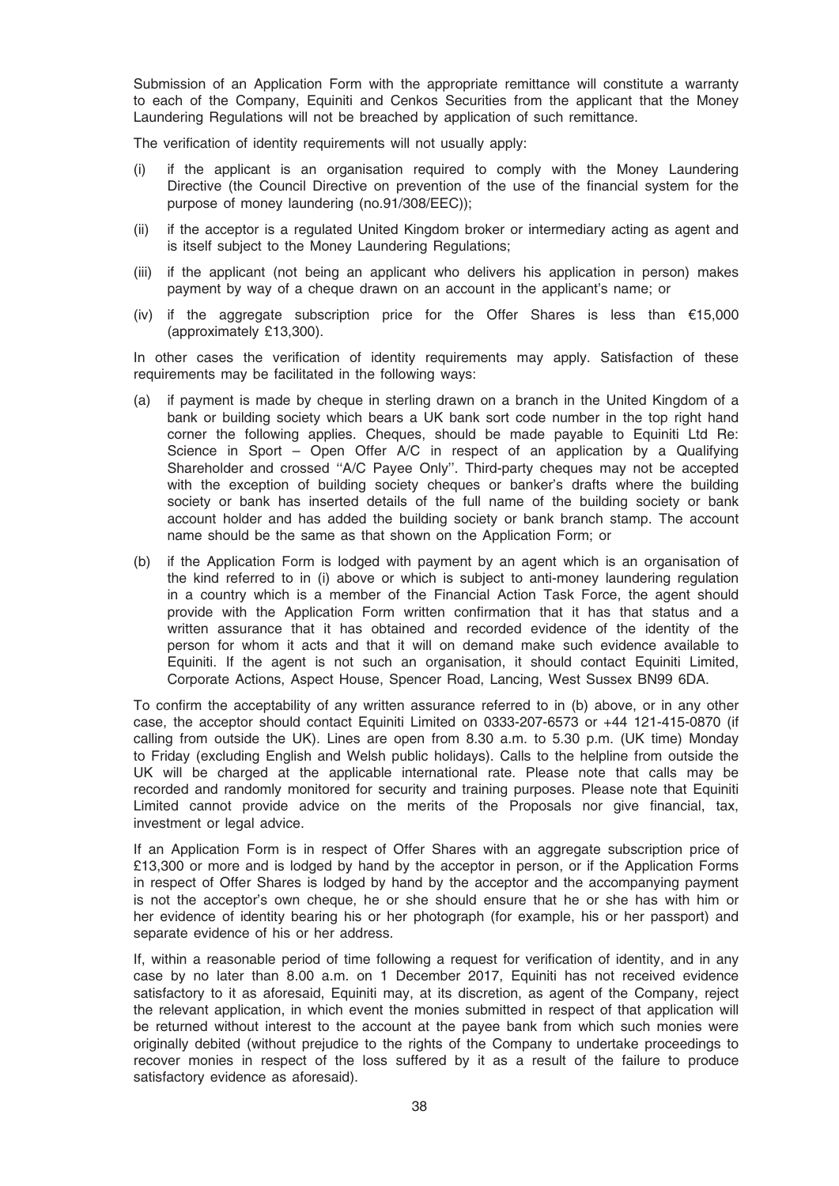Submission of an Application Form with the appropriate remittance will constitute a warranty to each of the Company, Equiniti and Cenkos Securities from the applicant that the Money Laundering Regulations will not be breached by application of such remittance.

The verification of identity requirements will not usually apply:

(i) if the applicant is an organisation required to comply with the Money Laundering Directive (the Council Directive on prevention of the use of the financial system for the purpose of money laundering (no.91/308/EEC));

(ii) if the acceptor is a regulated United Kingdom broker or intermediary acting as agent and is itself subject to the Money Laundering Regulations;

(iii) if the applicant (not being an applicant who delivers his application in person) makes payment by way of a cheque drawn on an account in the applicant's name; or

(iv) if the aggregate subscription price for the Offer Shares is less than €15,000 (approximately £13,300).

In other cases the verification of identity requirements may apply. Satisfaction of these requirements may be facilitated in the following ways:

(a) if payment is made by cheque in sterling drawn on a branch in the United Kingdom of a bank or building society which bears a UK bank sort code number in the top right hand corner the following applies. Cheques, should be made payable to Equiniti Ltd Re: Science in Sport – Open Offer A/C in respect of an application by a Qualifying Shareholder and crossed ''A/C Payee Only''. Third-party cheques may not be accepted with the exception of building society cheques or banker's drafts where the building society or bank has inserted details of the full name of the building society or bank account holder and has added the building society or bank branch stamp. The account name should be the same as that shown on the Application Form; or

(b) if the Application Form is lodged with payment by an agent which is an organisation of the kind referred to in (i) above or which is subject to anti-money laundering regulation in a country which is a member of the Financial Action Task Force, the agent should provide with the Application Form written confirmation that it has that status and a written assurance that it has obtained and recorded evidence of the identity of the person for whom it acts and that it will on demand make such evidence available to Equiniti. If the agent is not such an organisation, it should contact Equiniti Limited, Corporate Actions, Aspect House, Spencer Road, Lancing, West Sussex BN99 6DA.

To confirm the acceptability of any written assurance referred to in (b) above, or in any other case, the acceptor should contact Equiniti Limited on 0333-207-6573 or +44 121-415-0870 (if calling from outside the UK). Lines are open from 8.30 a.m. to 5.30 p.m. (UK time) Monday to Friday (excluding English and Welsh public holidays). Calls to the helpline from outside the UK will be charged at the applicable international rate. Please note that calls may be recorded and randomly monitored for security and training purposes. Please note that Equiniti Limited cannot provide advice on the merits of the Proposals nor give financial, tax, investment or legal advice.

If an Application Form is in respect of Offer Shares with an aggregate subscription price of £13,300 or more and is lodged by hand by the acceptor in person, or if the Application Forms in respect of Offer Shares is lodged by hand by the acceptor and the accompanying payment is not the acceptor's own cheque, he or she should ensure that he or she has with him or her evidence of identity bearing his or her photograph (for example, his or her passport) and separate evidence of his or her address.

If, within a reasonable period of time following a request for verification of identity, and in any case by no later than 8.00 a.m. on 1 December 2017, Equiniti has not received evidence satisfactory to it as aforesaid, Equiniti may, at its discretion, as agent of the Company, reject the relevant application, in which event the monies submitted in respect of that application will be returned without interest to the account at the payee bank from which such monies were originally debited (without prejudice to the rights of the Company to undertake proceedings to recover monies in respect of the loss suffered by it as a result of the failure to produce satisfactory evidence as aforesaid).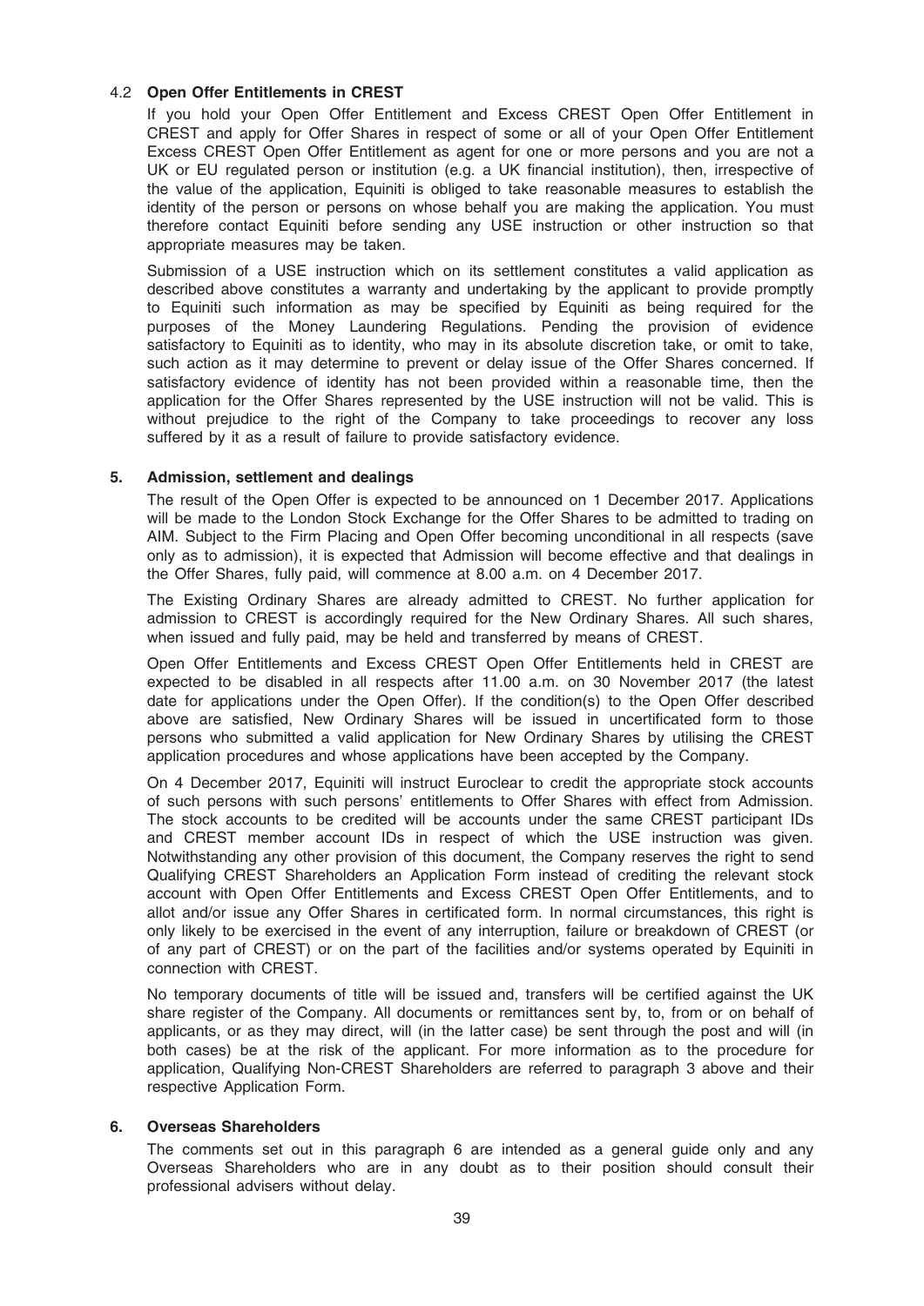### 4.2 Open Offer Entitlements in CREST

If you hold your Open Offer Entitlement and Excess CREST Open Offer Entitlement in CREST and apply for Offer Shares in respect of some or all of your Open Offer Entitlement Excess CREST Open Offer Entitlement as agent for one or more persons and you are not a UK or EU regulated person or institution (e.g. a UK financial institution), then, irrespective of the value of the application, Equiniti is obliged to take reasonable measures to establish the identity of the person or persons on whose behalf you are making the application. You must therefore contact Equiniti before sending any USE instruction or other instruction so that appropriate measures may be taken.

Submission of a USE instruction which on its settlement constitutes a valid application as described above constitutes a warranty and undertaking by the applicant to provide promptly to Equiniti such information as may be specified by Equiniti as being required for the purposes of the Money Laundering Regulations. Pending the provision of evidence satisfactory to Equiniti as to identity, who may in its absolute discretion take, or omit to take, such action as it may determine to prevent or delay issue of the Offer Shares concerned. If satisfactory evidence of identity has not been provided within a reasonable time, then the application for the Offer Shares represented by the USE instruction will not be valid. This is without prejudice to the right of the Company to take proceedings to recover any loss suffered by it as a result of failure to provide satisfactory evidence.

## 5. Admission, settlement and dealings

The result of the Open Offer is expected to be announced on 1 December 2017. Applications will be made to the London Stock Exchange for the Offer Shares to be admitted to trading on AIM. Subject to the Firm Placing and Open Offer becoming unconditional in all respects (save only as to admission), it is expected that Admission will become effective and that dealings in the Offer Shares, fully paid, will commence at 8.00 a.m. on 4 December 2017.

The Existing Ordinary Shares are already admitted to CREST. No further application for admission to CREST is accordingly required for the New Ordinary Shares. All such shares, when issued and fully paid, may be held and transferred by means of CREST.

Open Offer Entitlements and Excess CREST Open Offer Entitlements held in CREST are expected to be disabled in all respects after 11.00 a.m. on 30 November 2017 (the latest date for applications under the Open Offer). If the condition(s) to the Open Offer described above are satisfied, New Ordinary Shares will be issued in uncertificated form to those persons who submitted a valid application for New Ordinary Shares by utilising the CREST application procedures and whose applications have been accepted by the Company.

On 4 December 2017, Equiniti will instruct Euroclear to credit the appropriate stock accounts of such persons with such persons' entitlements to Offer Shares with effect from Admission. The stock accounts to be credited will be accounts under the same CREST participant IDs and CREST member account IDs in respect of which the USE instruction was given. Notwithstanding any other provision of this document, the Company reserves the right to send Qualifying CREST Shareholders an Application Form instead of crediting the relevant stock account with Open Offer Entitlements and Excess CREST Open Offer Entitlements, and to allot and/or issue any Offer Shares in certificated form. In normal circumstances, this right is only likely to be exercised in the event of any interruption, failure or breakdown of CREST (or of any part of CREST) or on the part of the facilities and/or systems operated by Equiniti in connection with CREST.

No temporary documents of title will be issued and, transfers will be certified against the UK share register of the Company. All documents or remittances sent by, to, from or on behalf of applicants, or as they may direct, will (in the latter case) be sent through the post and will (in both cases) be at the risk of the applicant. For more information as to the procedure for application, Qualifying Non-CREST Shareholders are referred to paragraph 3 above and their respective Application Form.

## 6. Overseas Shareholders

The comments set out in this paragraph 6 are intended as a general guide only and any Overseas Shareholders who are in any doubt as to their position should consult their professional advisers without delay.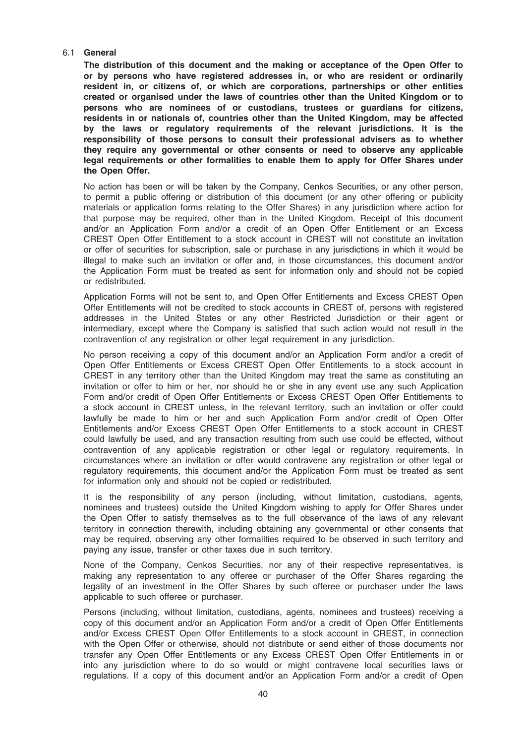### 6.1 General

**The distribution of this document and the making or acceptance of the Open Offer to or by persons who have registered addresses in, or who are resident or ordinarily resident in, or citizens of, or which are corporations, partnerships or other entities created or organised under the laws of countries other than the United Kingdom or to persons who are nominees of or custodians, trustees or guardians for citizens, residents in or nationals of, countries other than the United Kingdom, may be affected by the laws or regulatory requirements of the relevant jurisdictions. It is the responsibility of those persons to consult their professional advisers as to whether they require any governmental or other consents or need to observe any applicable legal requirements or other formalities to enable them to apply for Offer Shares under the Open Offer.**

No action has been or will be taken by the Company, Cenkos Securities, or any other person, to permit a public offering or distribution of this document (or any other offering or publicity materials or application forms relating to the Offer Shares) in any jurisdiction where action for that purpose may be required, other than in the United Kingdom. Receipt of this document and/or an Application Form and/or a credit of an Open Offer Entitlement or an Excess CREST Open Offer Entitlement to a stock account in CREST will not constitute an invitation or offer of securities for subscription, sale or purchase in any jurisdictions in which it would be illegal to make such an invitation or offer and, in those circumstances, this document and/or the Application Form must be treated as sent for information only and should not be copied or redistributed.

Application Forms will not be sent to, and Open Offer Entitlements and Excess CREST Open Offer Entitlements will not be credited to stock accounts in CREST of, persons with registered addresses in the United States or any other Restricted Jurisdiction or their agent or intermediary, except where the Company is satisfied that such action would not result in the contravention of any registration or other legal requirement in any jurisdiction.

No person receiving a copy of this document and/or an Application Form and/or a credit of Open Offer Entitlements or Excess CREST Open Offer Entitlements to a stock account in CREST in any territory other than the United Kingdom may treat the same as constituting an invitation or offer to him or her, nor should he or she in any event use any such Application Form and/or credit of Open Offer Entitlements or Excess CREST Open Offer Entitlements to a stock account in CREST unless, in the relevant territory, such an invitation or offer could lawfully be made to him or her and such Application Form and/or credit of Open Offer Entitlements and/or Excess CREST Open Offer Entitlements to a stock account in CREST could lawfully be used, and any transaction resulting from such use could be effected, without contravention of any applicable registration or other legal or regulatory requirements. In circumstances where an invitation or offer would contravene any registration or other legal or regulatory requirements, this document and/or the Application Form must be treated as sent for information only and should not be copied or redistributed.

It is the responsibility of any person (including, without limitation, custodians, agents, nominees and trustees) outside the United Kingdom wishing to apply for Offer Shares under the Open Offer to satisfy themselves as to the full observance of the laws of any relevant territory in connection therewith, including obtaining any governmental or other consents that may be required, observing any other formalities required to be observed in such territory and paying any issue, transfer or other taxes due in such territory.

None of the Company, Cenkos Securities, nor any of their respective representatives, is making any representation to any offeree or purchaser of the Offer Shares regarding the legality of an investment in the Offer Shares by such offeree or purchaser under the laws applicable to such offeree or purchaser.

Persons (including, without limitation, custodians, agents, nominees and trustees) receiving a copy of this document and/or an Application Form and/or a credit of Open Offer Entitlements and/or Excess CREST Open Offer Entitlements to a stock account in CREST, in connection with the Open Offer or otherwise, should not distribute or send either of those documents nor transfer any Open Offer Entitlements or any Excess CREST Open Offer Entitlements in or into any jurisdiction where to do so would or might contravene local securities laws or regulations. If a copy of this document and/or an Application Form and/or a credit of Open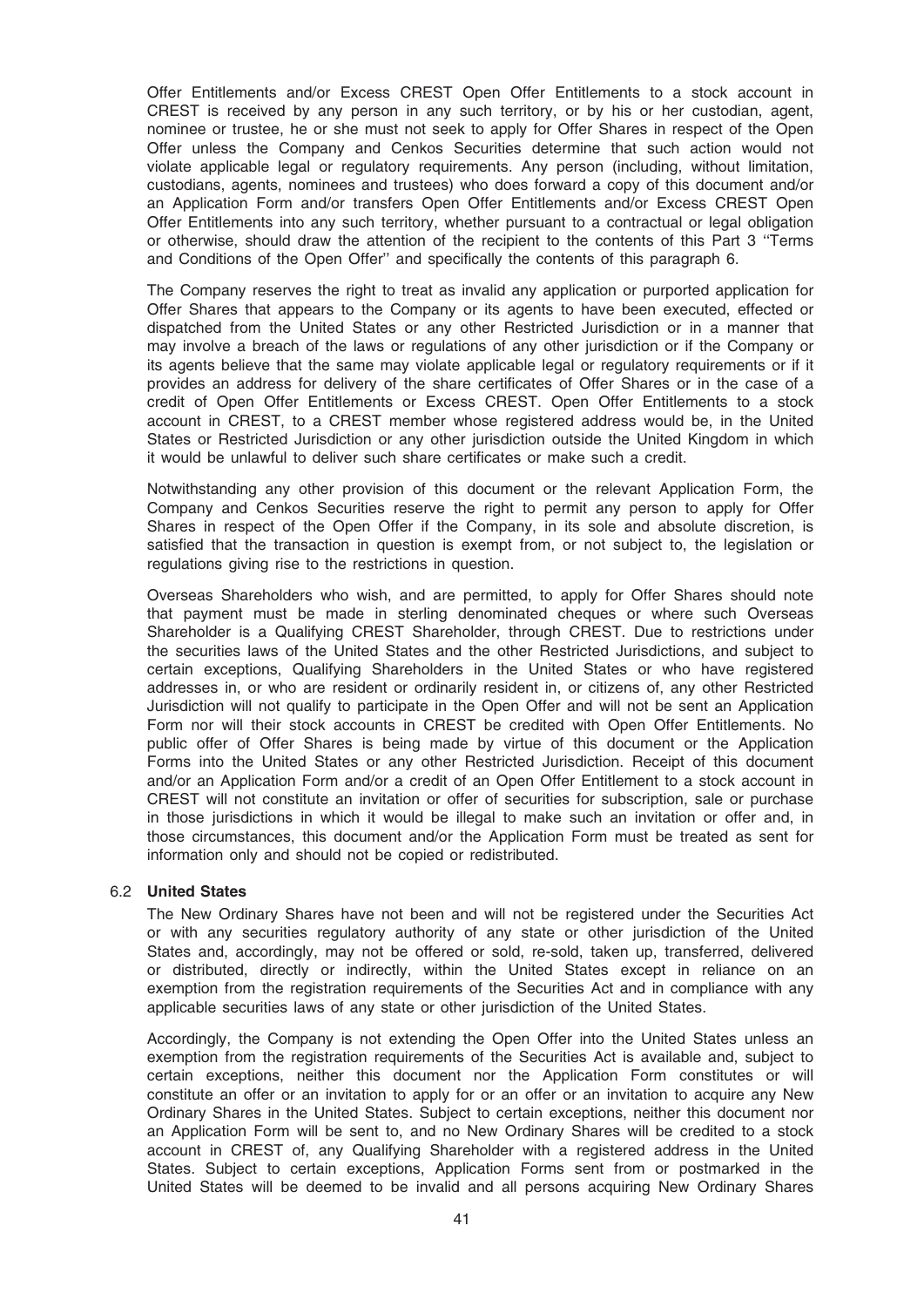Offer Entitlements and/or Excess CREST Open Offer Entitlements to a stock account in CREST is received by any person in any such territory, or by his or her custodian, agent, nominee or trustee, he or she must not seek to apply for Offer Shares in respect of the Open Offer unless the Company and Cenkos Securities determine that such action would not violate applicable legal or regulatory requirements. Any person (including, without limitation, custodians, agents, nominees and trustees) who does forward a copy of this document and/or an Application Form and/or transfers Open Offer Entitlements and/or Excess CREST Open Offer Entitlements into any such territory, whether pursuant to a contractual or legal obligation or otherwise, should draw the attention of the recipient to the contents of this Part 3 ''Terms and Conditions of the Open Offer'' and specifically the contents of this paragraph 6.

The Company reserves the right to treat as invalid any application or purported application for Offer Shares that appears to the Company or its agents to have been executed, effected or dispatched from the United States or any other Restricted Jurisdiction or in a manner that may involve a breach of the laws or regulations of any other jurisdiction or if the Company or its agents believe that the same may violate applicable legal or regulatory requirements or if it provides an address for delivery of the share certificates of Offer Shares or in the case of a credit of Open Offer Entitlements or Excess CREST. Open Offer Entitlements to a stock account in CREST, to a CREST member whose registered address would be, in the United States or Restricted Jurisdiction or any other jurisdiction outside the United Kingdom in which it would be unlawful to deliver such share certificates or make such a credit.

Notwithstanding any other provision of this document or the relevant Application Form, the Company and Cenkos Securities reserve the right to permit any person to apply for Offer Shares in respect of the Open Offer if the Company, in its sole and absolute discretion, is satisfied that the transaction in question is exempt from, or not subject to, the legislation or regulations giving rise to the restrictions in question.

Overseas Shareholders who wish, and are permitted, to apply for Offer Shares should note that payment must be made in sterling denominated cheques or where such Overseas Shareholder is a Qualifying CREST Shareholder, through CREST. Due to restrictions under the securities laws of the United States and the other Restricted Jurisdictions, and subject to certain exceptions, Qualifying Shareholders in the United States or who have registered addresses in, or who are resident or ordinarily resident in, or citizens of, any other Restricted Jurisdiction will not qualify to participate in the Open Offer and will not be sent an Application Form nor will their stock accounts in CREST be credited with Open Offer Entitlements. No public offer of Offer Shares is being made by virtue of this document or the Application Forms into the United States or any other Restricted Jurisdiction. Receipt of this document and/or an Application Form and/or a credit of an Open Offer Entitlement to a stock account in CREST will not constitute an invitation or offer of securities for subscription, sale or purchase in those jurisdictions in which it would be illegal to make such an invitation or offer and, in those circumstances, this document and/or the Application Form must be treated as sent for information only and should not be copied or redistributed.

### 6.2 United States

The New Ordinary Shares have not been and will not be registered under the Securities Act or with any securities regulatory authority of any state or other jurisdiction of the United States and, accordingly, may not be offered or sold, re-sold, taken up, transferred, delivered or distributed, directly or indirectly, within the United States except in reliance on an exemption from the registration requirements of the Securities Act and in compliance with any applicable securities laws of any state or other jurisdiction of the United States.

Accordingly, the Company is not extending the Open Offer into the United States unless an exemption from the registration requirements of the Securities Act is available and, subject to certain exceptions, neither this document nor the Application Form constitutes or will constitute an offer or an invitation to apply for or an offer or an invitation to acquire any New Ordinary Shares in the United States. Subject to certain exceptions, neither this document nor an Application Form will be sent to, and no New Ordinary Shares will be credited to a stock account in CREST of, any Qualifying Shareholder with a registered address in the United States. Subject to certain exceptions, Application Forms sent from or postmarked in the United States will be deemed to be invalid and all persons acquiring New Ordinary Shares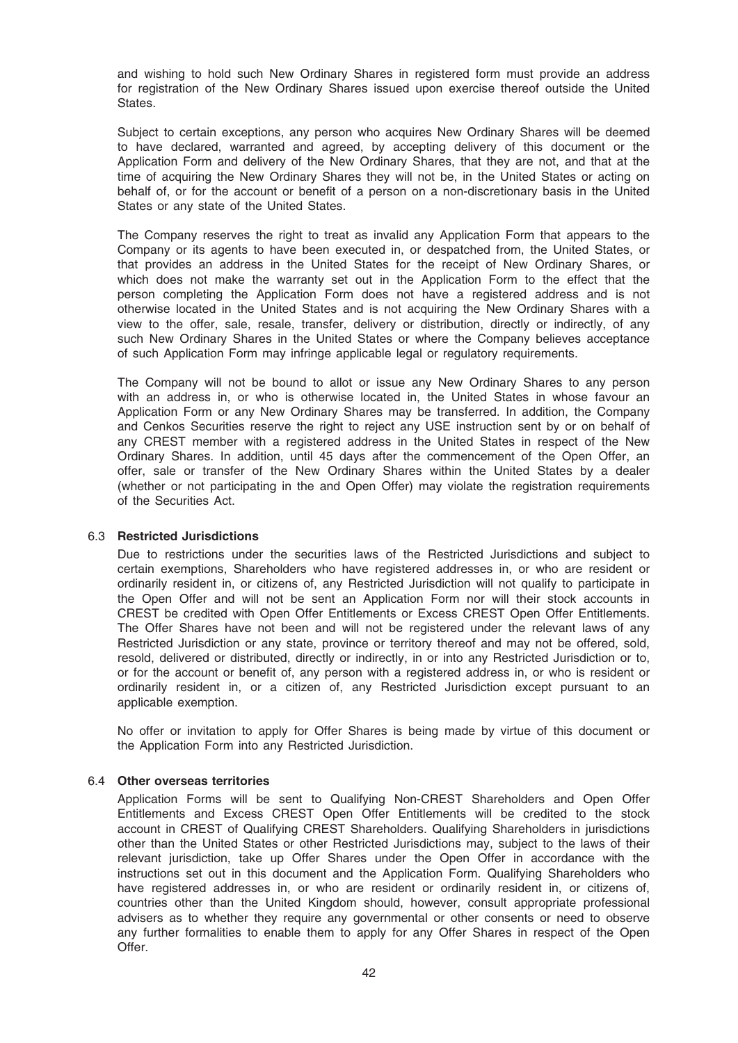and wishing to hold such New Ordinary Shares in registered form must provide an address for registration of the New Ordinary Shares issued upon exercise thereof outside the United States.

Subject to certain exceptions, any person who acquires New Ordinary Shares will be deemed to have declared, warranted and agreed, by accepting delivery of this document or the Application Form and delivery of the New Ordinary Shares, that they are not, and that at the time of acquiring the New Ordinary Shares they will not be, in the United States or acting on behalf of, or for the account or benefit of a person on a non-discretionary basis in the United States or any state of the United States.

The Company reserves the right to treat as invalid any Application Form that appears to the Company or its agents to have been executed in, or despatched from, the United States, or that provides an address in the United States for the receipt of New Ordinary Shares, or which does not make the warranty set out in the Application Form to the effect that the person completing the Application Form does not have a registered address and is not otherwise located in the United States and is not acquiring the New Ordinary Shares with a view to the offer, sale, resale, transfer, delivery or distribution, directly or indirectly, of any such New Ordinary Shares in the United States or where the Company believes acceptance of such Application Form may infringe applicable legal or regulatory requirements.

The Company will not be bound to allot or issue any New Ordinary Shares to any person with an address in, or who is otherwise located in, the United States in whose favour an Application Form or any New Ordinary Shares may be transferred. In addition, the Company and Cenkos Securities reserve the right to reject any USE instruction sent by or on behalf of any CREST member with a registered address in the United States in respect of the New Ordinary Shares. In addition, until 45 days after the commencement of the Open Offer, an offer, sale or transfer of the New Ordinary Shares within the United States by a dealer (whether or not participating in the and Open Offer) may violate the registration requirements of the Securities Act.

6.3 **Restricted Jurisdictions**

Due to restrictions under the securities laws of the Restricted Jurisdictions and subject to certain exemptions, Shareholders who have registered addresses in, or who are resident or ordinarily resident in, or citizens of, any Restricted Jurisdiction will not qualify to participate in the Open Offer and will not be sent an Application Form nor will their stock accounts in CREST be credited with Open Offer Entitlements or Excess CREST Open Offer Entitlements. The Offer Shares have not been and will not be registered under the relevant laws of any Restricted Jurisdiction or any state, province or territory thereof and may not be offered, sold, resold, delivered or distributed, directly or indirectly, in or into any Restricted Jurisdiction or to, or for the account or benefit of, any person with a registered address in, or who is resident or ordinarily resident in, or a citizen of, any Restricted Jurisdiction except pursuant to an applicable exemption.

No offer or invitation to apply for Offer Shares is being made by virtue of this document or the Application Form into any Restricted Jurisdiction.

6.4 **Other overseas territories**

Application Forms will be sent to Qualifying Non-CREST Shareholders and Open Offer Entitlements and Excess CREST Open Offer Entitlements will be credited to the stock account in CREST of Qualifying CREST Shareholders. Qualifying Shareholders in jurisdictions other than the United States or other Restricted Jurisdictions may, subject to the laws of their relevant jurisdiction, take up Offer Shares under the Open Offer in accordance with the instructions set out in this document and the Application Form. Qualifying Shareholders who have registered addresses in, or who are resident or ordinarily resident in, or citizens of, countries other than the United Kingdom should, however, consult appropriate professional advisers as to whether they require any governmental or other consents or need to observe any further formalities to enable them to apply for any Offer Shares in respect of the Open Offer.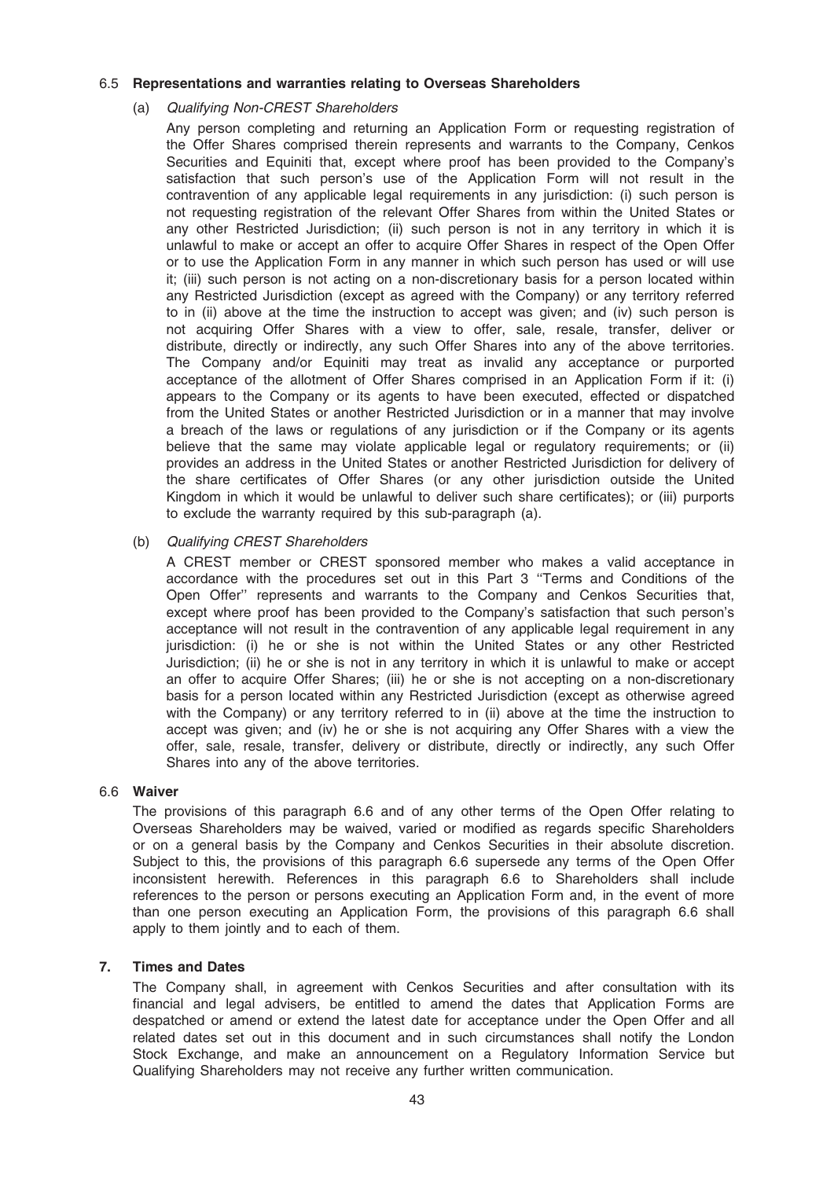### 6.5 **Representations and warranties relating to Overseas Shareholders**

(a) *Qualifying Non-CREST Shareholders*

Any person completing and returning an Application Form or requesting registration of the Offer Shares comprised therein represents and warrants to the Company, Cenkos Securities and Equiniti that, except where proof has been provided to the Company's satisfaction that such person's use of the Application Form will not result in the contravention of any applicable legal requirements in any jurisdiction: (i) such person is not requesting registration of the relevant Offer Shares from within the United States or any other Restricted Jurisdiction; (ii) such person is not in any territory in which it is unlawful to make or accept an offer to acquire Offer Shares in respect of the Open Offer or to use the Application Form in any manner in which such person has used or will use it; (iii) such person is not acting on a non-discretionary basis for a person located within any Restricted Jurisdiction (except as agreed with the Company) or any territory referred to in (ii) above at the time the instruction to accept was given; and (iv) such person is not acquiring Offer Shares with a view to offer, sale, resale, transfer, deliver or distribute, directly or indirectly, any such Offer Shares into any of the above territories. The Company and/or Equiniti may treat as invalid any acceptance or purported acceptance of the allotment of Offer Shares comprised in an Application Form if it: (i) appears to the Company or its agents to have been executed, effected or dispatched from the United States or another Restricted Jurisdiction or in a manner that may involve a breach of the laws or regulations of any jurisdiction or if the Company or its agents believe that the same may violate applicable legal or regulatory requirements; or (ii) provides an address in the United States or another Restricted Jurisdiction for delivery of the share certificates of Offer Shares (or any other jurisdiction outside the United Kingdom in which it would be unlawful to deliver such share certificates); or (iii) purports to exclude the warranty required by this sub-paragraph (a).

(b) *Qualifying CREST Shareholders*

A CREST member or CREST sponsored member who makes a valid acceptance in accordance with the procedures set out in this Part 3 ''Terms and Conditions of the Open Offer'' represents and warrants to the Company and Cenkos Securities that, except where proof has been provided to the Company's satisfaction that such person's acceptance will not result in the contravention of any applicable legal requirement in any jurisdiction: (i) he or she is not within the United States or any other Restricted Jurisdiction; (ii) he or she is not in any territory in which it is unlawful to make or accept an offer to acquire Offer Shares; (iii) he or she is not accepting on a non-discretionary basis for a person located within any Restricted Jurisdiction (except as otherwise agreed with the Company) or any territory referred to in (ii) above at the time the instruction to accept was given; and (iv) he or she is not acquiring any Offer Shares with a view the offer, sale, resale, transfer, delivery or distribute, directly or indirectly, any such Offer Shares into any of the above territories.

### 6.6 **Waiver**

The provisions of this paragraph 6.6 and of any other terms of the Open Offer relating to Overseas Shareholders may be waived, varied or modified as regards specific Shareholders or on a general basis by the Company and Cenkos Securities in their absolute discretion. Subject to this, the provisions of this paragraph 6.6 supersede any terms of the Open Offer inconsistent herewith. References in this paragraph 6.6 to Shareholders shall include references to the person or persons executing an Application Form and, in the event of more than one person executing an Application Form, the provisions of this paragraph 6.6 shall apply to them jointly and to each of them.

## 7. **Times and Dates**

The Company shall, in agreement with Cenkos Securities and after consultation with its financial and legal advisers, be entitled to amend the dates that Application Forms are despatched or amend or extend the latest date for acceptance under the Open Offer and all related dates set out in this document and in such circumstances shall notify the London Stock Exchange, and make an announcement on a Regulatory Information Service but Qualifying Shareholders may not receive any further written communication.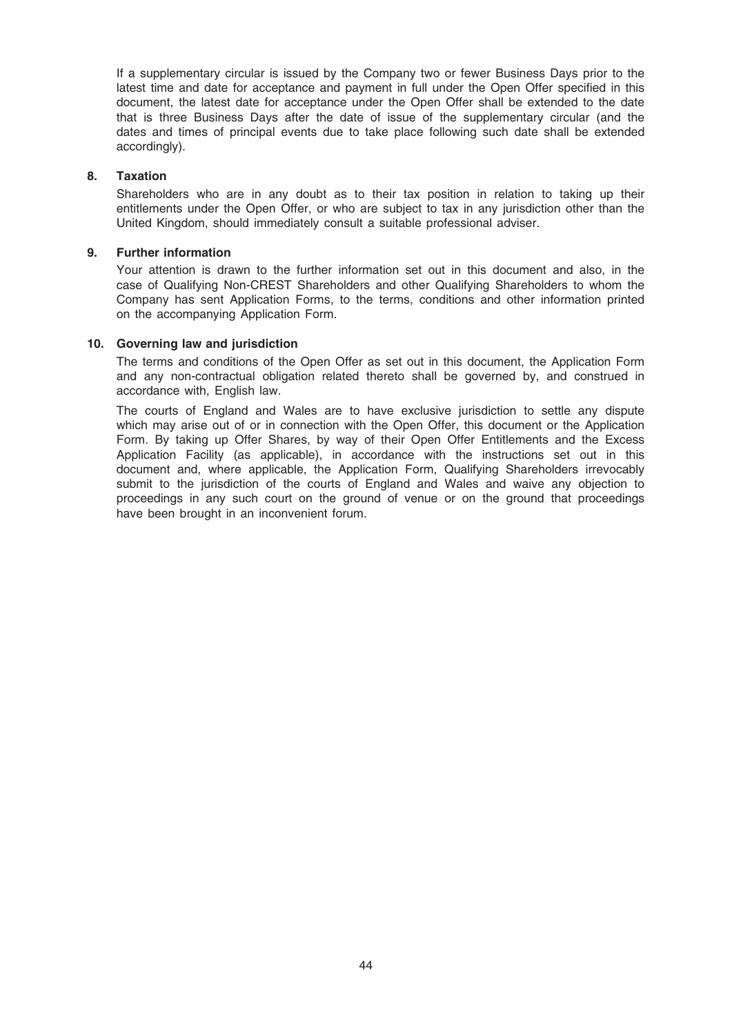If a supplementary circular is issued by the Company two or fewer Business Days prior to the latest time and date for acceptance and payment in full under the Open Offer specified in this document, the latest date for acceptance under the Open Offer shall be extended to the date that is three Business Days after the date of issue of the supplementary circular (and the dates and times of principal events due to take place following such date shall be extended accordingly).

**8. Taxation**

Shareholders who are in any doubt as to their tax position in relation to taking up their entitlements under the Open Offer, or who are subject to tax in any jurisdiction other than the United Kingdom, should immediately consult a suitable professional adviser.

**9. Further information**

Your attention is drawn to the further information set out in this document and also, in the case of Qualifying Non-CREST Shareholders and other Qualifying Shareholders to whom the Company has sent Application Forms, to the terms, conditions and other information printed on the accompanying Application Form.

**10. Governing law and jurisdiction**

The terms and conditions of the Open Offer as set out in this document, the Application Form and any non-contractual obligation related thereto shall be governed by, and construed in accordance with, English law.

The courts of England and Wales are to have exclusive jurisdiction to settle any dispute which may arise out of or in connection with the Open Offer, this document or the Application Form. By taking up Offer Shares, by way of their Open Offer Entitlements and the Excess Application Facility (as applicable), in accordance with the instructions set out in this document and, where applicable, the Application Form, Qualifying Shareholders irrevocably submit to the jurisdiction of the courts of England and Wales and waive any objection to proceedings in any such court on the ground of venue or on the ground that proceedings have been brought in an inconvenient forum.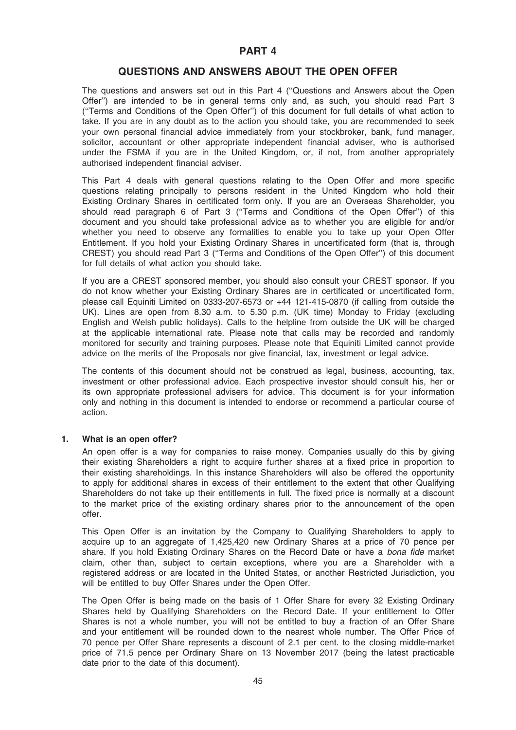# PART 4

## QUESTIONS AND ANSWERS ABOUT THE OPEN OFFER

The questions and answers set out in this Part 4 (''Questions and Answers about the Open Offer'') are intended to be in general terms only and, as such, you should read Part 3 (''Terms and Conditions of the Open Offer'') of this document for full details of what action to take. If you are in any doubt as to the action you should take, you are recommended to seek your own personal financial advice immediately from your stockbroker, bank, fund manager, solicitor, accountant or other appropriate independent financial adviser, who is authorised under the FSMA if you are in the United Kingdom, or, if not, from another appropriately authorised independent financial adviser.

This Part 4 deals with general questions relating to the Open Offer and more specific questions relating principally to persons resident in the United Kingdom who hold their Existing Ordinary Shares in certificated form only. If you are an Overseas Shareholder, you should read paragraph 6 of Part 3 (''Terms and Conditions of the Open Offer'') of this document and you should take professional advice as to whether you are eligible for and/or whether you need to observe any formalities to enable you to take up your Open Offer Entitlement. If you hold your Existing Ordinary Shares in uncertificated form (that is, through CREST) you should read Part 3 (''Terms and Conditions of the Open Offer'') of this document for full details of what action you should take.

If you are a CREST sponsored member, you should also consult your CREST sponsor. If you do not know whether your Existing Ordinary Shares are in certificated or uncertificated form, please call Equiniti Limited on 0333-207-6573 or +44 121-415-0870 (if calling from outside the UK). Lines are open from 8.30 a.m. to 5.30 p.m. (UK time) Monday to Friday (excluding English and Welsh public holidays). Calls to the helpline from outside the UK will be charged at the applicable international rate. Please note that calls may be recorded and randomly monitored for security and training purposes. Please note that Equiniti Limited cannot provide advice on the merits of the Proposals nor give financial, tax, investment or legal advice.

The contents of this document should not be construed as legal, business, accounting, tax, investment or other professional advice. Each prospective investor should consult his, her or its own appropriate professional advisers for advice. This document is for your information only and nothing in this document is intended to endorse or recommend a particular course of action.

### 1. What is an open offer?

An open offer is a way for companies to raise money. Companies usually do this by giving their existing Shareholders a right to acquire further shares at a fixed price in proportion to their existing shareholdings. In this instance Shareholders will also be offered the opportunity to apply for additional shares in excess of their entitlement to the extent that other Qualifying Shareholders do not take up their entitlements in full. The fixed price is normally at a discount to the market price of the existing ordinary shares prior to the announcement of the open offer.

This Open Offer is an invitation by the Company to Qualifying Shareholders to apply to acquire up to an aggregate of 1,425,420 new Ordinary Shares at a price of 70 pence per share. If you hold Existing Ordinary Shares on the Record Date or have a *bona fide* market claim, other than, subject to certain exceptions, where you are a Shareholder with a registered address or are located in the United States, or another Restricted Jurisdiction, you will be entitled to buy Offer Shares under the Open Offer.

The Open Offer is being made on the basis of 1 Offer Share for every 32 Existing Ordinary Shares held by Qualifying Shareholders on the Record Date. If your entitlement to Offer Shares is not a whole number, you will not be entitled to buy a fraction of an Offer Share and your entitlement will be rounded down to the nearest whole number. The Offer Price of 70 pence per Offer Share represents a discount of 2.1 per cent. to the closing middle-market price of 71.5 pence per Ordinary Share on 13 November 2017 (being the latest practicable date prior to the date of this document).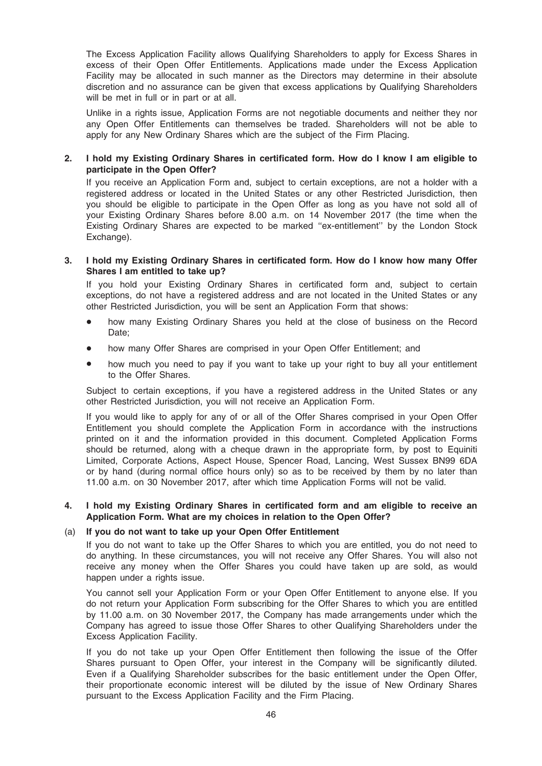The Excess Application Facility allows Qualifying Shareholders to apply for Excess Shares in excess of their Open Offer Entitlements. Applications made under the Excess Application Facility may be allocated in such manner as the Directors may determine in their absolute discretion and no assurance can be given that excess applications by Qualifying Shareholders will be met in full or in part or at all.

Unlike in a rights issue, Application Forms are not negotiable documents and neither they nor any Open Offer Entitlements can themselves be traded. Shareholders will not be able to apply for any New Ordinary Shares which are the subject of the Firm Placing.

**2. I hold my Existing Ordinary Shares in certificated form. How do I know I am eligible to participate in the Open Offer?**

If you receive an Application Form and, subject to certain exceptions, are not a holder with a registered address or located in the United States or any other Restricted Jurisdiction, then you should be eligible to participate in the Open Offer as long as you have not sold all of your Existing Ordinary Shares before 8.00 a.m. on 14 November 2017 (the time when the Existing Ordinary Shares are expected to be marked ''ex-entitlement'' by the London Stock Exchange).

**3. I hold my Existing Ordinary Shares in certificated form. How do I know how many Offer Shares I am entitled to take up?**

If you hold your Existing Ordinary Shares in certificated form and, subject to certain exceptions, do not have a registered address and are not located in the United States or any other Restricted Jurisdiction, you will be sent an Application Form that shows:

- how many Existing Ordinary Shares you held at the close of business on the Record Date;
- how many Offer Shares are comprised in your Open Offer Entitlement; and
- how much you need to pay if you want to take up your right to buy all your entitlement to the Offer Shares.

Subject to certain exceptions, if you have a registered address in the United States or any other Restricted Jurisdiction, you will not receive an Application Form.

If you would like to apply for any of or all of the Offer Shares comprised in your Open Offer Entitlement you should complete the Application Form in accordance with the instructions printed on it and the information provided in this document. Completed Application Forms should be returned, along with a cheque drawn in the appropriate form, by post to Equiniti Limited, Corporate Actions, Aspect House, Spencer Road, Lancing, West Sussex BN99 6DA or by hand (during normal office hours only) so as to be received by them by no later than 11.00 a.m. on 30 November 2017, after which time Application Forms will not be valid.

**4. I hold my Existing Ordinary Shares in certificated form and am eligible to receive an Application Form. What are my choices in relation to the Open Offer?**

**(a) If you do not want to take up your Open Offer Entitlement**

If you do not want to take up the Offer Shares to which you are entitled, you do not need to do anything. In these circumstances, you will not receive any Offer Shares. You will also not receive any money when the Offer Shares you could have taken up are sold, as would happen under a rights issue.

You cannot sell your Application Form or your Open Offer Entitlement to anyone else. If you do not return your Application Form subscribing for the Offer Shares to which you are entitled by 11.00 a.m. on 30 November 2017, the Company has made arrangements under which the Company has agreed to issue those Offer Shares to other Qualifying Shareholders under the Excess Application Facility.

If you do not take up your Open Offer Entitlement then following the issue of the Offer Shares pursuant to Open Offer, your interest in the Company will be significantly diluted. Even if a Qualifying Shareholder subscribes for the basic entitlement under the Open Offer, their proportionate economic interest will be diluted by the issue of New Ordinary Shares pursuant to the Excess Application Facility and the Firm Placing.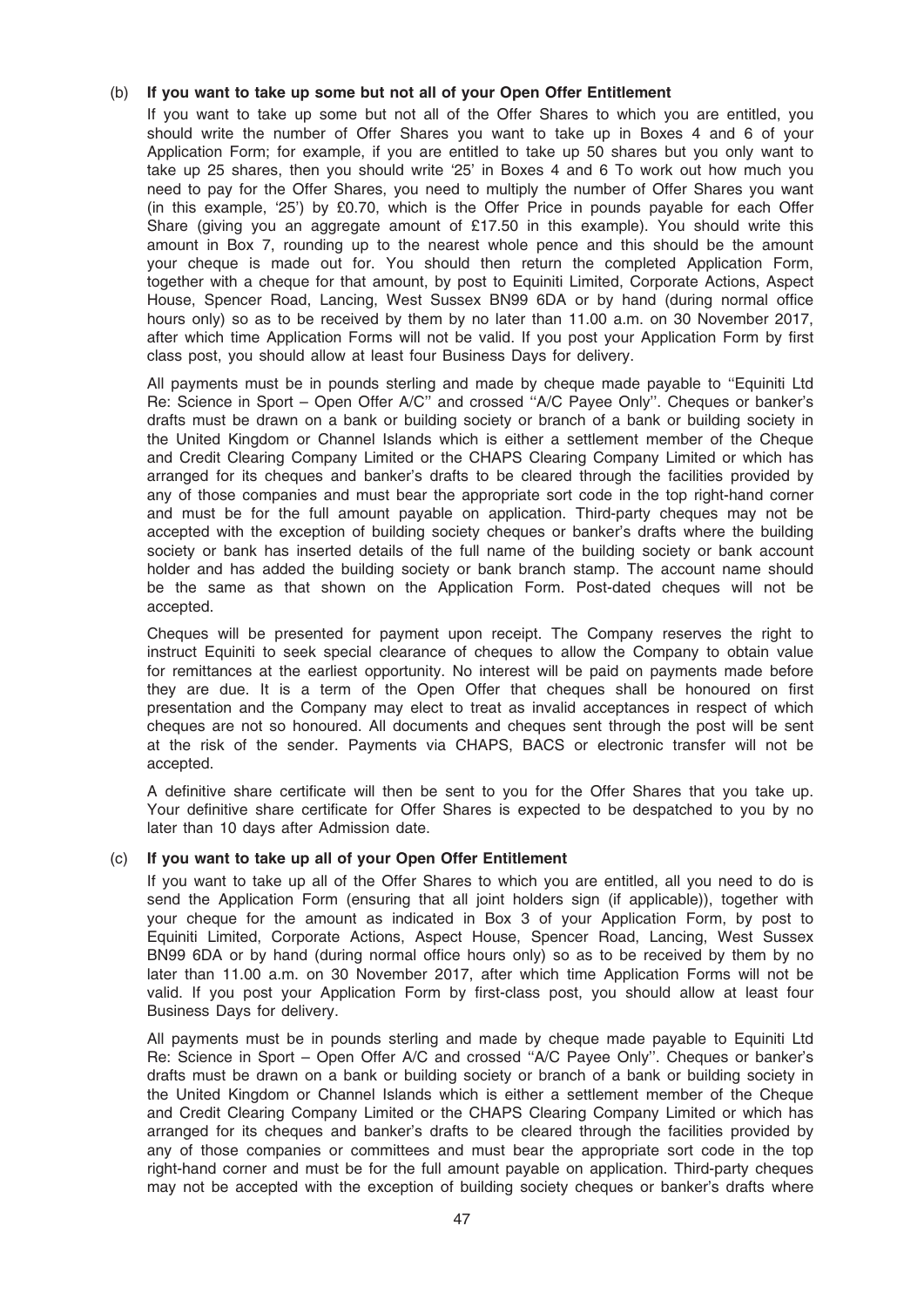(b) **If you want to take up some but not all of your Open Offer Entitlement**

If you want to take up some but not all of the Offer Shares to which you are entitled, you should write the number of Offer Shares you want to take up in Boxes 4 and 6 of your Application Form; for example, if you are entitled to take up 50 shares but you only want to take up 25 shares, then you should write '25' in Boxes 4 and 6 To work out how much you need to pay for the Offer Shares, you need to multiply the number of Offer Shares you want (in this example, '25') by £0.70, which is the Offer Price in pounds payable for each Offer Share (giving you an aggregate amount of £17.50 in this example). You should write this amount in Box 7, rounding up to the nearest whole pence and this should be the amount your cheque is made out for. You should then return the completed Application Form, together with a cheque for that amount, by post to Equiniti Limited, Corporate Actions, Aspect House, Spencer Road, Lancing, West Sussex BN99 6DA or by hand (during normal office hours only) so as to be received by them by no later than 11.00 a.m. on 30 November 2017, after which time Application Forms will not be valid. If you post your Application Form by first class post, you should allow at least four Business Days for delivery.

All payments must be in pounds sterling and made by cheque made payable to ''Equiniti Ltd Re: Science in Sport – Open Offer A/C'' and crossed ''A/C Payee Only''. Cheques or banker's drafts must be drawn on a bank or building society or branch of a bank or building society in the United Kingdom or Channel Islands which is either a settlement member of the Cheque and Credit Clearing Company Limited or the CHAPS Clearing Company Limited or which has arranged for its cheques and banker's drafts to be cleared through the facilities provided by any of those companies and must bear the appropriate sort code in the top right-hand corner and must be for the full amount payable on application. Third-party cheques may not be accepted with the exception of building society cheques or banker's drafts where the building society or bank has inserted details of the full name of the building society or bank account holder and has added the building society or bank branch stamp. The account name should be the same as that shown on the Application Form. Post-dated cheques will not be accepted.

Cheques will be presented for payment upon receipt. The Company reserves the right to instruct Equiniti to seek special clearance of cheques to allow the Company to obtain value for remittances at the earliest opportunity. No interest will be paid on payments made before they are due. It is a term of the Open Offer that cheques shall be honoured on first presentation and the Company may elect to treat as invalid acceptances in respect of which cheques are not so honoured. All documents and cheques sent through the post will be sent at the risk of the sender. Payments via CHAPS, BACS or electronic transfer will not be accepted.

A definitive share certificate will then be sent to you for the Offer Shares that you take up. Your definitive share certificate for Offer Shares is expected to be despatched to you by no later than 10 days after Admission date.

(c) **If you want to take up all of your Open Offer Entitlement**

If you want to take up all of the Offer Shares to which you are entitled, all you need to do is send the Application Form (ensuring that all joint holders sign (if applicable)), together with your cheque for the amount as indicated in Box 3 of your Application Form, by post to Equiniti Limited, Corporate Actions, Aspect House, Spencer Road, Lancing, West Sussex BN99 6DA or by hand (during normal office hours only) so as to be received by them by no later than 11.00 a.m. on 30 November 2017, after which time Application Forms will not be valid. If you post your Application Form by first-class post, you should allow at least four Business Days for delivery.

All payments must be in pounds sterling and made by cheque made payable to Equiniti Ltd Re: Science in Sport – Open Offer A/C and crossed ''A/C Payee Only''. Cheques or banker's drafts must be drawn on a bank or building society or branch of a bank or building society in the United Kingdom or Channel Islands which is either a settlement member of the Cheque and Credit Clearing Company Limited or the CHAPS Clearing Company Limited or which has arranged for its cheques and banker's drafts to be cleared through the facilities provided by any of those companies or committees and must bear the appropriate sort code in the top right-hand corner and must be for the full amount payable on application. Third-party cheques may not be accepted with the exception of building society cheques or banker's drafts where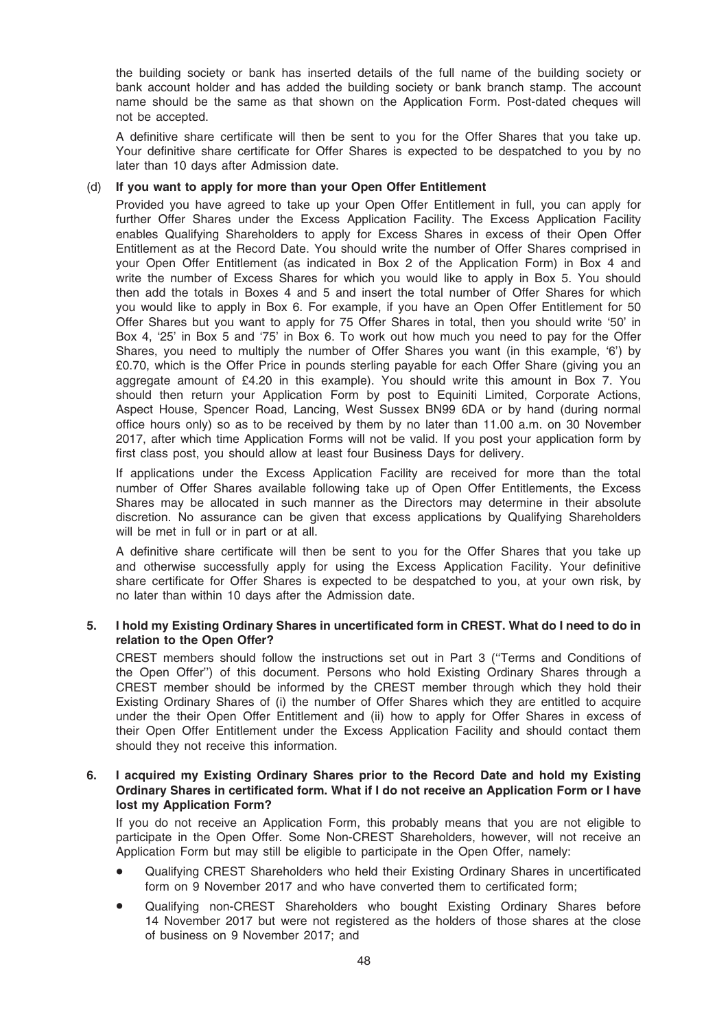the building society or bank has inserted details of the full name of the building society or bank account holder and has added the building society or bank branch stamp. The account name should be the same as that shown on the Application Form. Post-dated cheques will not be accepted.

A definitive share certificate will then be sent to you for the Offer Shares that you take up. Your definitive share certificate for Offer Shares is expected to be despatched to you by no later than 10 days after Admission date.

(d) **If you want to apply for more than your Open Offer Entitlement**

Provided you have agreed to take up your Open Offer Entitlement in full, you can apply for further Offer Shares under the Excess Application Facility. The Excess Application Facility enables Qualifying Shareholders to apply for Excess Shares in excess of their Open Offer Entitlement as at the Record Date. You should write the number of Offer Shares comprised in your Open Offer Entitlement (as indicated in Box 2 of the Application Form) in Box 4 and write the number of Excess Shares for which you would like to apply in Box 5. You should then add the totals in Boxes 4 and 5 and insert the total number of Offer Shares for which you would like to apply in Box 6. For example, if you have an Open Offer Entitlement for 50 Offer Shares but you want to apply for 75 Offer Shares in total, then you should write '50' in Box 4, '25' in Box 5 and '75' in Box 6. To work out how much you need to pay for the Offer Shares, you need to multiply the number of Offer Shares you want (in this example, '6') by £0.70, which is the Offer Price in pounds sterling payable for each Offer Share (giving you an aggregate amount of £4.20 in this example). You should write this amount in Box 7. You should then return your Application Form by post to Equiniti Limited, Corporate Actions, Aspect House, Spencer Road, Lancing, West Sussex BN99 6DA or by hand (during normal office hours only) so as to be received by them by no later than 11.00 a.m. on 30 November 2017, after which time Application Forms will not be valid. If you post your application form by first class post, you should allow at least four Business Days for delivery.

If applications under the Excess Application Facility are received for more than the total number of Offer Shares available following take up of Open Offer Entitlements, the Excess Shares may be allocated in such manner as the Directors may determine in their absolute discretion. No assurance can be given that excess applications by Qualifying Shareholders will be met in full or in part or at all.

A definitive share certificate will then be sent to you for the Offer Shares that you take up and otherwise successfully apply for using the Excess Application Facility. Your definitive share certificate for Offer Shares is expected to be despatched to you, at your own risk, by no later than within 10 days after the Admission date.

**5. I hold my Existing Ordinary Shares in uncertificated form in CREST. What do I need to do in relation to the Open Offer?**

CREST members should follow the instructions set out in Part 3 ("Terms and Conditions of the Open Offer") of this document. Persons who hold Existing Ordinary Shares through a CREST member should be informed by the CREST member through which they hold their Existing Ordinary Shares of (i) the number of Offer Shares which they are entitled to acquire under the their Open Offer Entitlement and (ii) how to apply for Offer Shares in excess of their Open Offer Entitlement under the Excess Application Facility and should contact them should they not receive this information.

**6. I acquired my Existing Ordinary Shares prior to the Record Date and hold my Existing Ordinary Shares in certificated form. What if I do not receive an Application Form or I have lost my Application Form?**

If you do not receive an Application Form, this probably means that you are not eligible to participate in the Open Offer. Some Non-CREST Shareholders, however, will not receive an Application Form but may still be eligible to participate in the Open Offer, namely:

- Qualifying CREST Shareholders who held their Existing Ordinary Shares in uncertificated form on 9 November 2017 and who have converted them to certificated form;
- Qualifying non-CREST Shareholders who bought Existing Ordinary Shares before 14 November 2017 but were not registered as the holders of those shares at the close of business on 9 November 2017; and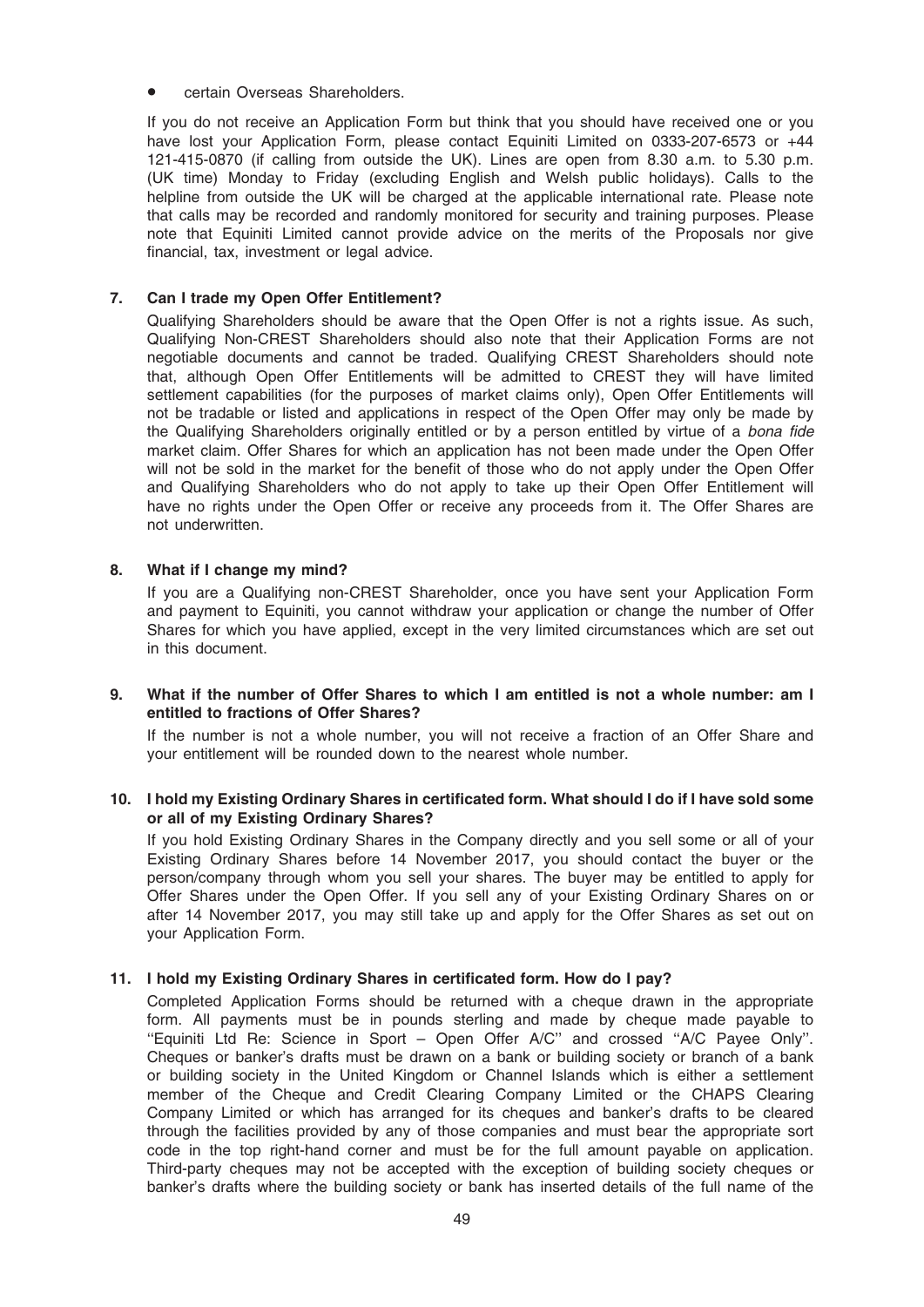- certain Overseas Shareholders.

If you do not receive an Application Form but think that you should have received one or you have lost your Application Form, please contact Equiniti Limited on 0333-207-6573 or +44 121-415-0870 (if calling from outside the UK). Lines are open from 8.30 a.m. to 5.30 p.m. (UK time) Monday to Friday (excluding English and Welsh public holidays). Calls to the helpline from outside the UK will be charged at the applicable international rate. Please note that calls may be recorded and randomly monitored for security and training purposes. Please note that Equiniti Limited cannot provide advice on the merits of the Proposals nor give financial, tax, investment or legal advice.

### 7. Can I trade my Open Offer Entitlement?

Qualifying Shareholders should be aware that the Open Offer is not a rights issue. As such, Qualifying Non-CREST Shareholders should also note that their Application Forms are not negotiable documents and cannot be traded. Qualifying CREST Shareholders should note that, although Open Offer Entitlements will be admitted to CREST they will have limited settlement capabilities (for the purposes of market claims only), Open Offer Entitlements will not be tradable or listed and applications in respect of the Open Offer may only be made by the Qualifying Shareholders originally entitled or by a person entitled by virtue of a *bona fide* market claim. Offer Shares for which an application has not been made under the Open Offer will not be sold in the market for the benefit of those who do not apply under the Open Offer and Qualifying Shareholders who do not apply to take up their Open Offer Entitlement will have no rights under the Open Offer or receive any proceeds from it. The Offer Shares are not underwritten.

### 8. What if I change my mind?

If you are a Qualifying non-CREST Shareholder, once you have sent your Application Form and payment to Equiniti, you cannot withdraw your application or change the number of Offer Shares for which you have applied, except in the very limited circumstances which are set out in this document.

### 9. What if the number of Offer Shares to which I am entitled is not a whole number: am I entitled to fractions of Offer Shares?

If the number is not a whole number, you will not receive a fraction of an Offer Share and your entitlement will be rounded down to the nearest whole number.

### 10. I hold my Existing Ordinary Shares in certificated form. What should I do if I have sold some or all of my Existing Ordinary Shares?

If you hold Existing Ordinary Shares in the Company directly and you sell some or all of your Existing Ordinary Shares before 14 November 2017, you should contact the buyer or the person/company through whom you sell your shares. The buyer may be entitled to apply for Offer Shares under the Open Offer. If you sell any of your Existing Ordinary Shares on or after 14 November 2017, you may still take up and apply for the Offer Shares as set out on your Application Form.

### 11. I hold my Existing Ordinary Shares in certificated form. How do I pay?

Completed Application Forms should be returned with a cheque drawn in the appropriate form. All payments must be in pounds sterling and made by cheque made payable to ''Equiniti Ltd Re: Science in Sport – Open Offer A/C'' and crossed ''A/C Payee Only''. Cheques or banker's drafts must be drawn on a bank or building society or branch of a bank or building society in the United Kingdom or Channel Islands which is either a settlement member of the Cheque and Credit Clearing Company Limited or the CHAPS Clearing Company Limited or which has arranged for its cheques and banker's drafts to be cleared through the facilities provided by any of those companies and must bear the appropriate sort code in the top right-hand corner and must be for the full amount payable on application. Third-party cheques may not be accepted with the exception of building society cheques or banker's drafts where the building society or bank has inserted details of the full name of the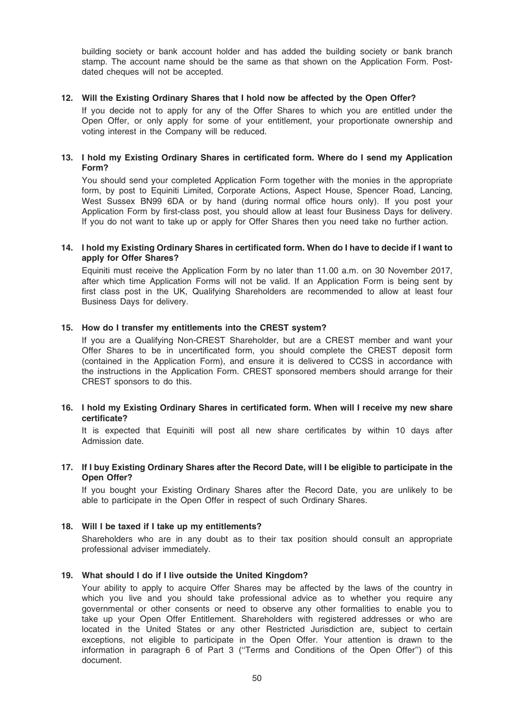building society or bank account holder and has added the building society or bank branch stamp. The account name should be the same as that shown on the Application Form. Post-dated cheques will not be accepted.

**12. Will the Existing Ordinary Shares that I hold now be affected by the Open Offer?**

If you decide not to apply for any of the Offer Shares to which you are entitled under the Open Offer, or only apply for some of your entitlement, your proportionate ownership and voting interest in the Company will be reduced.

**13. I hold my Existing Ordinary Shares in certificated form. Where do I send my Application Form?**

You should send your completed Application Form together with the monies in the appropriate form, by post to Equiniti Limited, Corporate Actions, Aspect House, Spencer Road, Lancing, West Sussex BN99 6DA or by hand (during normal office hours only). If you post your Application Form by first-class post, you should allow at least four Business Days for delivery. If you do not want to take up or apply for Offer Shares then you need take no further action.

**14. I hold my Existing Ordinary Shares in certificated form. When do I have to decide if I want to apply for Offer Shares?**

Equiniti must receive the Application Form by no later than 11.00 a.m. on 30 November 2017, after which time Application Forms will not be valid. If an Application Form is being sent by first class post in the UK, Qualifying Shareholders are recommended to allow at least four Business Days for delivery.

**15. How do I transfer my entitlements into the CREST system?**

If you are a Qualifying Non-CREST Shareholder, but are a CREST member and want your Offer Shares to be in uncertificated form, you should complete the CREST deposit form (contained in the Application Form), and ensure it is delivered to CCSS in accordance with the instructions in the Application Form. CREST sponsored members should arrange for their CREST sponsors to do this.

**16. I hold my Existing Ordinary Shares in certificated form. When will I receive my new share certificate?**

It is expected that Equiniti will post all new share certificates by within 10 days after Admission date.

**17. If I buy Existing Ordinary Shares after the Record Date, will I be eligible to participate in the Open Offer?**

If you bought your Existing Ordinary Shares after the Record Date, you are unlikely to be able to participate in the Open Offer in respect of such Ordinary Shares.

**18. Will I be taxed if I take up my entitlements?**

Shareholders who are in any doubt as to their tax position should consult an appropriate professional adviser immediately.

**19. What should I do if I live outside the United Kingdom?**

Your ability to apply to acquire Offer Shares may be affected by the laws of the country in which you live and you should take professional advice as to whether you require any governmental or other consents or need to observe any other formalities to enable you to take up your Open Offer Entitlement. Shareholders with registered addresses or who are located in the United States or any other Restricted Jurisdiction are, subject to certain exceptions, not eligible to participate in the Open Offer. Your attention is drawn to the information in paragraph 6 of Part 3 (''Terms and Conditions of the Open Offer'') of this document.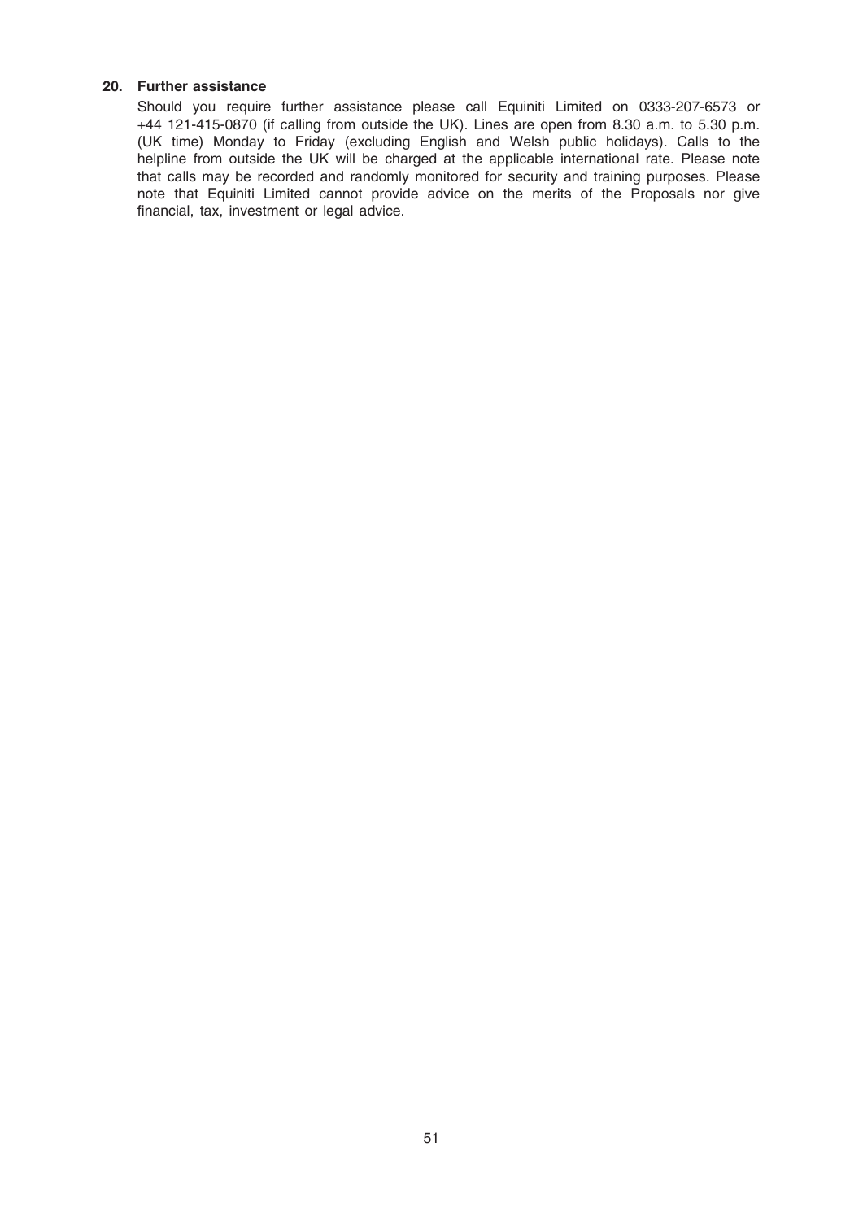**20. Further assistance**

Should you require further assistance please call Equiniti Limited on 0333-207-6573 or +44 121-415-0870 (if calling from outside the UK). Lines are open from 8.30 a.m. to 5.30 p.m. (UK time) Monday to Friday (excluding English and Welsh public holidays). Calls to the helpline from outside the UK will be charged at the applicable international rate. Please note that calls may be recorded and randomly monitored for security and training purposes. Please note that Equiniti Limited cannot provide advice on the merits of the Proposals nor give financial, tax, investment or legal advice.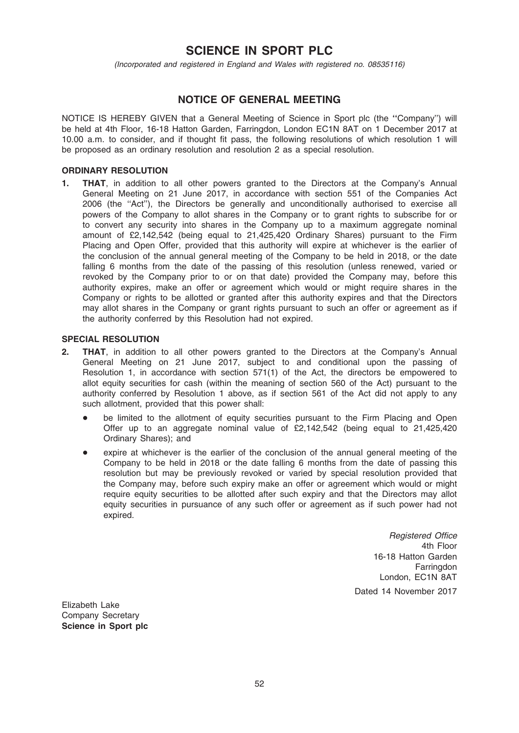# SCIENCE IN SPORT PLC

*(Incorporated and registered in England and Wales with registered no. 08535116)*

## NOTICE OF GENERAL MEETING

NOTICE IS HEREBY GIVEN that a General Meeting of Science in Sport plc (the **''**Company'') will be held at 4th Floor, 16-18 Hatton Garden, Farringdon, London EC1N 8AT on 1 December 2017 at 10.00 a.m. to consider, and if thought fit pass, the following resolutions of which resolution 1 will be proposed as an ordinary resolution and resolution 2 as a special resolution.

### ORDINARY RESOLUTION

**1. THAT**, in addition to all other powers granted to the Directors at the Company's Annual General Meeting on 21 June 2017, in accordance with section 551 of the Companies Act 2006 (the ''Act''), the Directors be generally and unconditionally authorised to exercise all powers of the Company to allot shares in the Company or to grant rights to subscribe for or to convert any security into shares in the Company up to a maximum aggregate nominal amount of £2,142,542 (being equal to 21,425,420 Ordinary Shares) pursuant to the Firm Placing and Open Offer, provided that this authority will expire at whichever is the earlier of the conclusion of the annual general meeting of the Company to be held in 2018, or the date falling 6 months from the date of the passing of this resolution (unless renewed, varied or revoked by the Company prior to or on that date) provided the Company may, before this authority expires, make an offer or agreement which would or might require shares in the Company or rights to be allotted or granted after this authority expires and that the Directors may allot shares in the Company or grant rights pursuant to such an offer or agreement as if the authority conferred by this Resolution had not expired.

### SPECIAL RESOLUTION

**2. THAT**, in addition to all other powers granted to the Directors at the Company's Annual General Meeting on 21 June 2017, subject to and conditional upon the passing of Resolution 1, in accordance with section 571(1) of the Act, the directors be empowered to allot equity securities for cash (within the meaning of section 560 of the Act) pursuant to the authority conferred by Resolution 1 above, as if section 561 of the Act did not apply to any such allotment, provided that this power shall:

- be limited to the allotment of equity securities pursuant to the Firm Placing and Open Offer up to an aggregate nominal value of £2,142,542 (being equal to 21,425,420 Ordinary Shares); and
- expire at whichever is the earlier of the conclusion of the annual general meeting of the Company to be held in 2018 or the date falling 6 months from the date of passing this resolution but may be previously revoked or varied by special resolution provided that the Company may, before such expiry make an offer or agreement which would or might require equity securities to be allotted after such expiry and that the Directors may allot equity securities in pursuance of any such offer or agreement as if such power had not expired.

*Registered Office*
4th Floor
16-18 Hatton Garden
Farringdon
London, EC1N 8AT

Dated 14 November 2017

Elizabeth Lake
Company Secretary
**Science in Sport plc**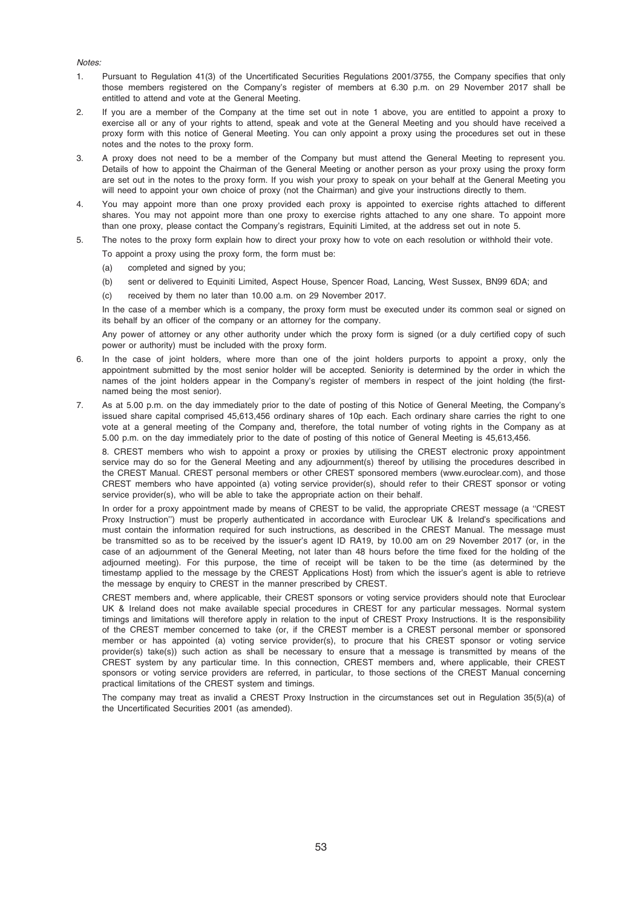*Notes:*

1. Pursuant to Regulation 41(3) of the Uncertificated Securities Regulations 2001/3755, the Company specifies that only those members registered on the Company's register of members at 6.30 p.m. on 29 November 2017 shall be entitled to attend and vote at the General Meeting.
2. If you are a member of the Company at the time set out in note 1 above, you are entitled to appoint a proxy to exercise all or any of your rights to attend, speak and vote at the General Meeting and you should have received a proxy form with this notice of General Meeting. You can only appoint a proxy using the procedures set out in these notes and the notes to the proxy form.
3. A proxy does not need to be a member of the Company but must attend the General Meeting to represent you. Details of how to appoint the Chairman of the General Meeting or another person as your proxy using the proxy form are set out in the notes to the proxy form. If you wish your proxy to speak on your behalf at the General Meeting you will need to appoint your own choice of proxy (not the Chairman) and give your instructions directly to them.
4. You may appoint more than one proxy provided each proxy is appointed to exercise rights attached to different shares. You may not appoint more than one proxy to exercise rights attached to any one share. To appoint more than one proxy, please contact the Company's registrars, Equiniti Limited, at the address set out in note 5.
5. The notes to the proxy form explain how to direct your proxy how to vote on each resolution or withhold their vote.

   To appoint a proxy using the proxy form, the form must be:

   (a) completed and signed by you;

   (b) sent or delivered to Equiniti Limited, Aspect House, Spencer Road, Lancing, West Sussex, BN99 6DA; and

   (c) received by them no later than 10.00 a.m. on 29 November 2017.

   In the case of a member which is a company, the proxy form must be executed under its common seal or signed on its behalf by an officer of the company or an attorney for the company.

   Any power of attorney or any other authority under which the proxy form is signed (or a duly certified copy of such power or authority) must be included with the proxy form.
6. In the case of joint holders, where more than one of the joint holders purports to appoint a proxy, only the appointment submitted by the most senior holder will be accepted. Seniority is determined by the order in which the names of the joint holders appear in the Company's register of members in respect of the joint holding (the first-named being the most senior).
7. As at 5.00 p.m. on the day immediately prior to the date of posting of this Notice of General Meeting, the Company's issued share capital comprised 45,613,456 ordinary shares of 10p each. Each ordinary share carries the right to one vote at a general meeting of the Company and, therefore, the total number of voting rights in the Company as at 5.00 p.m. on the day immediately prior to the date of posting of this notice of General Meeting is 45,613,456.

   8. CREST members who wish to appoint a proxy or proxies by utilising the CREST electronic proxy appointment service may do so for the General Meeting and any adjournment(s) thereof by utilising the procedures described in the CREST Manual. CREST personal members or other CREST sponsored members (www.euroclear.com), and those CREST members who have appointed (a) voting service provider(s), should refer to their CREST sponsor or voting service provider(s), who will be able to take the appropriate action on their behalf.

   In order for a proxy appointment made by means of CREST to be valid, the appropriate CREST message (a ''CREST Proxy Instruction'') must be properly authenticated in accordance with Euroclear UK & Ireland's specifications and must contain the information required for such instructions, as described in the CREST Manual. The message must be transmitted so as to be received by the issuer's agent ID RA19, by 10.00 am on 29 November 2017 (or, in the case of an adjournment of the General Meeting, not later than 48 hours before the time fixed for the holding of the adjourned meeting). For this purpose, the time of receipt will be taken to be the time (as determined by the timestamp applied to the message by the CREST Applications Host) from which the issuer's agent is able to retrieve the message by enquiry to CREST in the manner prescribed by CREST.

   CREST members and, where applicable, their CREST sponsors or voting service providers should note that Euroclear UK & Ireland does not make available special procedures in CREST for any particular messages. Normal system timings and limitations will therefore apply in relation to the input of CREST Proxy Instructions. It is the responsibility of the CREST member concerned to take (or, if the CREST member is a CREST personal member or sponsored member or has appointed (a) voting service provider(s), to procure that his CREST sponsor or voting service provider(s) take(s)) such action as shall be necessary to ensure that a message is transmitted by means of the CREST system by any particular time. In this connection, CREST members and, where applicable, their CREST sponsors or voting service providers are referred, in particular, to those sections of the CREST Manual concerning practical limitations of the CREST system and timings.

   The company may treat as invalid a CREST Proxy Instruction in the circumstances set out in Regulation 35(5)(a) of the Uncertificated Securities 2001 (as amended).